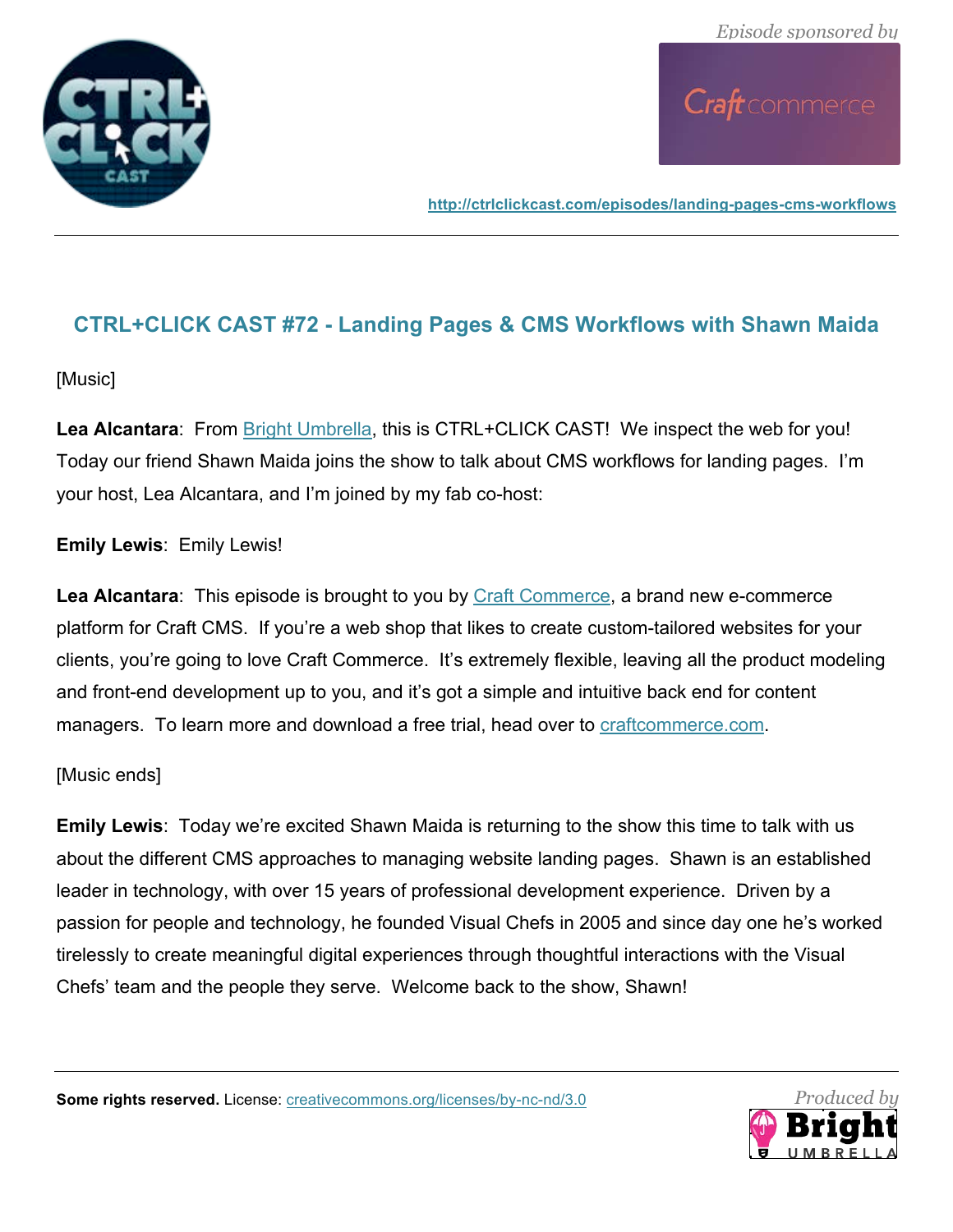Episode sponsored by

http://ctrlclickcast.com/episodes/landing-pages-cms-workflows

## CTRL+CLICK CAST #72 - Landing Pages & CMS Workflows with Shawn Maida

[Music]

**Lea Alcantara**: From Bright Umbrella, this is CTRL+CLICK CAST! We inspect the web for you! Today our friend Shawn Maida joins the show to talk about CMS workflows for landing pages. I'm your host, Lea Alcantara, and I'm joined by my fab co-host:

**Emily Lewis**: Emily Lewis!

**Lea Alcantara**: This episode is brought to you by Craft Commerce, a brand new e-commerce platform for Craft CMS. If you're a web shop that likes to create custom-tailored websites for your clients, you're going to love Craft Commerce. It's extremely flexible, leaving all the product modeling and front-end development up to you, and it's got a simple and intuitive back end for content managers. To learn more and download a free trial, head over to craftcommerce.com.

[Music ends]

**Emily Lewis**: Today we're excited Shawn Maida is returning to the show this time to talk with us about the different CMS approaches to managing website landing pages. Shawn is an established leader in technology, with over 15 years of professional development experience. Driven by a passion for people and technology, he founded Visual Chefs in 2005 and since day one he's worked tirelessly to create meaningful digital experiences through thoughtful interactions with the Visual Chefs' team and the people they serve. Welcome back to the show, Shawn!

**Some rights reserved.** License: creativecommons.org/licenses/by-nc-nd/3.0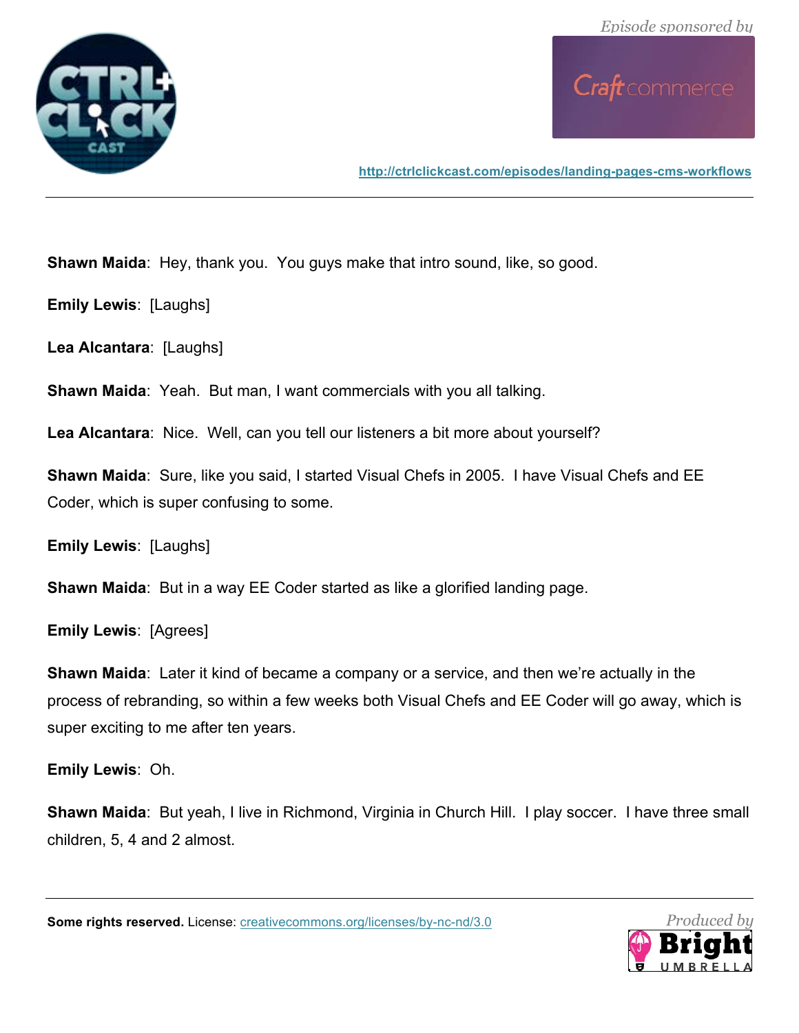**Shawn Maida**: Hey, thank you. You guys make that intro sound, like, so good.

**Emily Lewis**: [Laughs]

**Lea Alcantara**: [Laughs]

**Shawn Maida**: Yeah. But man, I want commercials with you all talking.

**Lea Alcantara**: Nice. Well, can you tell our listeners a bit more about yourself?

**Shawn Maida**: Sure, like you said, I started Visual Chefs in 2005. I have Visual Chefs and EE Coder, which is super confusing to some.

**Emily Lewis**: [Laughs]

**Shawn Maida**: But in a way EE Coder started as like a glorified landing page.

**Emily Lewis**: [Agrees]

**Shawn Maida**: Later it kind of became a company or a service, and then we're actually in the process of rebranding, so within a few weeks both Visual Chefs and EE Coder will go away, which is super exciting to me after ten years.

**Emily Lewis**: Oh.

**Shawn Maida**: But yeah, I live in Richmond, Virginia in Church Hill. I play soccer. I have three small children, 5, 4 and 2 almost.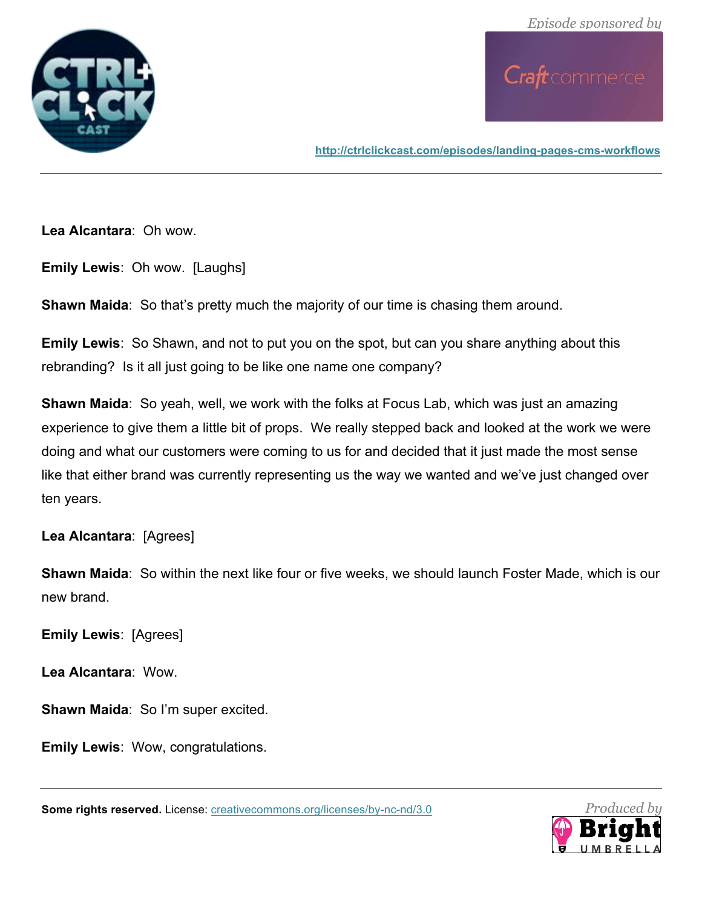**Lea Alcantara**: Oh wow.

**Emily Lewis**: Oh wow. [Laughs]

**Shawn Maida**: So that's pretty much the majority of our time is chasing them around.

**Emily Lewis**: So Shawn, and not to put you on the spot, but can you share anything about this rebranding? Is it all just going to be like one name one company?

**Shawn Maida**: So yeah, well, we work with the folks at Focus Lab, which was just an amazing experience to give them a little bit of props. We really stepped back and looked at the work we were doing and what our customers were coming to us for and decided that it just made the most sense like that either brand was currently representing us the way we wanted and we've just changed over ten years.

**Lea Alcantara**: [Agrees]

**Shawn Maida**: So within the next like four or five weeks, we should launch Foster Made, which is our new brand.

**Emily Lewis**: [Agrees]

**Lea Alcantara**: Wow.

**Shawn Maida**: So I'm super excited.

**Emily Lewis**: Wow, congratulations.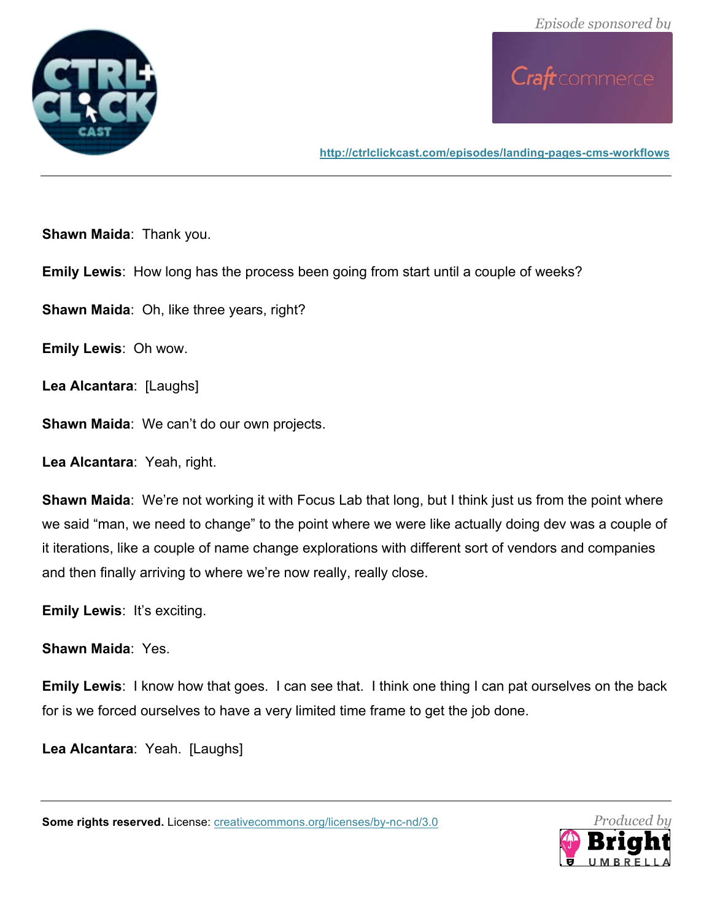**Shawn Maida**: Thank you.

**Emily Lewis**: How long has the process been going from start until a couple of weeks?

**Shawn Maida**: Oh, like three years, right?

**Emily Lewis**: Oh wow.

**Lea Alcantara**: [Laughs]

**Shawn Maida**: We can't do our own projects.

**Lea Alcantara**: Yeah, right.

**Shawn Maida**: We're not working it with Focus Lab that long, but I think just us from the point where we said "man, we need to change" to the point where we were like actually doing dev was a couple of it iterations, like a couple of name change explorations with different sort of vendors and companies and then finally arriving to where we're now really, really close.

**Emily Lewis**: It's exciting.

**Shawn Maida**: Yes.

**Emily Lewis**: I know how that goes. I can see that. I think one thing I can pat ourselves on the back for is we forced ourselves to have a very limited time frame to get the job done.

**Lea Alcantara**: Yeah. [Laughs]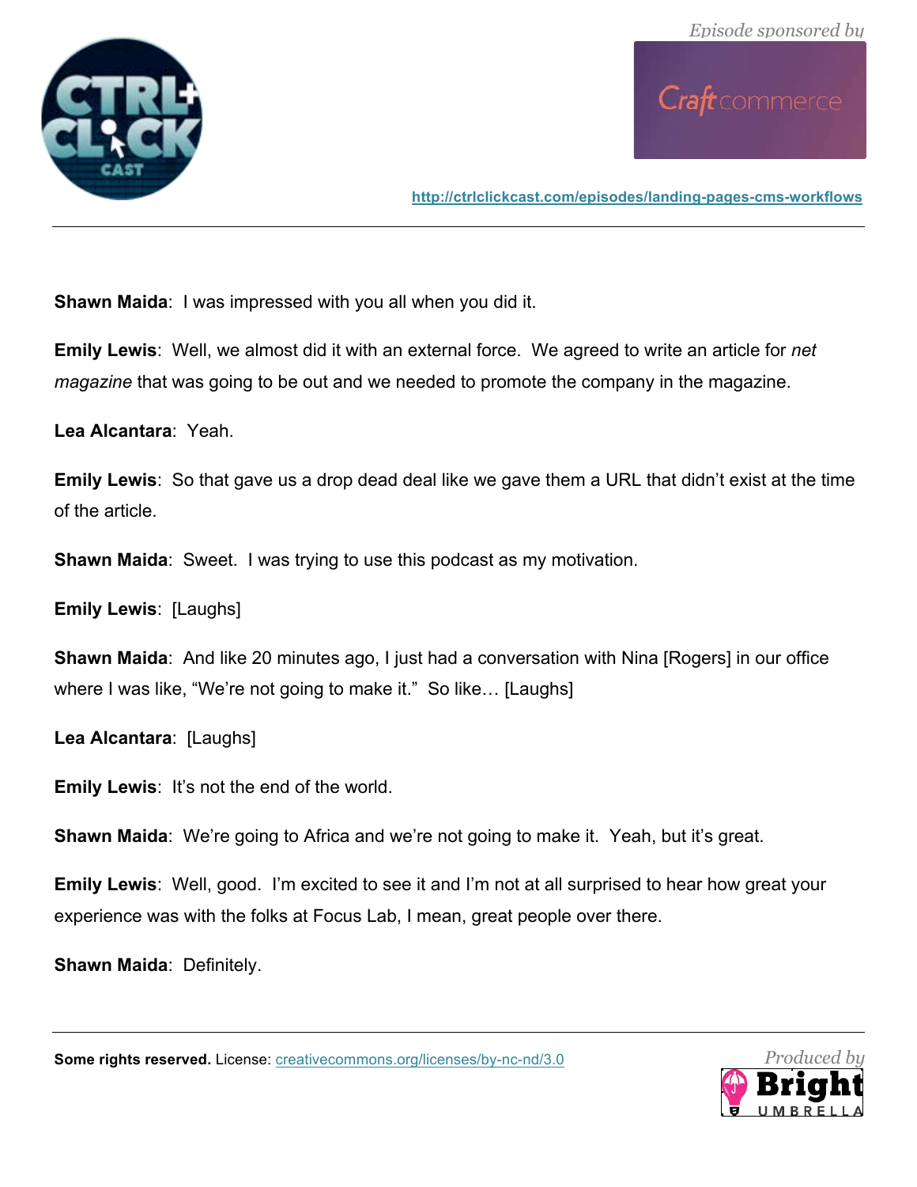**Shawn Maida**: I was impressed with you all when you did it.

**Emily Lewis**: Well, we almost did it with an external force. We agreed to write an article for *net magazine* that was going to be out and we needed to promote the company in the magazine.

**Lea Alcantara**: Yeah.

**Emily Lewis**: So that gave us a drop dead deal like we gave them a URL that didn't exist at the time of the article.

**Shawn Maida**: Sweet. I was trying to use this podcast as my motivation.

**Emily Lewis**: [Laughs]

**Shawn Maida**: And like 20 minutes ago, I just had a conversation with Nina [Rogers] in our office where I was like, "We're not going to make it." So like… [Laughs]

**Lea Alcantara**: [Laughs]

**Emily Lewis**: It's not the end of the world.

**Shawn Maida**: We're going to Africa and we're not going to make it. Yeah, but it's great.

**Emily Lewis**: Well, good. I'm excited to see it and I'm not at all surprised to hear how great your experience was with the folks at Focus Lab, I mean, great people over there.

**Shawn Maida**: Definitely.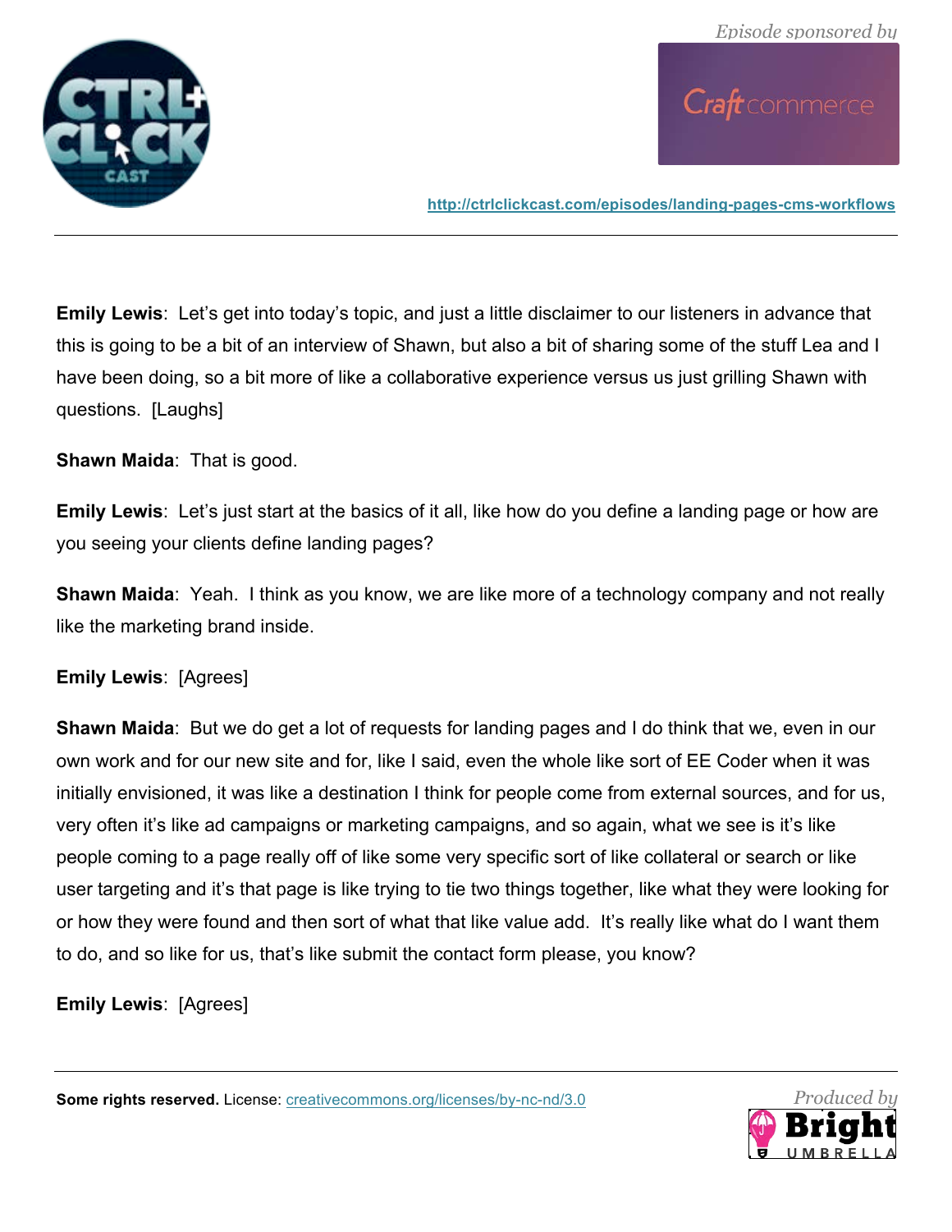**Emily Lewis**: Let's get into today's topic, and just a little disclaimer to our listeners in advance that this is going to be a bit of an interview of Shawn, but also a bit of sharing some of the stuff Lea and I have been doing, so a bit more of like a collaborative experience versus us just grilling Shawn with questions. [Laughs]

**Shawn Maida**: That is good.

**Emily Lewis**: Let's just start at the basics of it all, like how do you define a landing page or how are you seeing your clients define landing pages?

**Shawn Maida**: Yeah. I think as you know, we are like more of a technology company and not really like the marketing brand inside.

**Emily Lewis**: [Agrees]

**Shawn Maida**: But we do get a lot of requests for landing pages and I do think that we, even in our own work and for our new site and for, like I said, even the whole like sort of EE Coder when it was initially envisioned, it was like a destination I think for people come from external sources, and for us, very often it's like ad campaigns or marketing campaigns, and so again, what we see is it's like people coming to a page really off of like some very specific sort of like collateral or search or like user targeting and it's that page is like trying to tie two things together, like what they were looking for or how they were found and then sort of what that like value add. It's really like what do I want them to do, and so like for us, that's like submit the contact form please, you know?

**Emily Lewis**: [Agrees]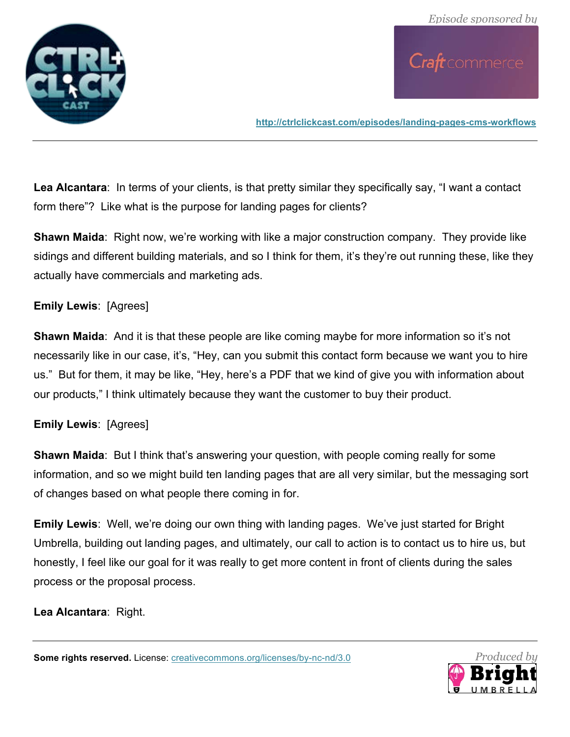**Lea Alcantara**: In terms of your clients, is that pretty similar they specifically say, "I want a contact form there"? Like what is the purpose for landing pages for clients?

**Shawn Maida**: Right now, we're working with like a major construction company. They provide like sidings and different building materials, and so I think for them, it's they're out running these, like they actually have commercials and marketing ads.

**Emily Lewis**: [Agrees]

**Shawn Maida**: And it is that these people are like coming maybe for more information so it's not necessarily like in our case, it's, "Hey, can you submit this contact form because we want you to hire us." But for them, it may be like, "Hey, here's a PDF that we kind of give you with information about our products," I think ultimately because they want the customer to buy their product.

**Emily Lewis**: [Agrees]

**Shawn Maida**: But I think that's answering your question, with people coming really for some information, and so we might build ten landing pages that are all very similar, but the messaging sort of changes based on what people there coming in for.

**Emily Lewis**: Well, we're doing our own thing with landing pages. We've just started for Bright Umbrella, building out landing pages, and ultimately, our call to action is to contact us to hire us, but honestly, I feel like our goal for it was really to get more content in front of clients during the sales process or the proposal process.

**Lea Alcantara**: Right.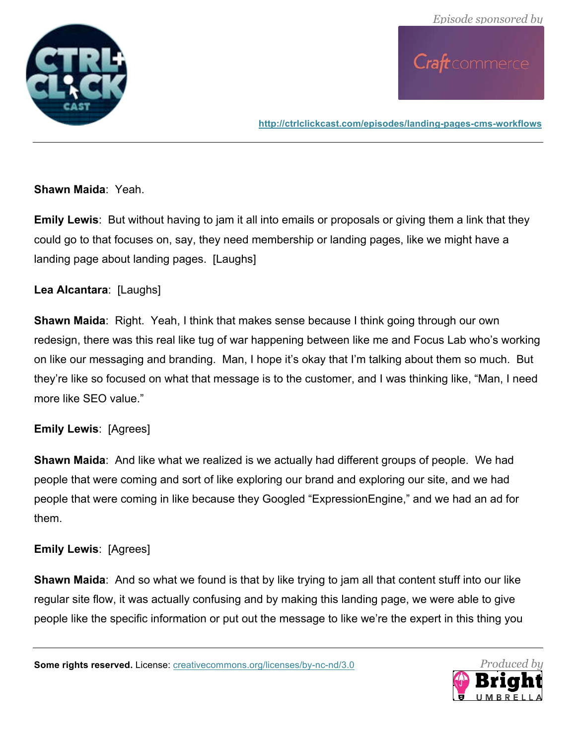**Shawn Maida**: Yeah.

**Emily Lewis**: But without having to jam it all into emails or proposals or giving them a link that they could go to that focuses on, say, they need membership or landing pages, like we might have a landing page about landing pages. [Laughs]

**Lea Alcantara**: [Laughs]

**Shawn Maida**: Right. Yeah, I think that makes sense because I think going through our own redesign, there was this real like tug of war happening between like me and Focus Lab who's working on like our messaging and branding. Man, I hope it's okay that I'm talking about them so much. But they're like so focused on what that message is to the customer, and I was thinking like, "Man, I need more like SEO value."

**Emily Lewis**: [Agrees]

**Shawn Maida**: And like what we realized is we actually had different groups of people. We had people that were coming and sort of like exploring our brand and exploring our site, and we had people that were coming in like because they Googled "ExpressionEngine," and we had an ad for them.

**Emily Lewis**: [Agrees]

**Shawn Maida**: And so what we found is that by like trying to jam all that content stuff into our like regular site flow, it was actually confusing and by making this landing page, we were able to give people like the specific information or put out the message to like we're the expert in this thing you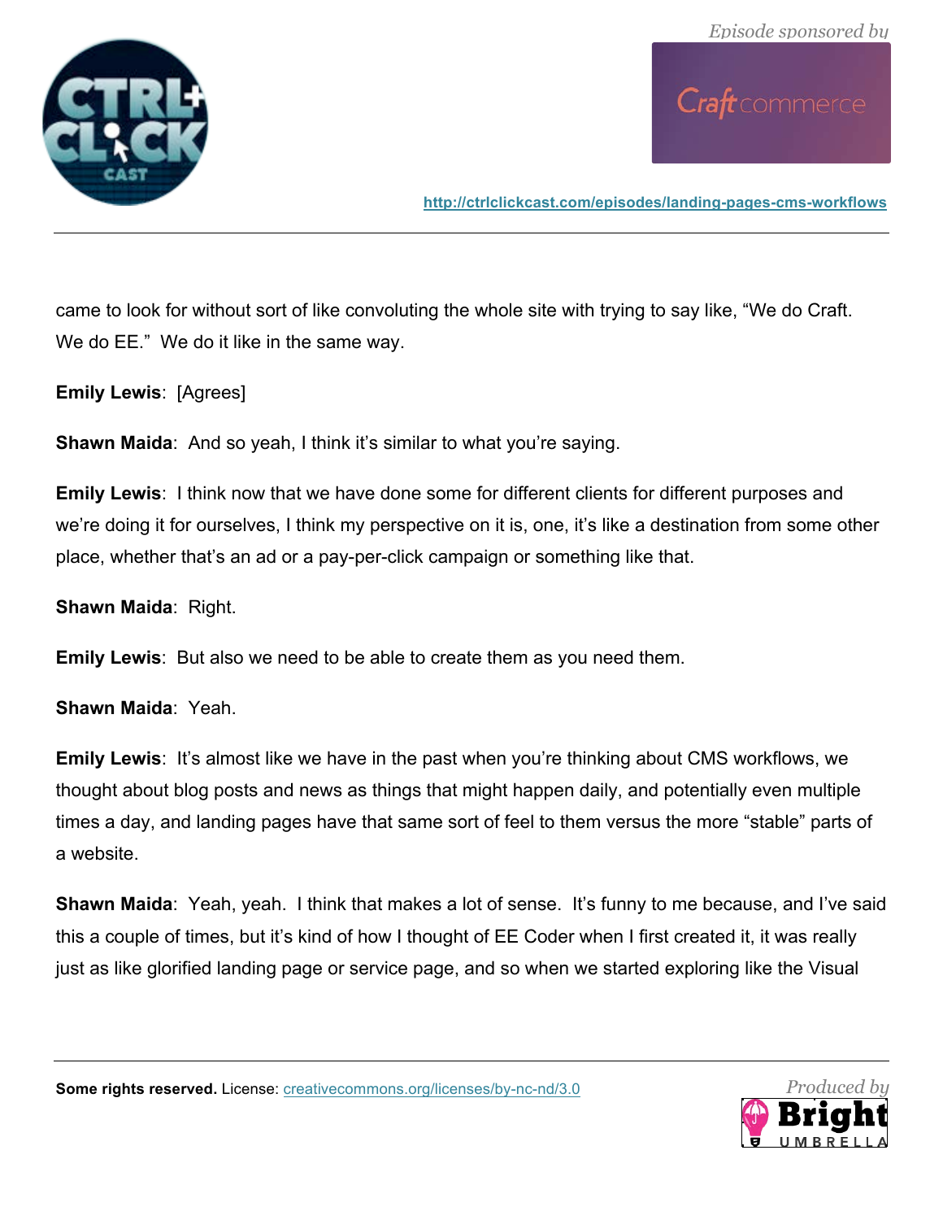came to look for without sort of like convoluting the whole site with trying to say like, "We do Craft. We do EE." We do it like in the same way.

**Emily Lewis**: [Agrees]

**Shawn Maida**: And so yeah, I think it's similar to what you're saying.

**Emily Lewis**: I think now that we have done some for different clients for different purposes and we're doing it for ourselves, I think my perspective on it is, one, it's like a destination from some other place, whether that's an ad or a pay-per-click campaign or something like that.

**Shawn Maida**: Right.

**Emily Lewis**: But also we need to be able to create them as you need them.

**Shawn Maida**: Yeah.

**Emily Lewis**: It's almost like we have in the past when you're thinking about CMS workflows, we thought about blog posts and news as things that might happen daily, and potentially even multiple times a day, and landing pages have that same sort of feel to them versus the more "stable" parts of a website.

**Shawn Maida**: Yeah, yeah. I think that makes a lot of sense. It's funny to me because, and I've said this a couple of times, but it's kind of how I thought of EE Coder when I first created it, it was really just as like glorified landing page or service page, and so when we started exploring like the Visual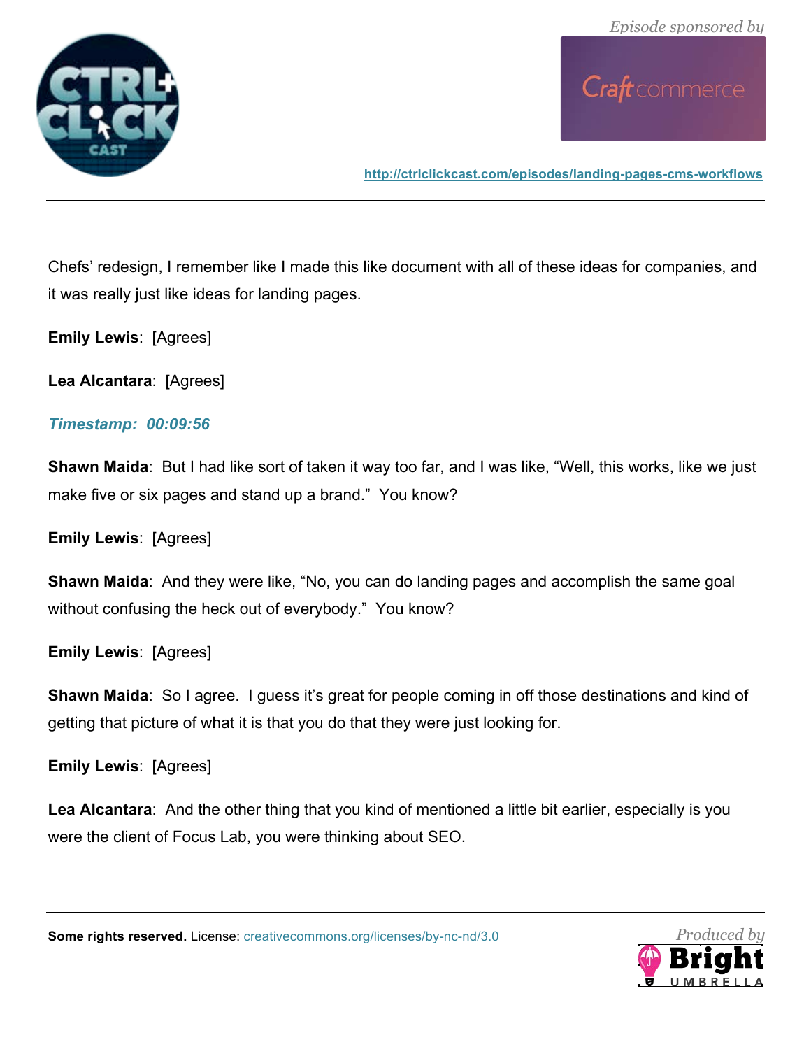Chefs' redesign, I remember like I made this like document with all of these ideas for companies, and it was really just like ideas for landing pages.

**Emily Lewis**: [Agrees]

**Lea Alcantara**: [Agrees]

***Timestamp: 00:09:56***

**Shawn Maida**: But I had like sort of taken it way too far, and I was like, "Well, this works, like we just make five or six pages and stand up a brand." You know?

**Emily Lewis**: [Agrees]

**Shawn Maida**: And they were like, "No, you can do landing pages and accomplish the same goal without confusing the heck out of everybody." You know?

**Emily Lewis**: [Agrees]

**Shawn Maida**: So I agree. I guess it's great for people coming in off those destinations and kind of getting that picture of what it is that you do that they were just looking for.

**Emily Lewis**: [Agrees]

**Lea Alcantara**: And the other thing that you kind of mentioned a little bit earlier, especially is you were the client of Focus Lab, you were thinking about SEO.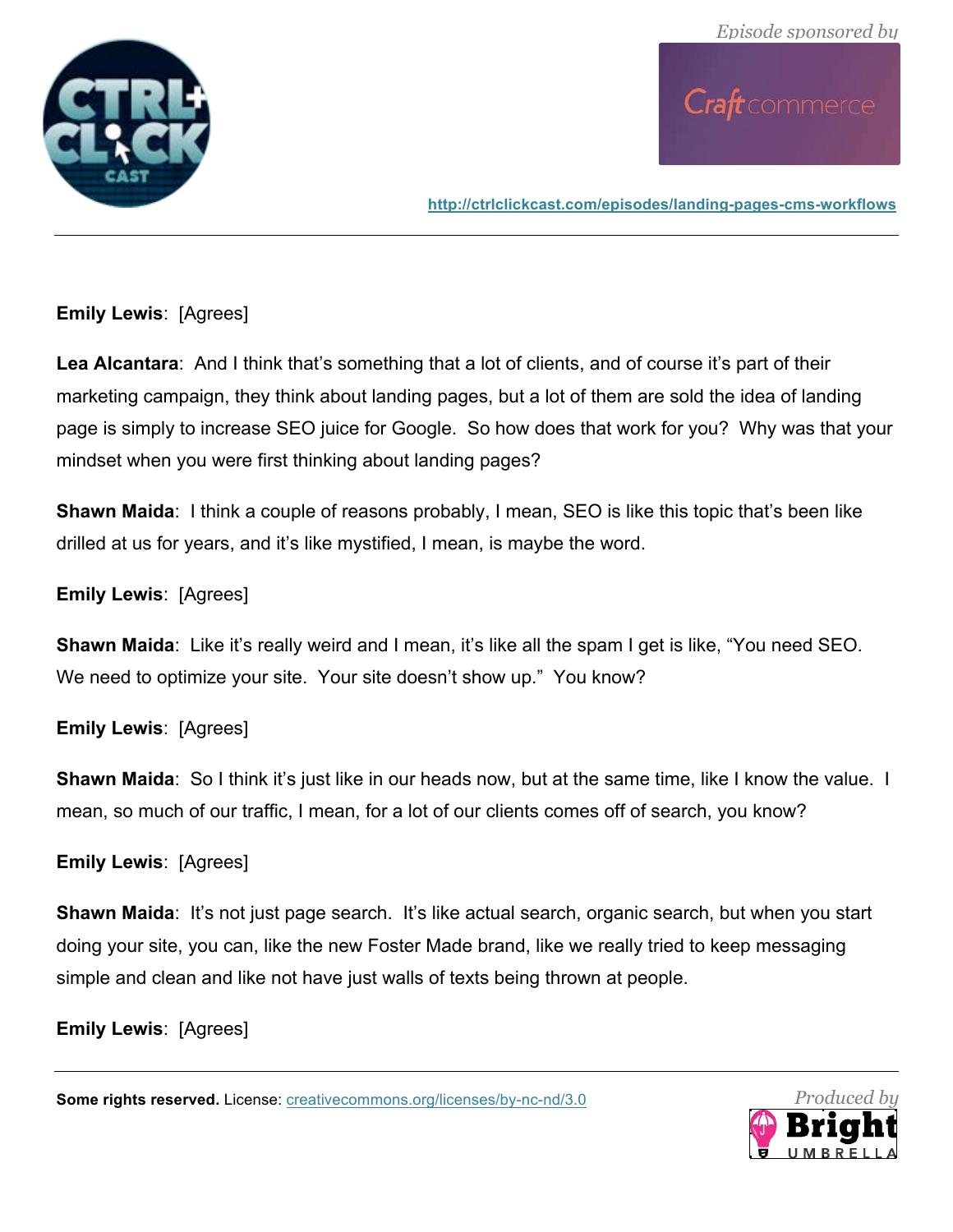**Emily Lewis**: [Agrees]

**Lea Alcantara**: And I think that's something that a lot of clients, and of course it's part of their marketing campaign, they think about landing pages, but a lot of them are sold the idea of landing page is simply to increase SEO juice for Google. So how does that work for you? Why was that your mindset when you were first thinking about landing pages?

**Shawn Maida**: I think a couple of reasons probably, I mean, SEO is like this topic that's been like drilled at us for years, and it's like mystified, I mean, is maybe the word.

**Emily Lewis**: [Agrees]

**Shawn Maida**: Like it's really weird and I mean, it's like all the spam I get is like, "You need SEO. We need to optimize your site. Your site doesn't show up." You know?

**Emily Lewis**: [Agrees]

**Shawn Maida**: So I think it's just like in our heads now, but at the same time, like I know the value. I mean, so much of our traffic, I mean, for a lot of our clients comes off of search, you know?

**Emily Lewis**: [Agrees]

**Shawn Maida**: It's not just page search. It's like actual search, organic search, but when you start doing your site, you can, like the new Foster Made brand, like we really tried to keep messaging simple and clean and like not have just walls of texts being thrown at people.

**Emily Lewis**: [Agrees]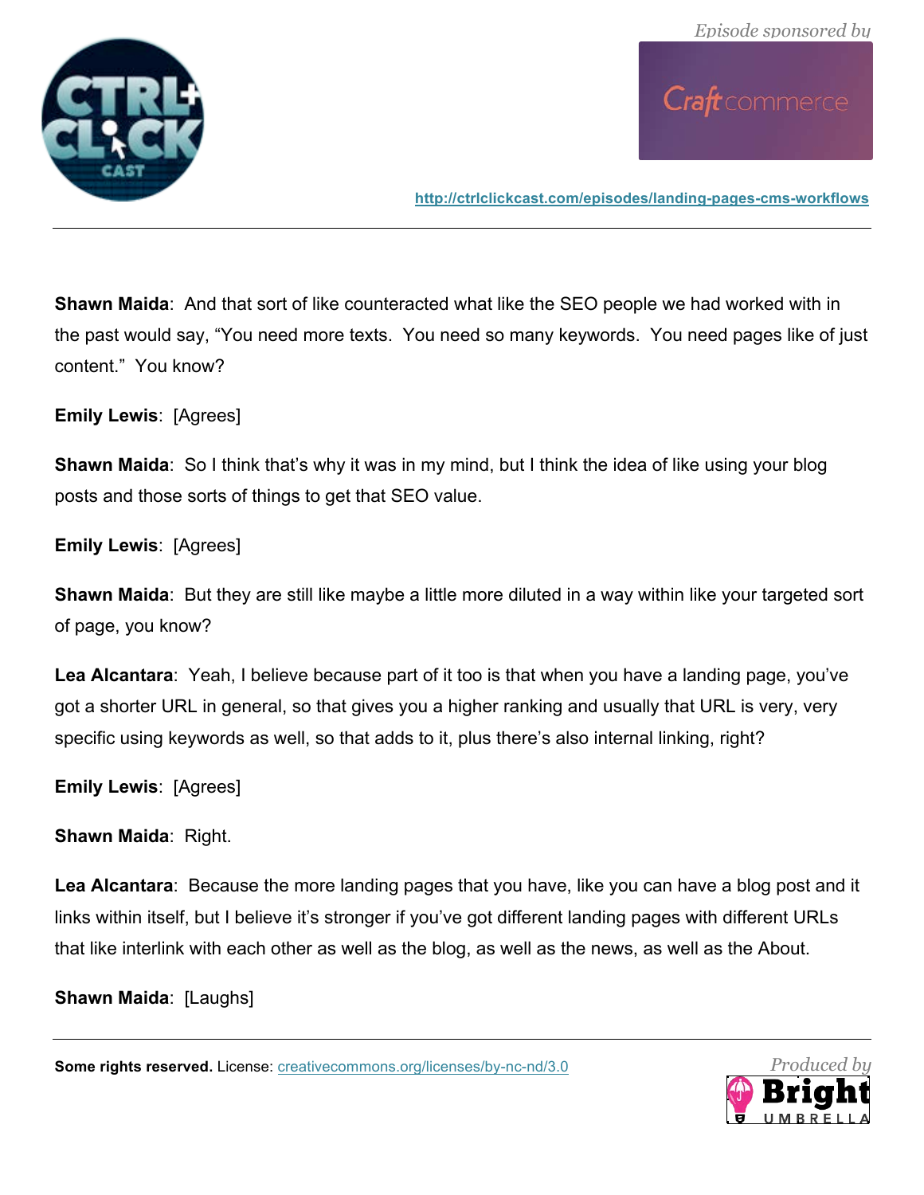**Shawn Maida**: And that sort of like counteracted what like the SEO people we had worked with in the past would say, "You need more texts. You need so many keywords. You need pages like of just content." You know?

**Emily Lewis**: [Agrees]

**Shawn Maida**: So I think that's why it was in my mind, but I think the idea of like using your blog posts and those sorts of things to get that SEO value.

**Emily Lewis**: [Agrees]

**Shawn Maida**: But they are still like maybe a little more diluted in a way within like your targeted sort of page, you know?

**Lea Alcantara**: Yeah, I believe because part of it too is that when you have a landing page, you've got a shorter URL in general, so that gives you a higher ranking and usually that URL is very, very specific using keywords as well, so that adds to it, plus there's also internal linking, right?

**Emily Lewis**: [Agrees]

**Shawn Maida**: Right.

**Lea Alcantara**: Because the more landing pages that you have, like you can have a blog post and it links within itself, but I believe it's stronger if you've got different landing pages with different URLs that like interlink with each other as well as the blog, as well as the news, as well as the About.

**Shawn Maida**: [Laughs]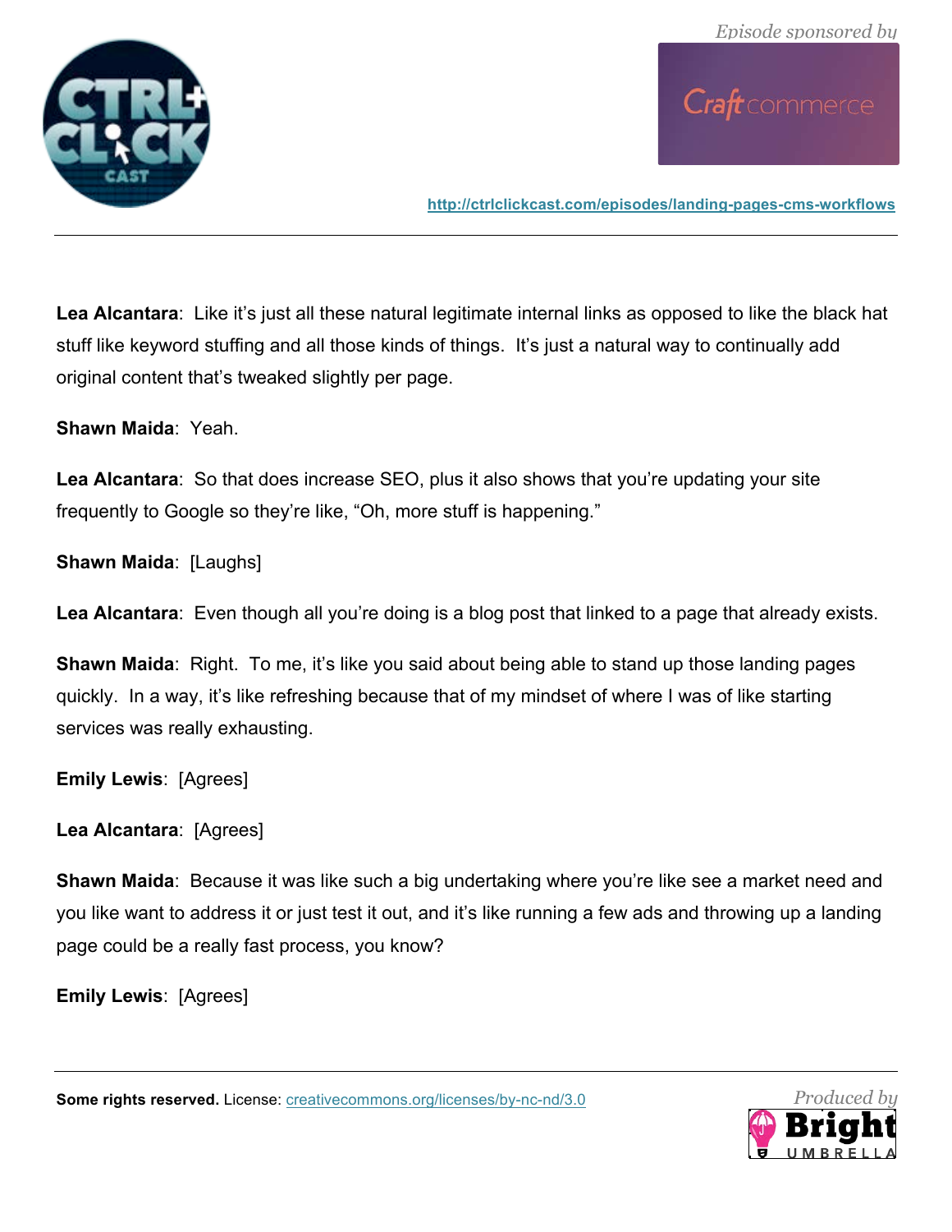**Lea Alcantara**: Like it's just all these natural legitimate internal links as opposed to like the black hat stuff like keyword stuffing and all those kinds of things. It's just a natural way to continually add original content that's tweaked slightly per page.

**Shawn Maida**: Yeah.

**Lea Alcantara**: So that does increase SEO, plus it also shows that you're updating your site frequently to Google so they're like, "Oh, more stuff is happening."

**Shawn Maida**: [Laughs]

**Lea Alcantara**: Even though all you're doing is a blog post that linked to a page that already exists.

**Shawn Maida**: Right. To me, it's like you said about being able to stand up those landing pages quickly. In a way, it's like refreshing because that of my mindset of where I was of like starting services was really exhausting.

**Emily Lewis**: [Agrees]

**Lea Alcantara**: [Agrees]

**Shawn Maida**: Because it was like such a big undertaking where you're like see a market need and you like want to address it or just test it out, and it's like running a few ads and throwing up a landing page could be a really fast process, you know?

**Emily Lewis**: [Agrees]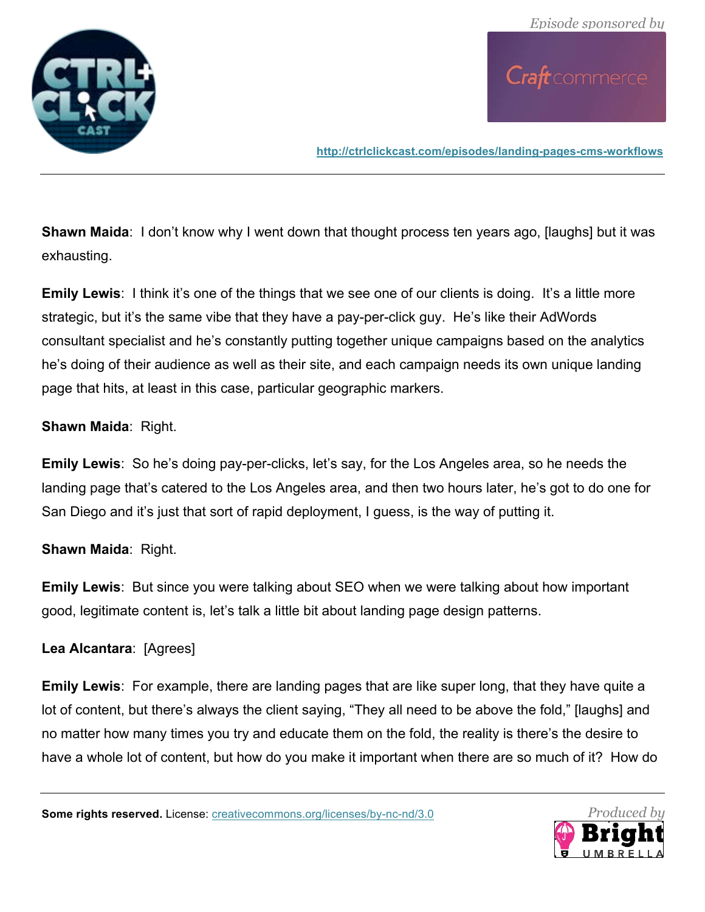**Shawn Maida**: I don't know why I went down that thought process ten years ago, [laughs] but it was exhausting.

**Emily Lewis**: I think it's one of the things that we see one of our clients is doing. It's a little more strategic, but it's the same vibe that they have a pay-per-click guy. He's like their AdWords consultant specialist and he's constantly putting together unique campaigns based on the analytics he's doing of their audience as well as their site, and each campaign needs its own unique landing page that hits, at least in this case, particular geographic markers.

**Shawn Maida**: Right.

**Emily Lewis**: So he's doing pay-per-clicks, let's say, for the Los Angeles area, so he needs the landing page that's catered to the Los Angeles area, and then two hours later, he's got to do one for San Diego and it's just that sort of rapid deployment, I guess, is the way of putting it.

**Shawn Maida**: Right.

**Emily Lewis**: But since you were talking about SEO when we were talking about how important good, legitimate content is, let's talk a little bit about landing page design patterns.

**Lea Alcantara**: [Agrees]

**Emily Lewis**: For example, there are landing pages that are like super long, that they have quite a lot of content, but there's always the client saying, "They all need to be above the fold," [laughs] and no matter how many times you try and educate them on the fold, the reality is there's the desire to have a whole lot of content, but how do you make it important when there are so much of it? How do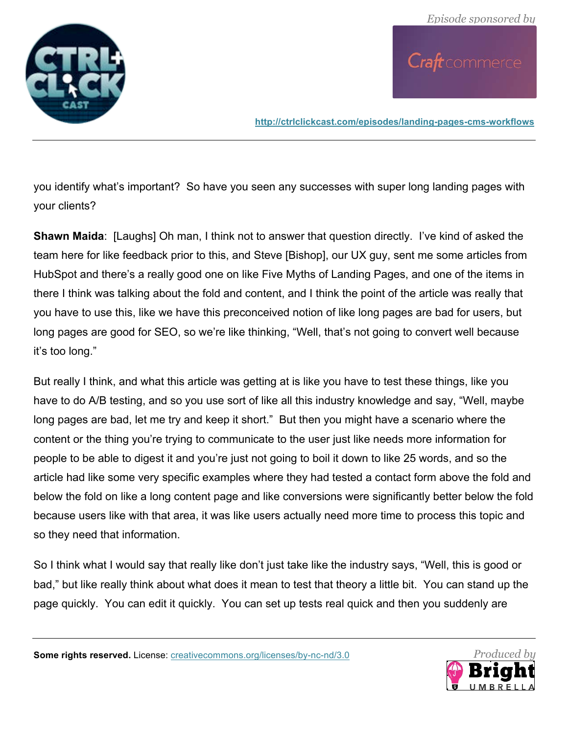you identify what's important? So have you seen any successes with super long landing pages with your clients?

**Shawn Maida**: [Laughs] Oh man, I think not to answer that question directly. I've kind of asked the team here for like feedback prior to this, and Steve [Bishop], our UX guy, sent me some articles from HubSpot and there's a really good one on like Five Myths of Landing Pages, and one of the items in there I think was talking about the fold and content, and I think the point of the article was really that you have to use this, like we have this preconceived notion of like long pages are bad for users, but long pages are good for SEO, so we're like thinking, "Well, that's not going to convert well because it's too long."

But really I think, and what this article was getting at is like you have to test these things, like you have to do A/B testing, and so you use sort of like all this industry knowledge and say, "Well, maybe long pages are bad, let me try and keep it short." But then you might have a scenario where the content or the thing you're trying to communicate to the user just like needs more information for people to be able to digest it and you're just not going to boil it down to like 25 words, and so the article had like some very specific examples where they had tested a contact form above the fold and below the fold on like a long content page and like conversions were significantly better below the fold because users like with that area, it was like users actually need more time to process this topic and so they need that information.

So I think what I would say that really like don't just take like the industry says, "Well, this is good or bad," but like really think about what does it mean to test that theory a little bit. You can stand up the page quickly. You can edit it quickly. You can set up tests real quick and then you suddenly are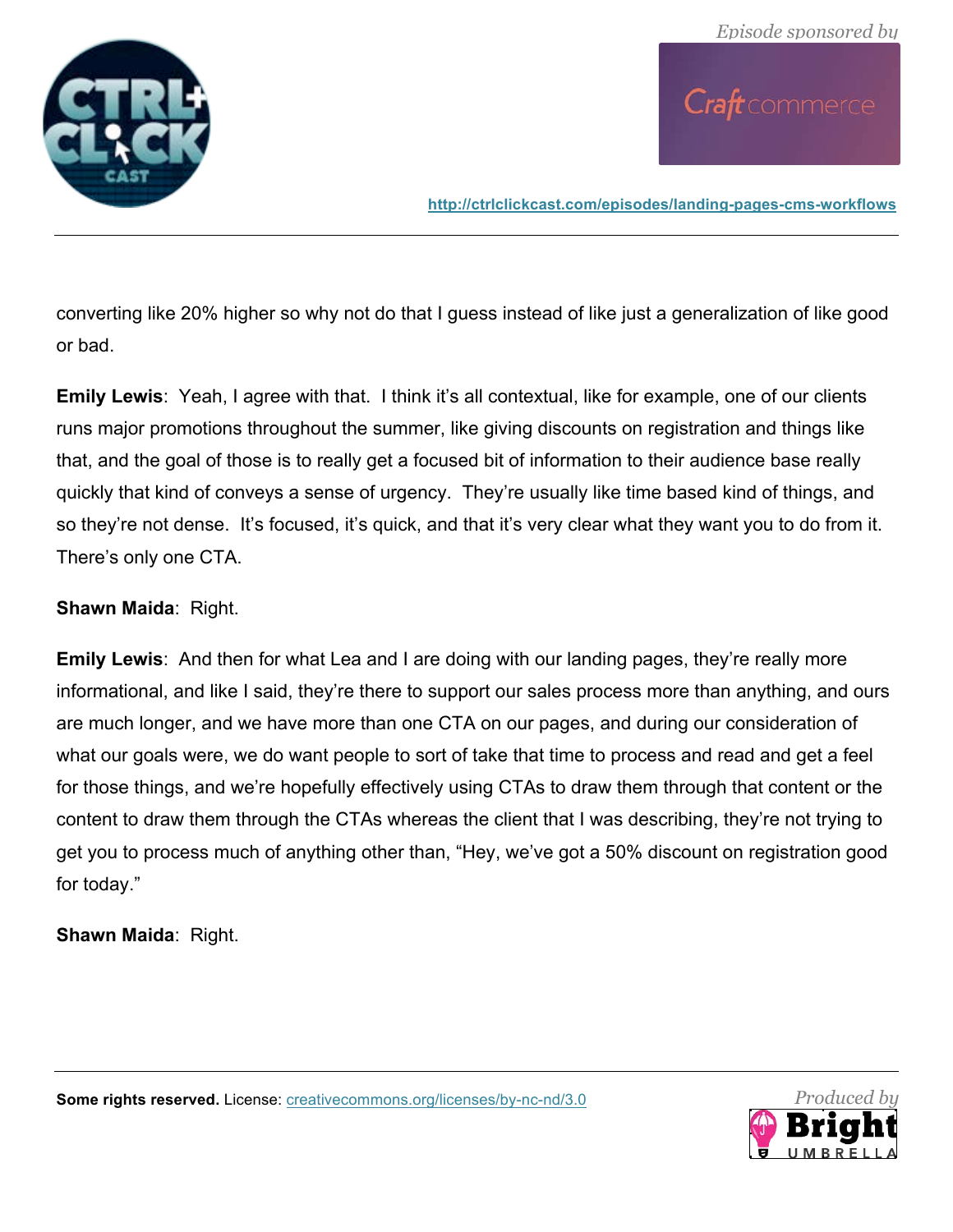converting like 20% higher so why not do that I guess instead of like just a generalization of like good or bad.

**Emily Lewis**: Yeah, I agree with that. I think it's all contextual, like for example, one of our clients runs major promotions throughout the summer, like giving discounts on registration and things like that, and the goal of those is to really get a focused bit of information to their audience base really quickly that kind of conveys a sense of urgency. They're usually like time based kind of things, and so they're not dense. It's focused, it's quick, and that it's very clear what they want you to do from it. There's only one CTA.

**Shawn Maida**: Right.

**Emily Lewis**: And then for what Lea and I are doing with our landing pages, they're really more informational, and like I said, they're there to support our sales process more than anything, and ours are much longer, and we have more than one CTA on our pages, and during our consideration of what our goals were, we do want people to sort of take that time to process and read and get a feel for those things, and we're hopefully effectively using CTAs to draw them through that content or the content to draw them through the CTAs whereas the client that I was describing, they're not trying to get you to process much of anything other than, "Hey, we've got a 50% discount on registration good for today."

**Shawn Maida**: Right.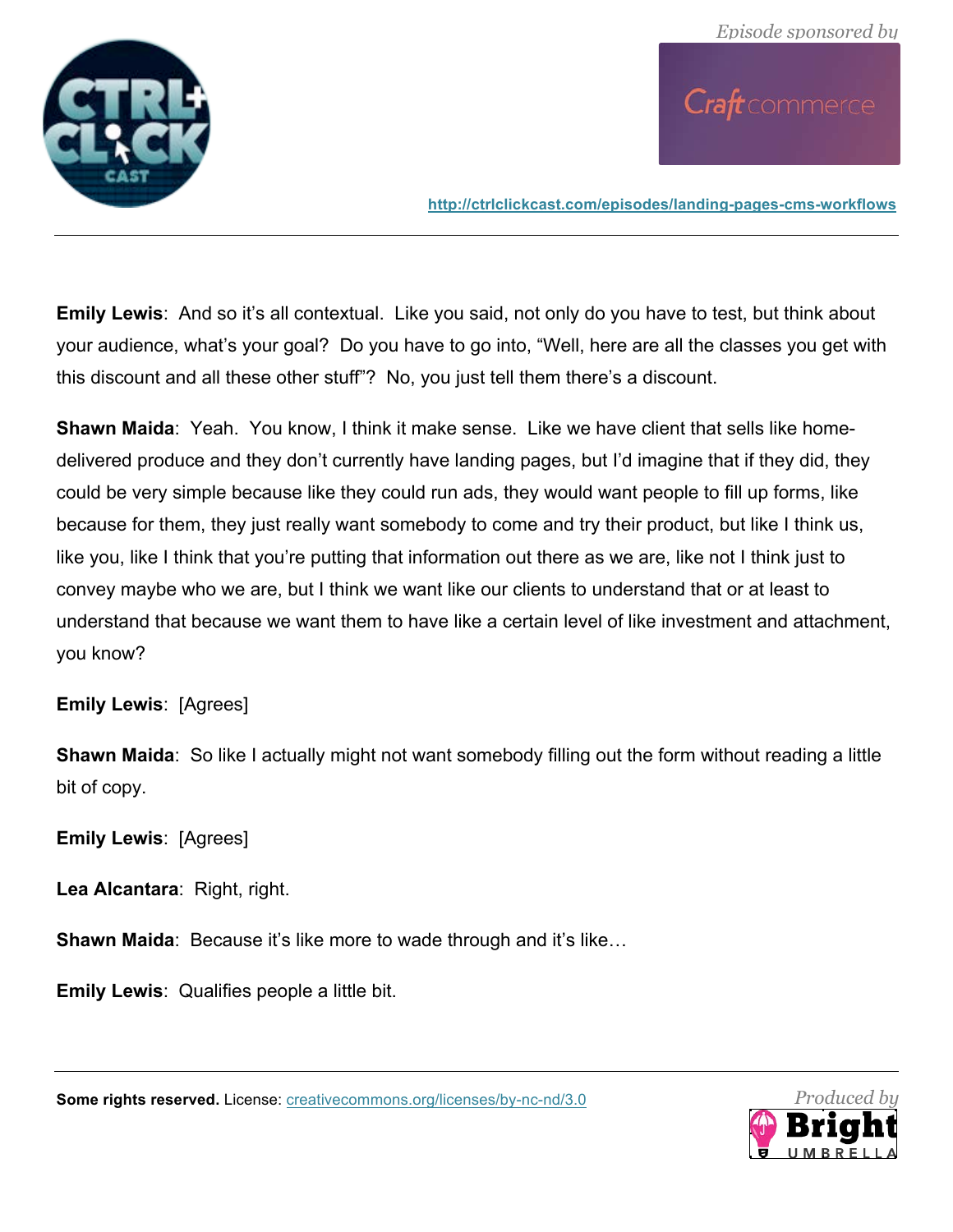**Emily Lewis**: And so it's all contextual. Like you said, not only do you have to test, but think about your audience, what's your goal? Do you have to go into, "Well, here are all the classes you get with this discount and all these other stuff"? No, you just tell them there's a discount.

**Shawn Maida**: Yeah. You know, I think it make sense. Like we have client that sells like home-delivered produce and they don't currently have landing pages, but I'd imagine that if they did, they could be very simple because like they could run ads, they would want people to fill up forms, like because for them, they just really want somebody to come and try their product, but like I think us, like you, like I think that you're putting that information out there as we are, like not I think just to convey maybe who we are, but I think we want like our clients to understand that or at least to understand that because we want them to have like a certain level of like investment and attachment, you know?

**Emily Lewis**: [Agrees]

**Shawn Maida**: So like I actually might not want somebody filling out the form without reading a little bit of copy.

**Emily Lewis**: [Agrees]

**Lea Alcantara**: Right, right.

**Shawn Maida**: Because it's like more to wade through and it's like…

**Emily Lewis**: Qualifies people a little bit.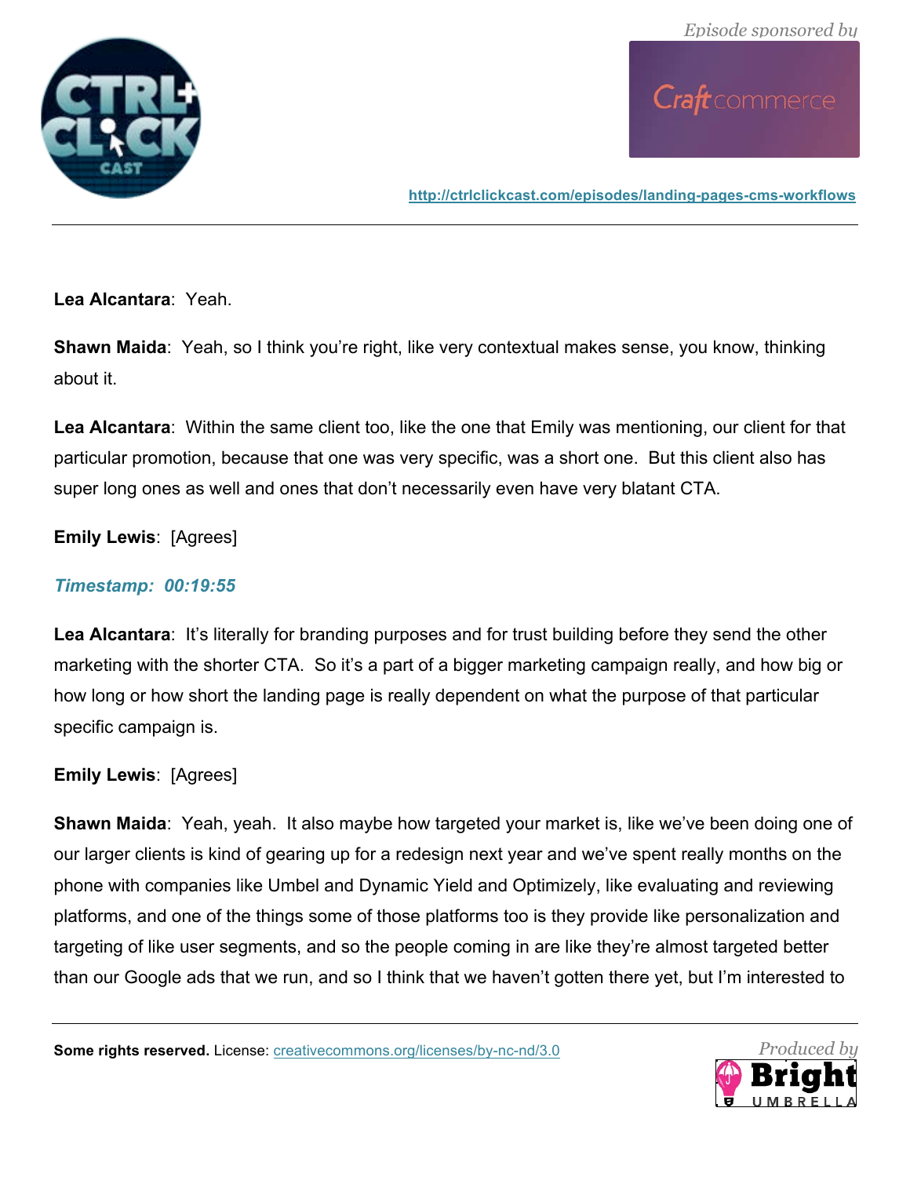**Lea Alcantara**: Yeah.

**Shawn Maida**: Yeah, so I think you're right, like very contextual makes sense, you know, thinking about it.

**Lea Alcantara**: Within the same client too, like the one that Emily was mentioning, our client for that particular promotion, because that one was very specific, was a short one. But this client also has super long ones as well and ones that don't necessarily even have very blatant CTA.

**Emily Lewis**: [Agrees]

***Timestamp: 00:19:55***

**Lea Alcantara**: It's literally for branding purposes and for trust building before they send the other marketing with the shorter CTA. So it's a part of a bigger marketing campaign really, and how big or how long or how short the landing page is really dependent on what the purpose of that particular specific campaign is.

**Emily Lewis**: [Agrees]

**Shawn Maida**: Yeah, yeah. It also maybe how targeted your market is, like we've been doing one of our larger clients is kind of gearing up for a redesign next year and we've spent really months on the phone with companies like Umbel and Dynamic Yield and Optimizely, like evaluating and reviewing platforms, and one of the things some of those platforms too is they provide like personalization and targeting of like user segments, and so the people coming in are like they're almost targeted better than our Google ads that we run, and so I think that we haven't gotten there yet, but I'm interested to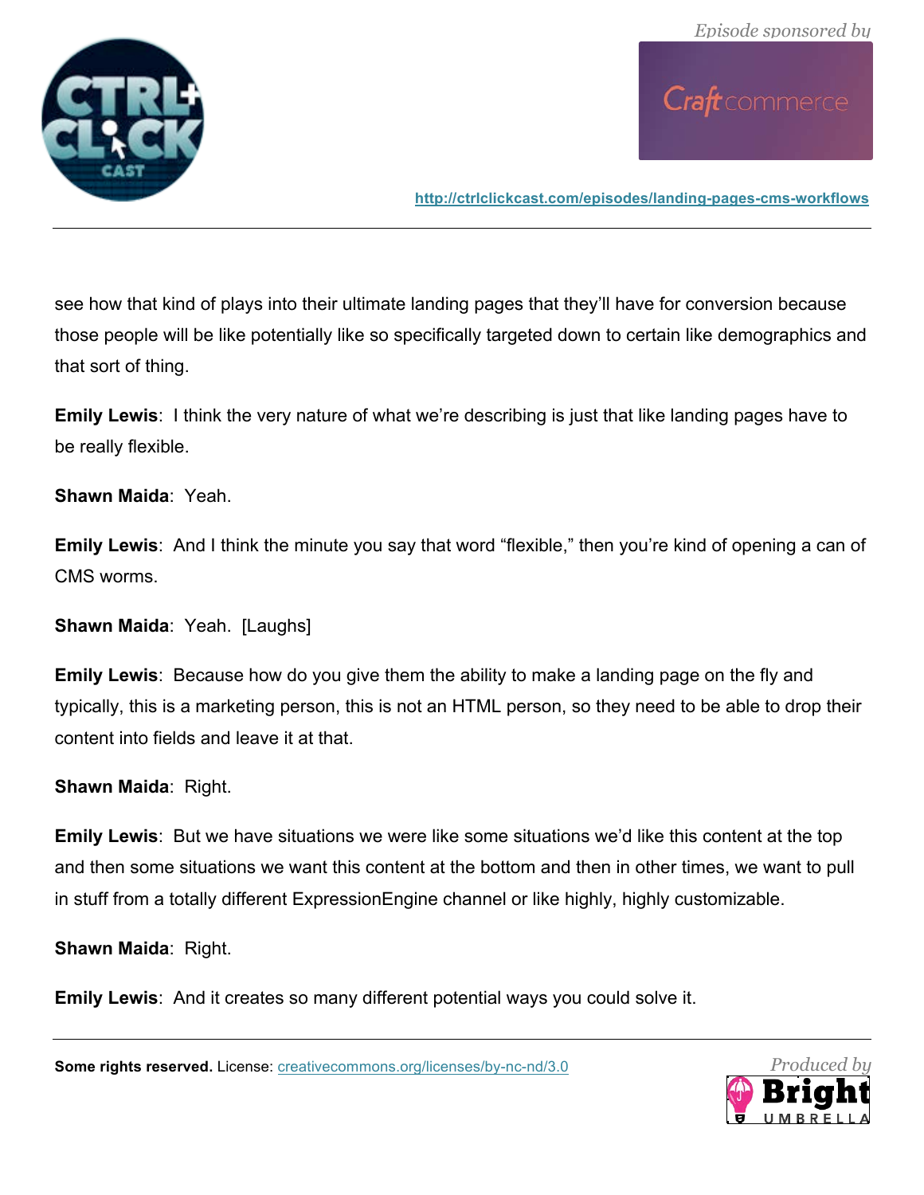see how that kind of plays into their ultimate landing pages that they'll have for conversion because those people will be like potentially like so specifically targeted down to certain like demographics and that sort of thing.

**Emily Lewis**: I think the very nature of what we're describing is just that like landing pages have to be really flexible.

**Shawn Maida**: Yeah.

**Emily Lewis**: And I think the minute you say that word "flexible," then you're kind of opening a can of CMS worms.

**Shawn Maida**: Yeah. [Laughs]

**Emily Lewis**: Because how do you give them the ability to make a landing page on the fly and typically, this is a marketing person, this is not an HTML person, so they need to be able to drop their content into fields and leave it at that.

**Shawn Maida**: Right.

**Emily Lewis**: But we have situations we were like some situations we'd like this content at the top and then some situations we want this content at the bottom and then in other times, we want to pull in stuff from a totally different ExpressionEngine channel or like highly, highly customizable.

**Shawn Maida**: Right.

**Emily Lewis**: And it creates so many different potential ways you could solve it.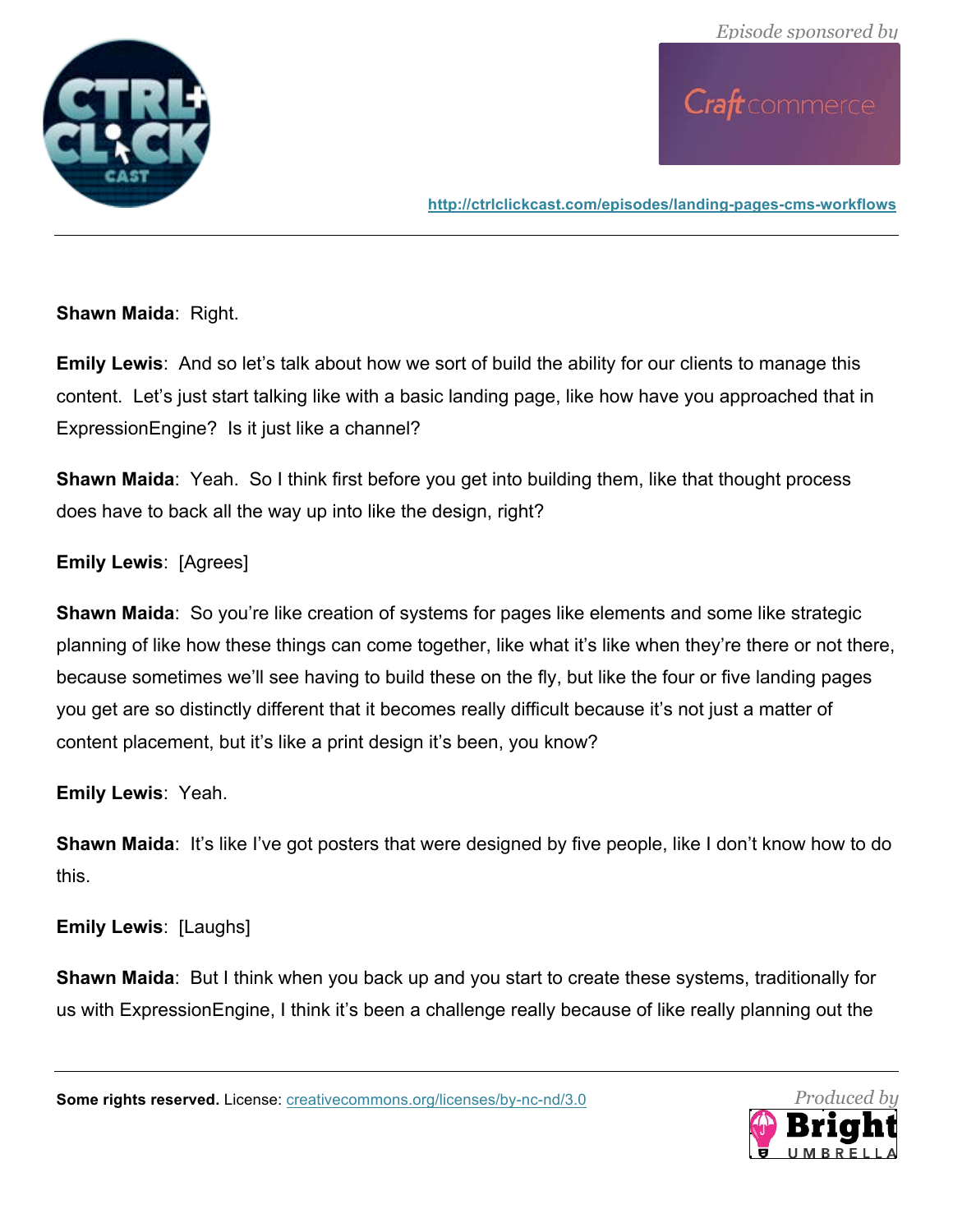**Shawn Maida**: Right.

**Emily Lewis**: And so let's talk about how we sort of build the ability for our clients to manage this content. Let's just start talking like with a basic landing page, like how have you approached that in ExpressionEngine? Is it just like a channel?

**Shawn Maida**: Yeah. So I think first before you get into building them, like that thought process does have to back all the way up into like the design, right?

**Emily Lewis**: [Agrees]

**Shawn Maida**: So you're like creation of systems for pages like elements and some like strategic planning of like how these things can come together, like what it's like when they're there or not there, because sometimes we'll see having to build these on the fly, but like the four or five landing pages you get are so distinctly different that it becomes really difficult because it's not just a matter of content placement, but it's like a print design it's been, you know?

**Emily Lewis**: Yeah.

**Shawn Maida**: It's like I've got posters that were designed by five people, like I don't know how to do this.

**Emily Lewis**: [Laughs]

**Shawn Maida**: But I think when you back up and you start to create these systems, traditionally for us with ExpressionEngine, I think it's been a challenge really because of like really planning out the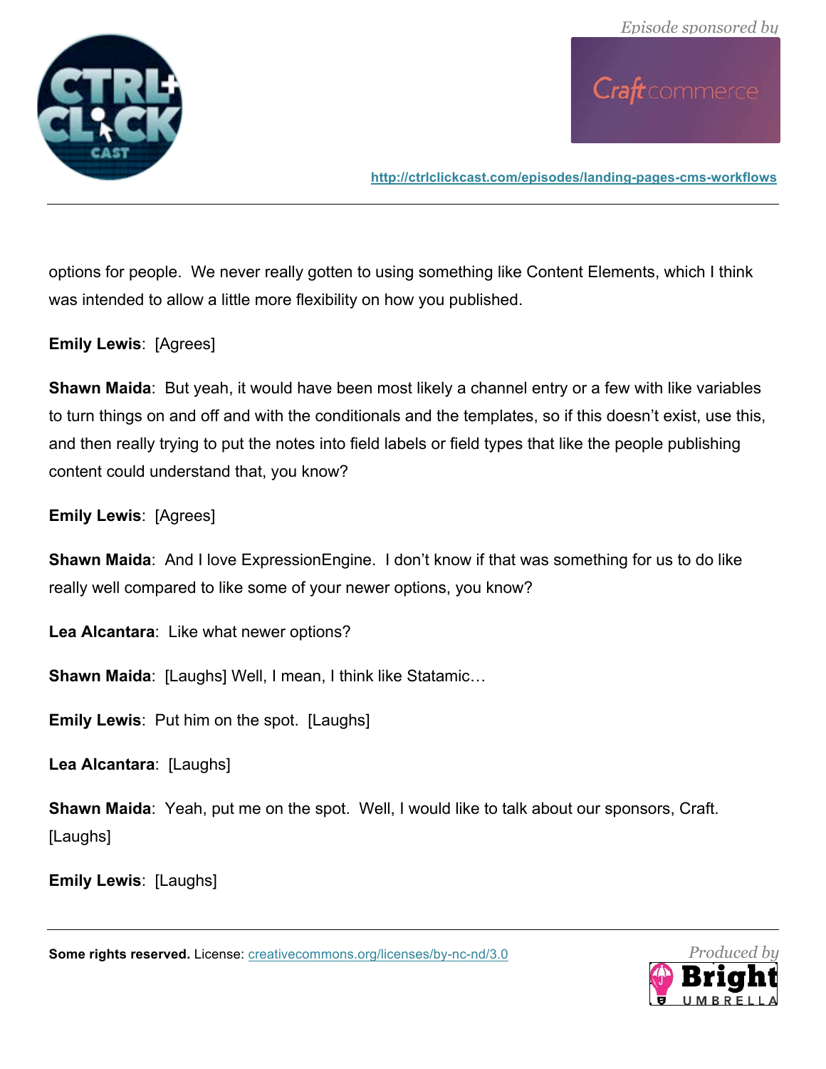options for people. We never really gotten to using something like Content Elements, which I think was intended to allow a little more flexibility on how you published.

**Emily Lewis**: [Agrees]

**Shawn Maida**: But yeah, it would have been most likely a channel entry or a few with like variables to turn things on and off and with the conditionals and the templates, so if this doesn't exist, use this, and then really trying to put the notes into field labels or field types that like the people publishing content could understand that, you know?

**Emily Lewis**: [Agrees]

**Shawn Maida**: And I love ExpressionEngine. I don't know if that was something for us to do like really well compared to like some of your newer options, you know?

**Lea Alcantara**: Like what newer options?

**Shawn Maida**: [Laughs] Well, I mean, I think like Statamic…

**Emily Lewis**: Put him on the spot. [Laughs]

**Lea Alcantara**: [Laughs]

**Shawn Maida**: Yeah, put me on the spot. Well, I would like to talk about our sponsors, Craft. [Laughs]

**Emily Lewis**: [Laughs]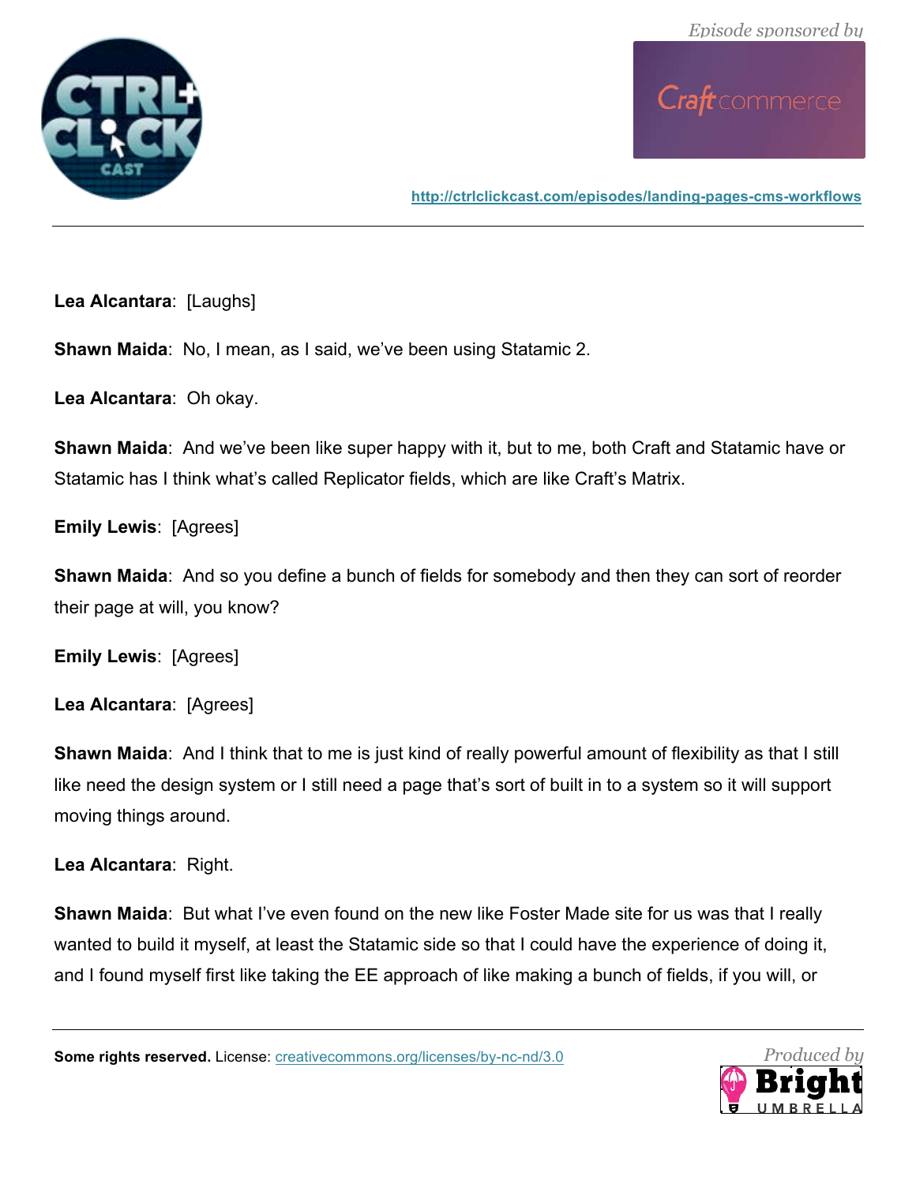**Lea Alcantara**: [Laughs]

**Shawn Maida**: No, I mean, as I said, we've been using Statamic 2.

**Lea Alcantara**: Oh okay.

**Shawn Maida**: And we've been like super happy with it, but to me, both Craft and Statamic have or Statamic has I think what's called Replicator fields, which are like Craft's Matrix.

**Emily Lewis**: [Agrees]

**Shawn Maida**: And so you define a bunch of fields for somebody and then they can sort of reorder their page at will, you know?

**Emily Lewis**: [Agrees]

**Lea Alcantara**: [Agrees]

**Shawn Maida**: And I think that to me is just kind of really powerful amount of flexibility as that I still like need the design system or I still need a page that's sort of built in to a system so it will support moving things around.

**Lea Alcantara**: Right.

**Shawn Maida**: But what I've even found on the new like Foster Made site for us was that I really wanted to build it myself, at least the Statamic side so that I could have the experience of doing it, and I found myself first like taking the EE approach of like making a bunch of fields, if you will, or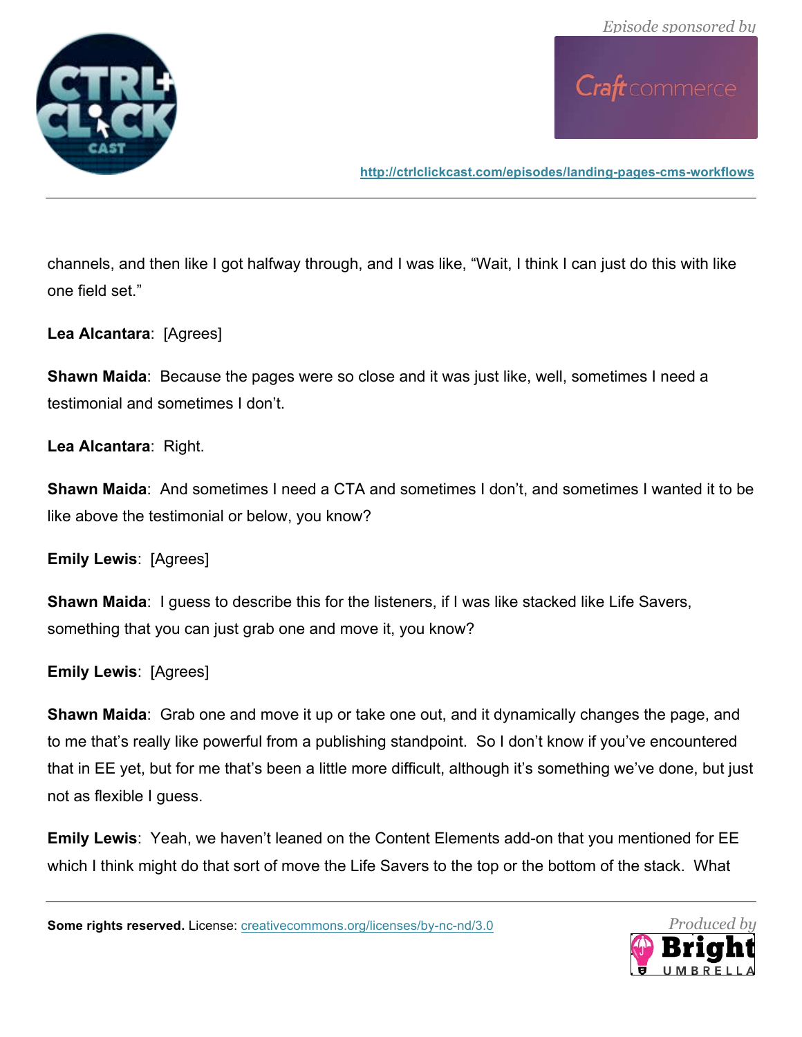channels, and then like I got halfway through, and I was like, "Wait, I think I can just do this with like one field set."

**Lea Alcantara**: [Agrees]

**Shawn Maida**: Because the pages were so close and it was just like, well, sometimes I need a testimonial and sometimes I don't.

**Lea Alcantara**: Right.

**Shawn Maida**: And sometimes I need a CTA and sometimes I don't, and sometimes I wanted it to be like above the testimonial or below, you know?

**Emily Lewis**: [Agrees]

**Shawn Maida**: I guess to describe this for the listeners, if I was like stacked like Life Savers, something that you can just grab one and move it, you know?

**Emily Lewis**: [Agrees]

**Shawn Maida**: Grab one and move it up or take one out, and it dynamically changes the page, and to me that's really like powerful from a publishing standpoint. So I don't know if you've encountered that in EE yet, but for me that's been a little more difficult, although it's something we've done, but just not as flexible I guess.

**Emily Lewis**: Yeah, we haven't leaned on the Content Elements add-on that you mentioned for EE which I think might do that sort of move the Life Savers to the top or the bottom of the stack. What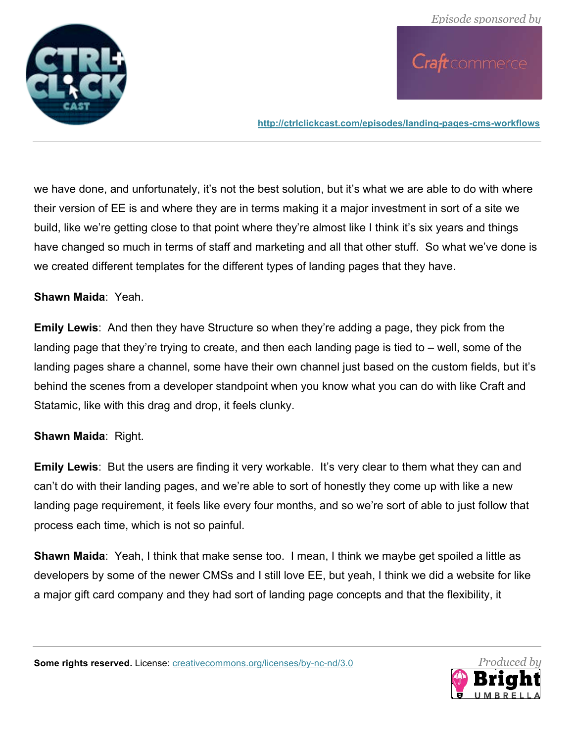we have done, and unfortunately, it's not the best solution, but it's what we are able to do with where their version of EE is and where they are in terms making it a major investment in sort of a site we build, like we're getting close to that point where they're almost like I think it's six years and things have changed so much in terms of staff and marketing and all that other stuff. So what we've done is we created different templates for the different types of landing pages that they have.

**Shawn Maida**: Yeah.

**Emily Lewis**: And then they have Structure so when they're adding a page, they pick from the landing page that they're trying to create, and then each landing page is tied to – well, some of the landing pages share a channel, some have their own channel just based on the custom fields, but it's behind the scenes from a developer standpoint when you know what you can do with like Craft and Statamic, like with this drag and drop, it feels clunky.

**Shawn Maida**: Right.

**Emily Lewis**: But the users are finding it very workable. It's very clear to them what they can and can't do with their landing pages, and we're able to sort of honestly they come up with like a new landing page requirement, it feels like every four months, and so we're sort of able to just follow that process each time, which is not so painful.

**Shawn Maida**: Yeah, I think that make sense too. I mean, I think we maybe get spoiled a little as developers by some of the newer CMSs and I still love EE, but yeah, I think we did a website for like a major gift card company and they had sort of landing page concepts and that the flexibility, it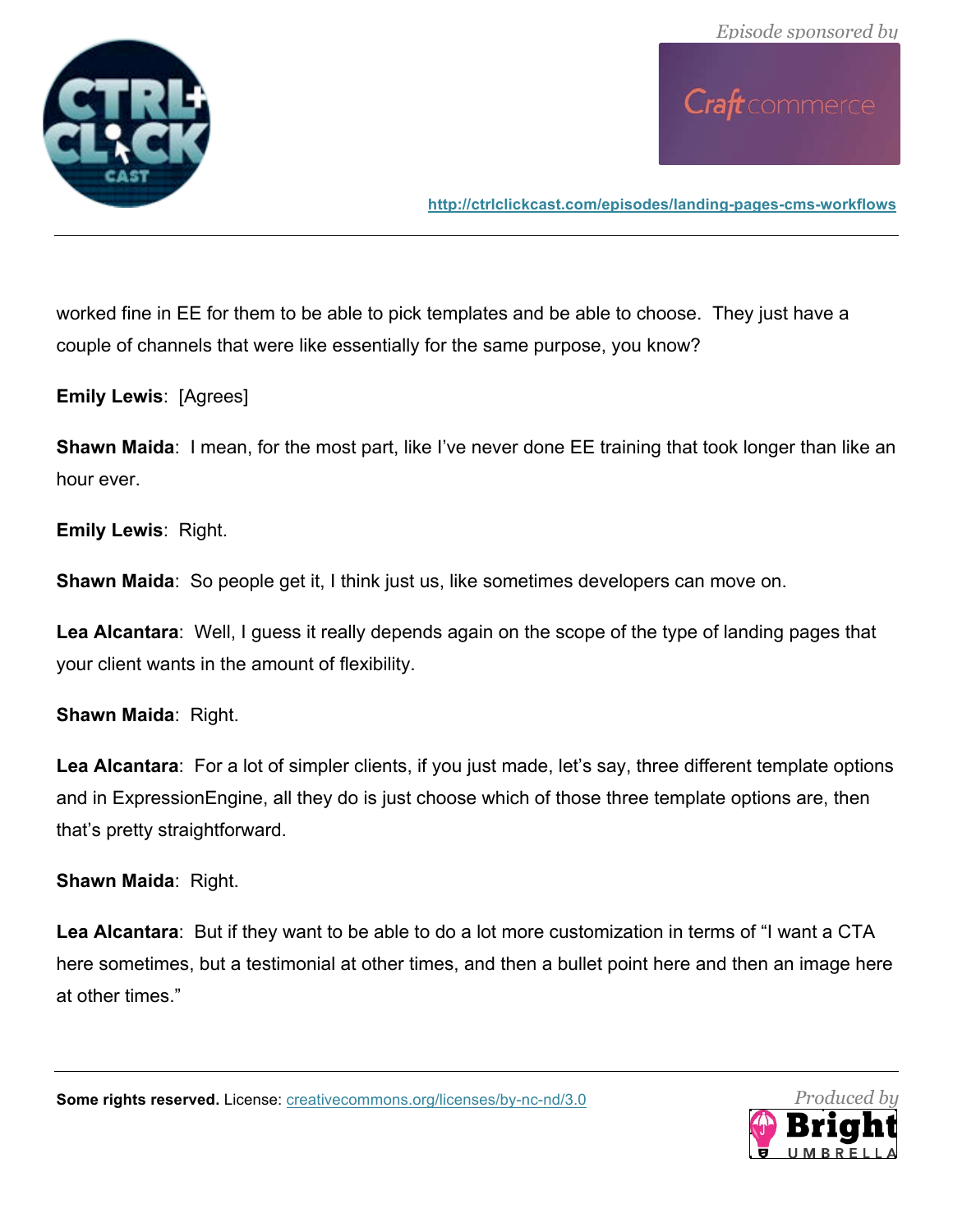worked fine in EE for them to be able to pick templates and be able to choose. They just have a couple of channels that were like essentially for the same purpose, you know?

**Emily Lewis**: [Agrees]

**Shawn Maida**: I mean, for the most part, like I've never done EE training that took longer than like an hour ever.

**Emily Lewis**: Right.

**Shawn Maida**: So people get it, I think just us, like sometimes developers can move on.

**Lea Alcantara**: Well, I guess it really depends again on the scope of the type of landing pages that your client wants in the amount of flexibility.

**Shawn Maida**: Right.

**Lea Alcantara**: For a lot of simpler clients, if you just made, let's say, three different template options and in ExpressionEngine, all they do is just choose which of those three template options are, then that's pretty straightforward.

**Shawn Maida**: Right.

**Lea Alcantara**: But if they want to be able to do a lot more customization in terms of "I want a CTA here sometimes, but a testimonial at other times, and then a bullet point here and then an image here at other times."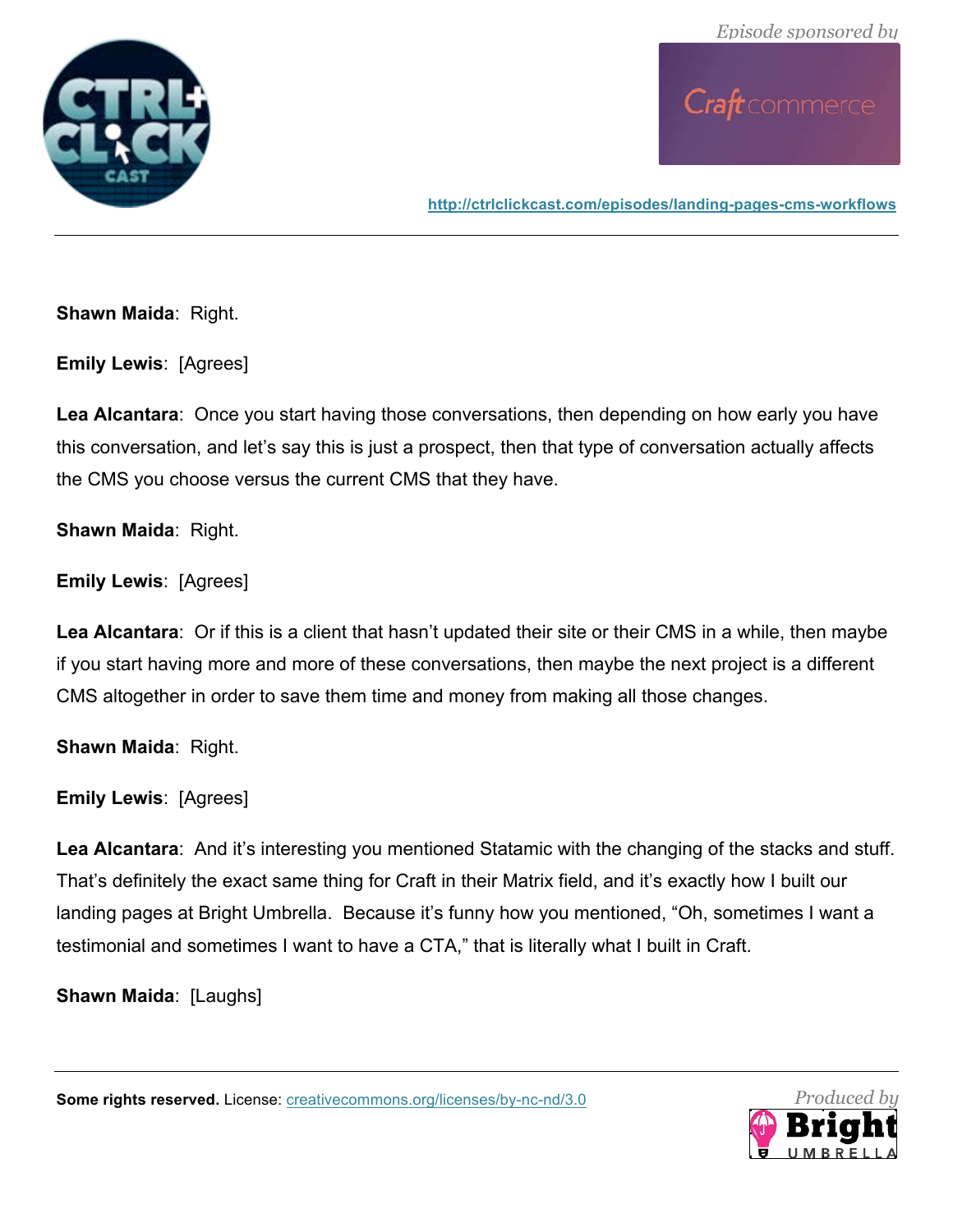**Shawn Maida**: Right.

**Emily Lewis**: [Agrees]

**Lea Alcantara**: Once you start having those conversations, then depending on how early you have this conversation, and let's say this is just a prospect, then that type of conversation actually affects the CMS you choose versus the current CMS that they have.

**Shawn Maida**: Right.

**Emily Lewis**: [Agrees]

**Lea Alcantara**: Or if this is a client that hasn't updated their site or their CMS in a while, then maybe if you start having more and more of these conversations, then maybe the next project is a different CMS altogether in order to save them time and money from making all those changes.

**Shawn Maida**: Right.

**Emily Lewis**: [Agrees]

**Lea Alcantara**: And it's interesting you mentioned Statamic with the changing of the stacks and stuff. That's definitely the exact same thing for Craft in their Matrix field, and it's exactly how I built our landing pages at Bright Umbrella. Because it's funny how you mentioned, "Oh, sometimes I want a testimonial and sometimes I want to have a CTA," that is literally what I built in Craft.

**Shawn Maida**: [Laughs]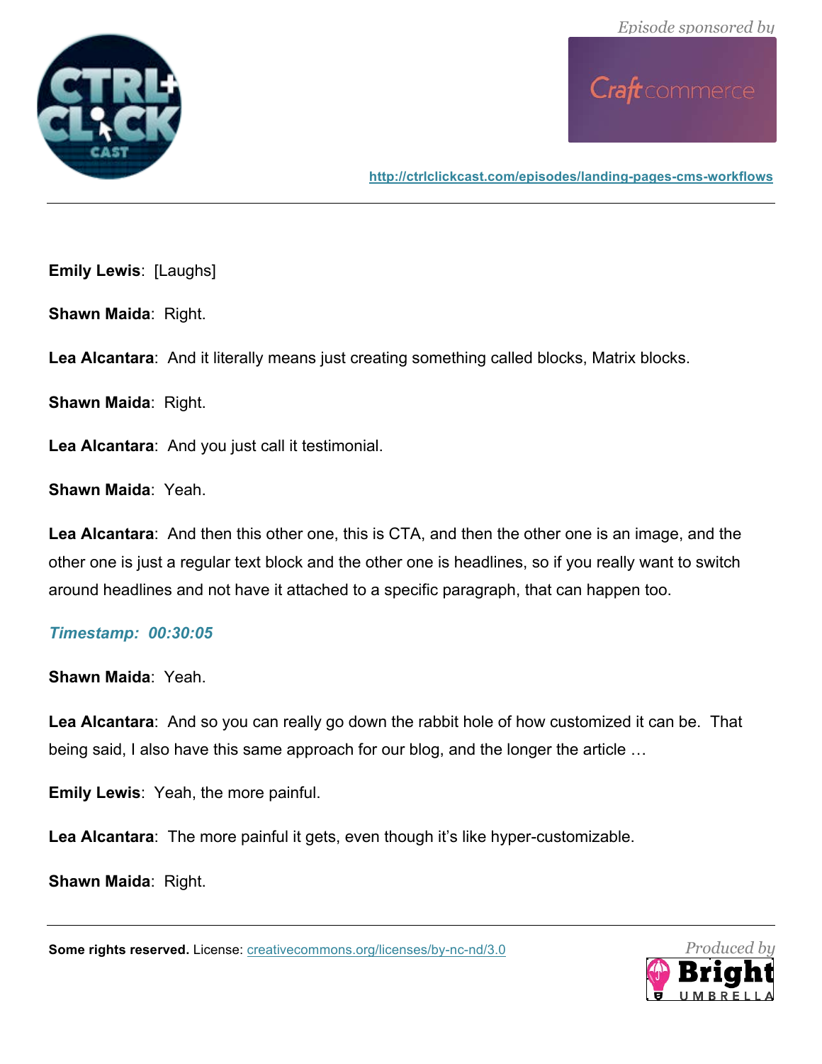**Emily Lewis**: [Laughs]

**Shawn Maida**: Right.

**Lea Alcantara**: And it literally means just creating something called blocks, Matrix blocks.

**Shawn Maida**: Right.

**Lea Alcantara**: And you just call it testimonial.

**Shawn Maida**: Yeah.

**Lea Alcantara**: And then this other one, this is CTA, and then the other one is an image, and the other one is just a regular text block and the other one is headlines, so if you really want to switch around headlines and not have it attached to a specific paragraph, that can happen too.

***Timestamp: 00:30:05***

**Shawn Maida**: Yeah.

**Lea Alcantara**: And so you can really go down the rabbit hole of how customized it can be. That being said, I also have this same approach for our blog, and the longer the article …

**Emily Lewis**: Yeah, the more painful.

**Lea Alcantara**: The more painful it gets, even though it's like hyper-customizable.

**Shawn Maida**: Right.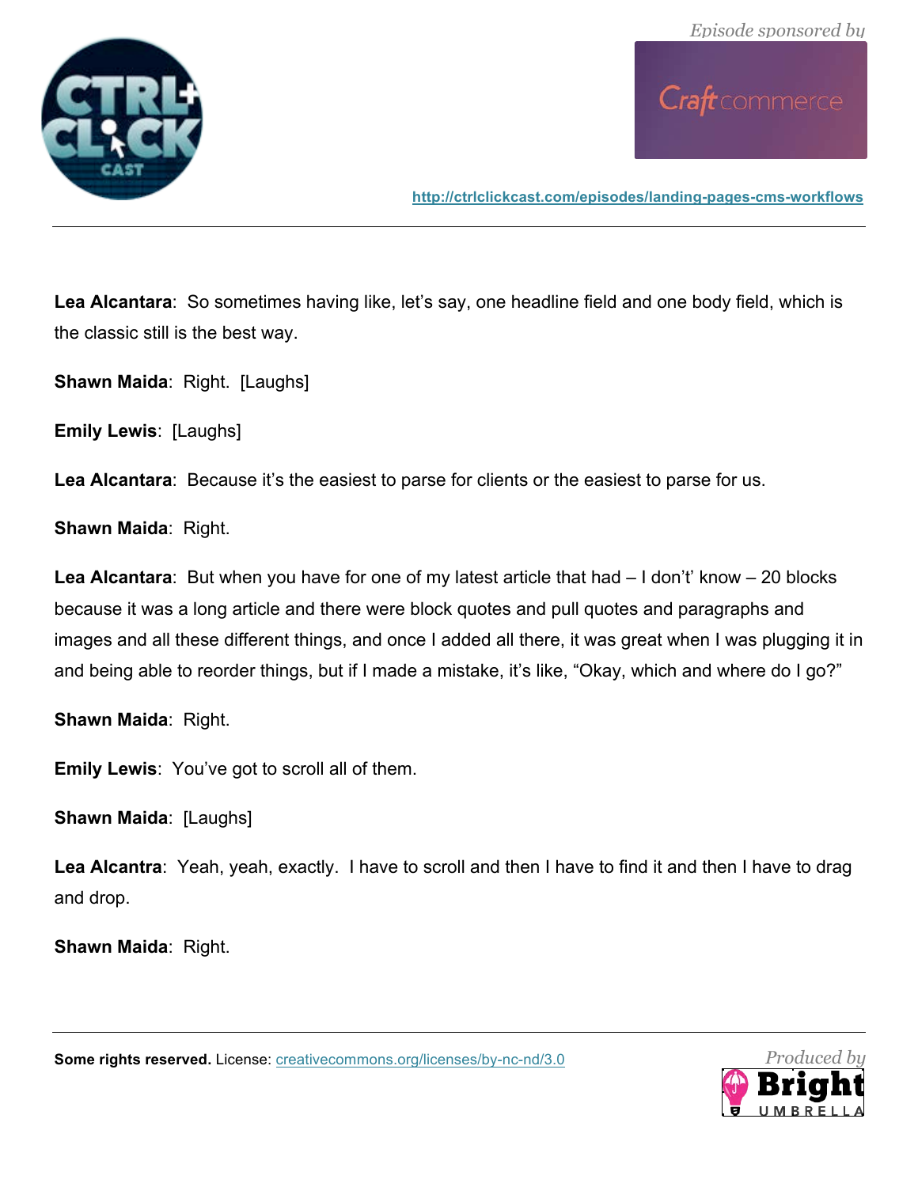**Lea Alcantara**: So sometimes having like, let's say, one headline field and one body field, which is the classic still is the best way.

**Shawn Maida**: Right. [Laughs]

**Emily Lewis**: [Laughs]

**Lea Alcantara**: Because it's the easiest to parse for clients or the easiest to parse for us.

**Shawn Maida**: Right.

**Lea Alcantara**: But when you have for one of my latest article that had – I don't' know – 20 blocks because it was a long article and there were block quotes and pull quotes and paragraphs and images and all these different things, and once I added all there, it was great when I was plugging it in and being able to reorder things, but if I made a mistake, it's like, "Okay, which and where do I go?"

**Shawn Maida**: Right.

**Emily Lewis**: You've got to scroll all of them.

**Shawn Maida**: [Laughs]

**Lea Alcantra**: Yeah, yeah, exactly. I have to scroll and then I have to find it and then I have to drag and drop.

**Shawn Maida**: Right.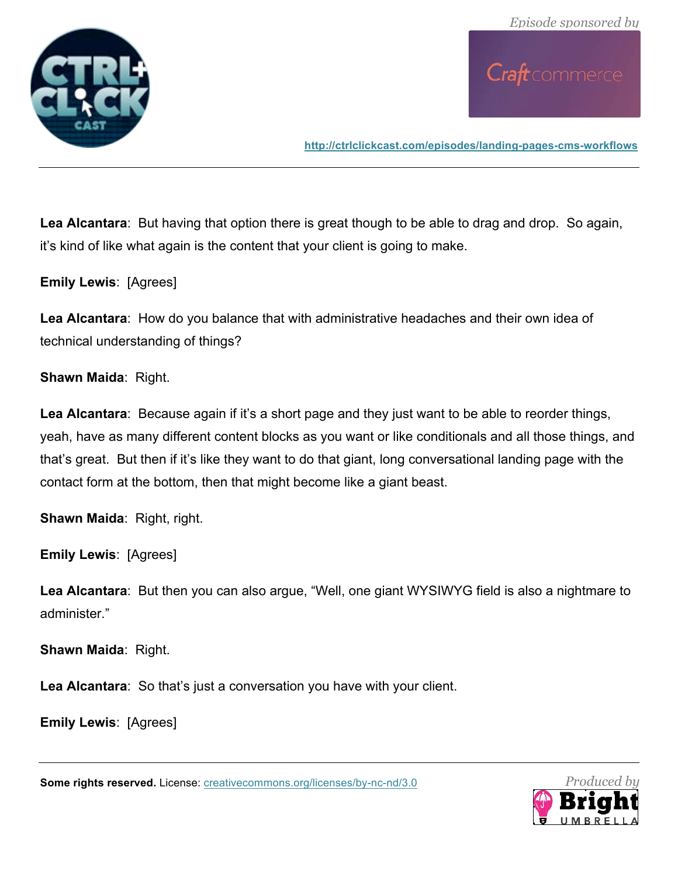**Lea Alcantara**: But having that option there is great though to be able to drag and drop. So again, it's kind of like what again is the content that your client is going to make.

**Emily Lewis**: [Agrees]

**Lea Alcantara**: How do you balance that with administrative headaches and their own idea of technical understanding of things?

**Shawn Maida**: Right.

**Lea Alcantara**: Because again if it's a short page and they just want to be able to reorder things, yeah, have as many different content blocks as you want or like conditionals and all those things, and that's great. But then if it's like they want to do that giant, long conversational landing page with the contact form at the bottom, then that might become like a giant beast.

**Shawn Maida**: Right, right.

**Emily Lewis**: [Agrees]

**Lea Alcantara**: But then you can also argue, "Well, one giant WYSIWYG field is also a nightmare to administer."

**Shawn Maida**: Right.

**Lea Alcantara**: So that's just a conversation you have with your client.

**Emily Lewis**: [Agrees]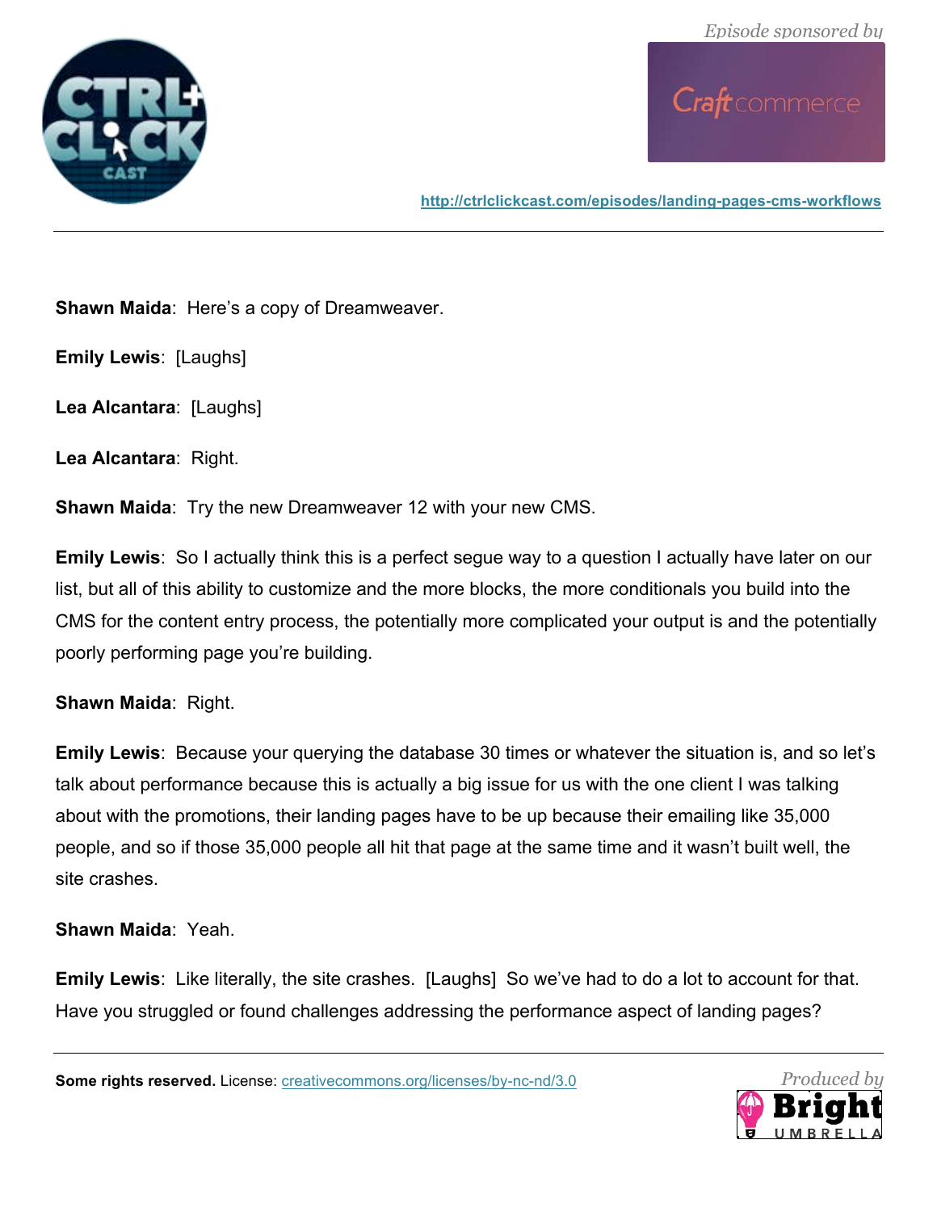**Shawn Maida**: Here's a copy of Dreamweaver.

**Emily Lewis**: [Laughs]

**Lea Alcantara**: [Laughs]

**Lea Alcantara**: Right.

**Shawn Maida**: Try the new Dreamweaver 12 with your new CMS.

**Emily Lewis**: So I actually think this is a perfect segue way to a question I actually have later on our list, but all of this ability to customize and the more blocks, the more conditionals you build into the CMS for the content entry process, the potentially more complicated your output is and the potentially poorly performing page you're building.

**Shawn Maida**: Right.

**Emily Lewis**: Because your querying the database 30 times or whatever the situation is, and so let's talk about performance because this is actually a big issue for us with the one client I was talking about with the promotions, their landing pages have to be up because their emailing like 35,000 people, and so if those 35,000 people all hit that page at the same time and it wasn't built well, the site crashes.

**Shawn Maida**: Yeah.

**Emily Lewis**: Like literally, the site crashes. [Laughs] So we've had to do a lot to account for that. Have you struggled or found challenges addressing the performance aspect of landing pages?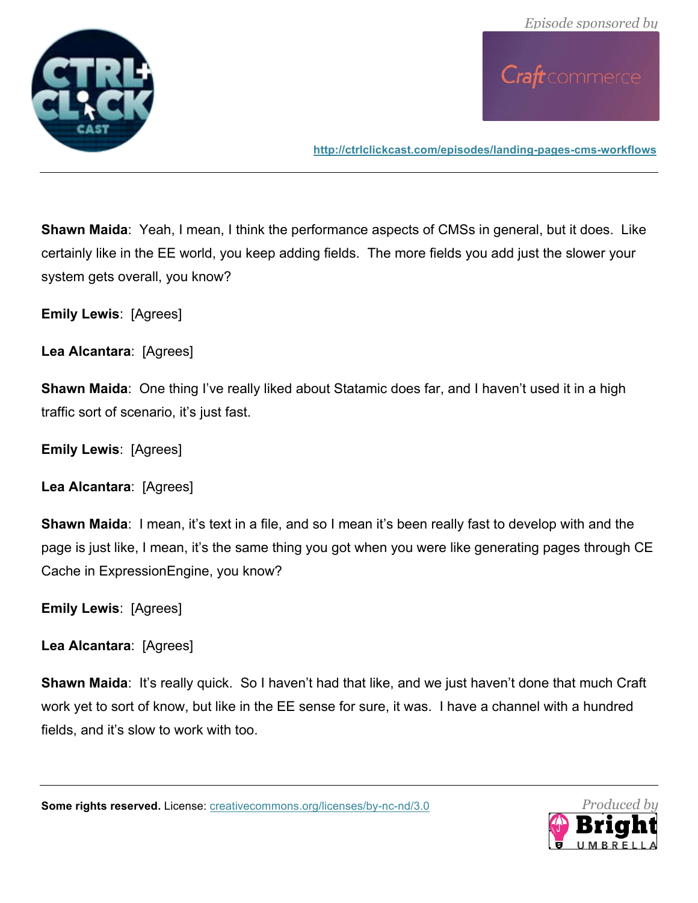**Shawn Maida**: Yeah, I mean, I think the performance aspects of CMSs in general, but it does. Like certainly like in the EE world, you keep adding fields. The more fields you add just the slower your system gets overall, you know?

**Emily Lewis**: [Agrees]

**Lea Alcantara**: [Agrees]

**Shawn Maida**: One thing I've really liked about Statamic does far, and I haven't used it in a high traffic sort of scenario, it's just fast.

**Emily Lewis**: [Agrees]

**Lea Alcantara**: [Agrees]

**Shawn Maida**: I mean, it's text in a file, and so I mean it's been really fast to develop with and the page is just like, I mean, it's the same thing you got when you were like generating pages through CE Cache in ExpressionEngine, you know?

**Emily Lewis**: [Agrees]

**Lea Alcantara**: [Agrees]

**Shawn Maida**: It's really quick. So I haven't had that like, and we just haven't done that much Craft work yet to sort of know, but like in the EE sense for sure, it was. I have a channel with a hundred fields, and it's slow to work with too.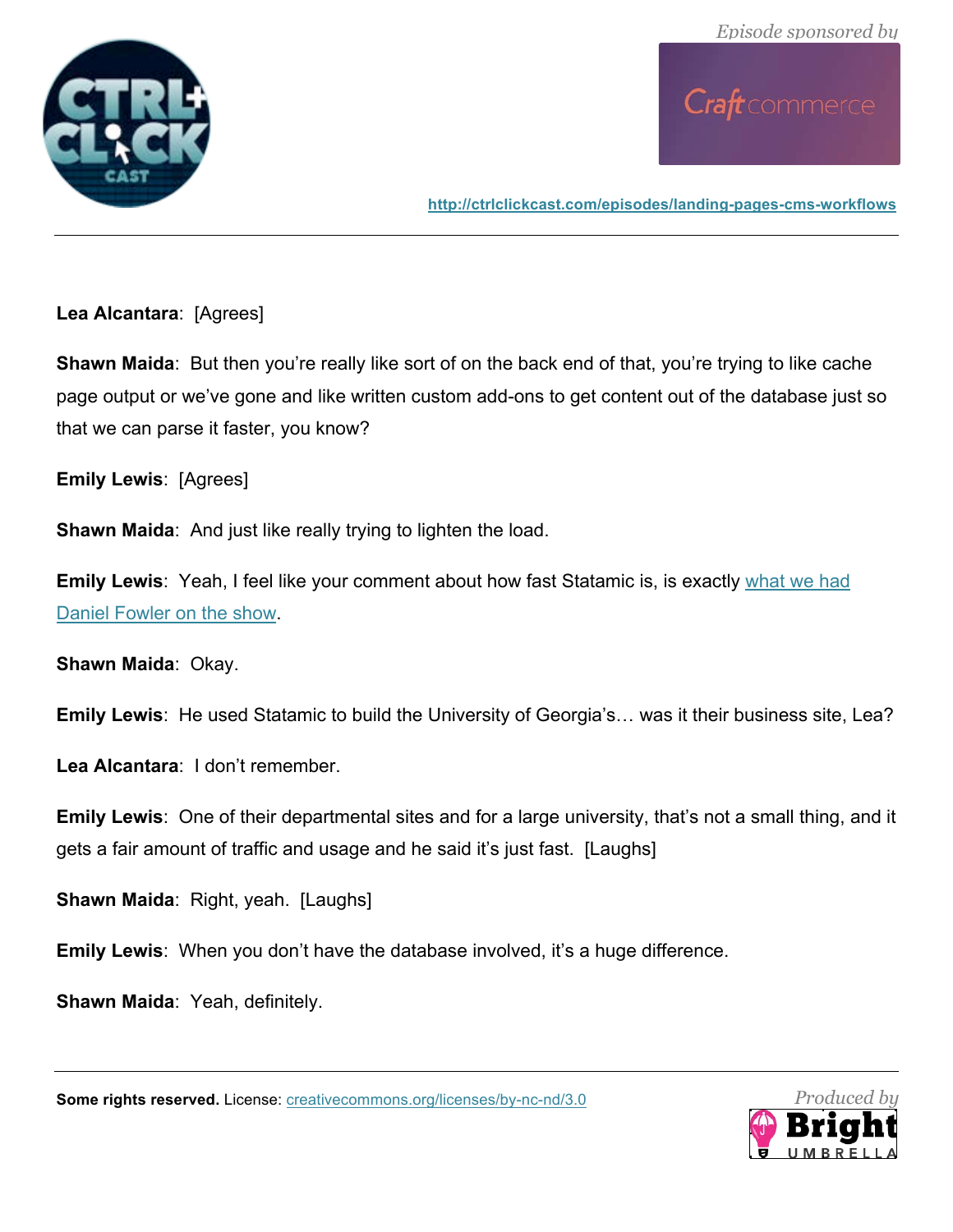**Lea Alcantara**: [Agrees]

**Shawn Maida**: But then you're really like sort of on the back end of that, you're trying to like cache page output or we've gone and like written custom add-ons to get content out of the database just so that we can parse it faster, you know?

**Emily Lewis**: [Agrees]

**Shawn Maida**: And just like really trying to lighten the load.

**Emily Lewis**: Yeah, I feel like your comment about how fast Statamic is, is exactly what we had Daniel Fowler on the show.

**Shawn Maida**: Okay.

**Emily Lewis**: He used Statamic to build the University of Georgia's… was it their business site, Lea?

**Lea Alcantara**: I don't remember.

**Emily Lewis**: One of their departmental sites and for a large university, that's not a small thing, and it gets a fair amount of traffic and usage and he said it's just fast. [Laughs]

**Shawn Maida**: Right, yeah. [Laughs]

**Emily Lewis**: When you don't have the database involved, it's a huge difference.

**Shawn Maida**: Yeah, definitely.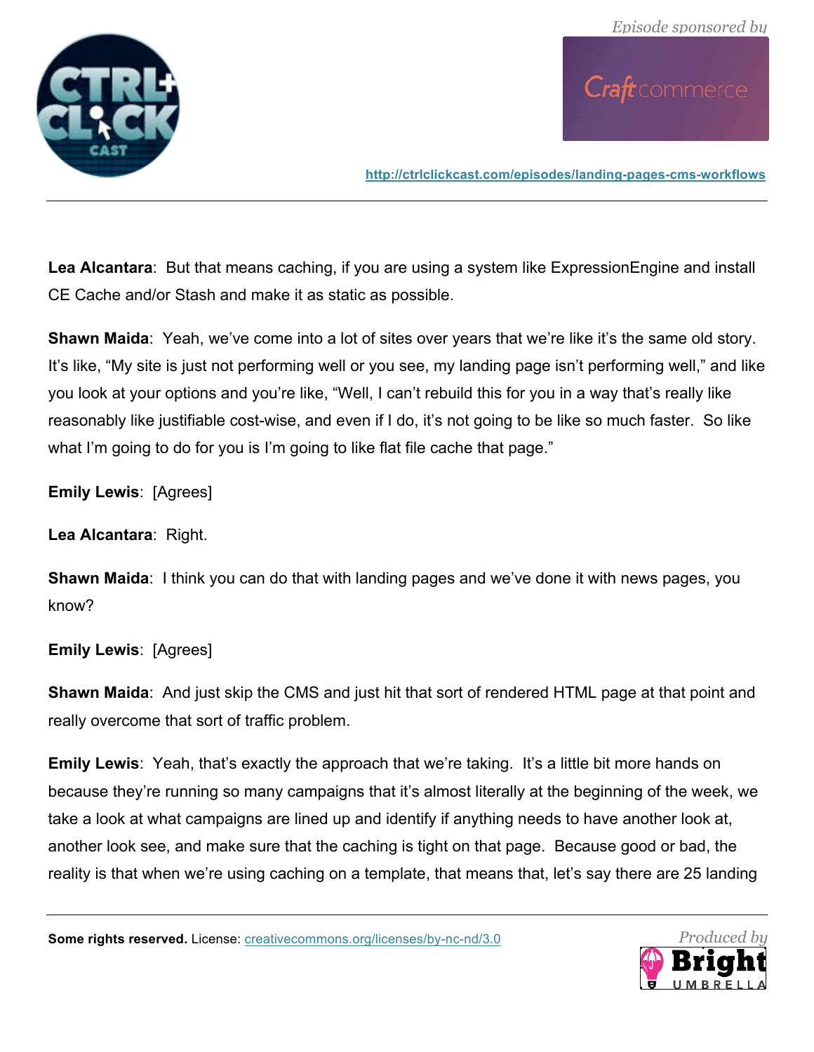**Lea Alcantara**: But that means caching, if you are using a system like ExpressionEngine and install CE Cache and/or Stash and make it as static as possible.

**Shawn Maida**: Yeah, we've come into a lot of sites over years that we're like it's the same old story. It's like, "My site is just not performing well or you see, my landing page isn't performing well," and like you look at your options and you're like, "Well, I can't rebuild this for you in a way that's really like reasonably like justifiable cost-wise, and even if I do, it's not going to be like so much faster. So like what I'm going to do for you is I'm going to like flat file cache that page."

**Emily Lewis**: [Agrees]

**Lea Alcantara**: Right.

**Shawn Maida**: I think you can do that with landing pages and we've done it with news pages, you know?

**Emily Lewis**: [Agrees]

**Shawn Maida**: And just skip the CMS and just hit that sort of rendered HTML page at that point and really overcome that sort of traffic problem.

**Emily Lewis**: Yeah, that's exactly the approach that we're taking. It's a little bit more hands on because they're running so many campaigns that it's almost literally at the beginning of the week, we take a look at what campaigns are lined up and identify if anything needs to have another look at, another look see, and make sure that the caching is tight on that page. Because good or bad, the reality is that when we're using caching on a template, that means that, let's say there are 25 landing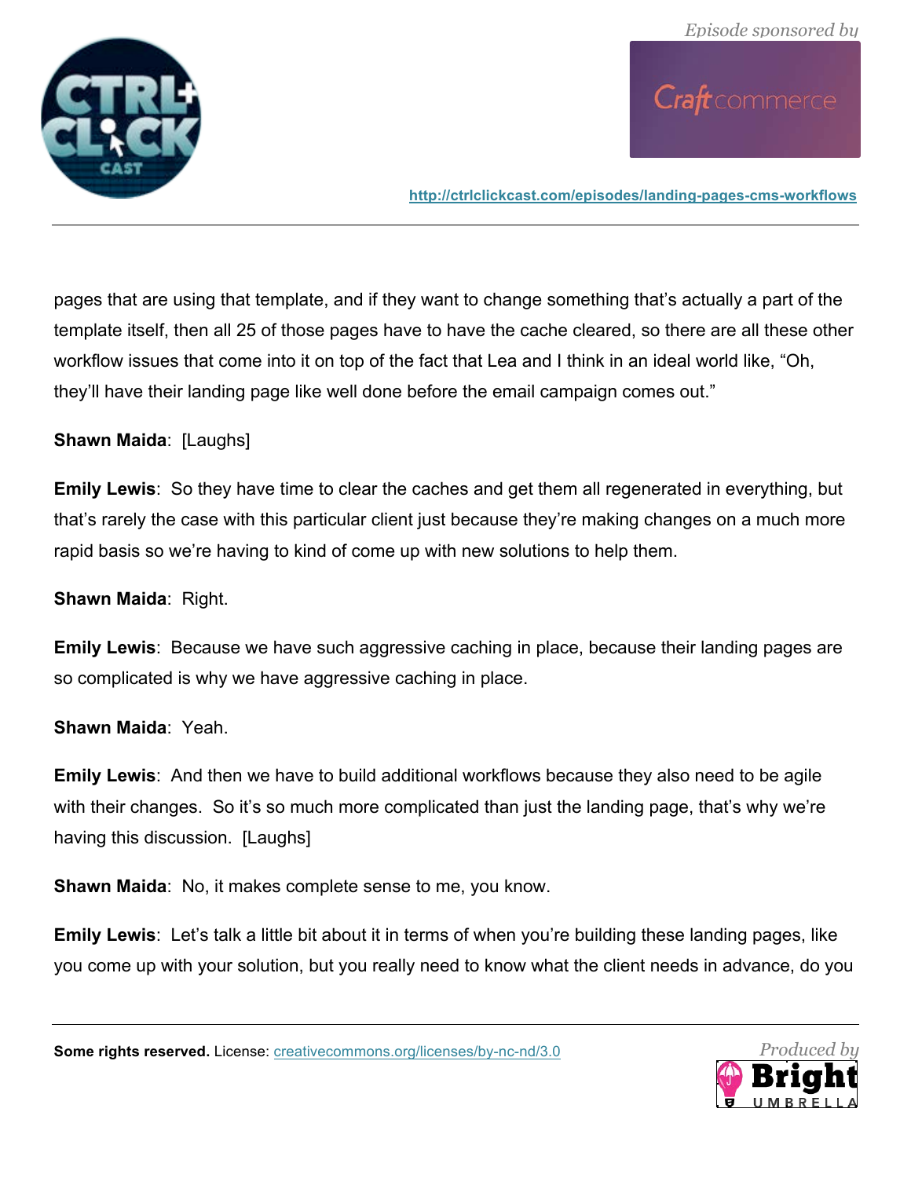pages that are using that template, and if they want to change something that's actually a part of the template itself, then all 25 of those pages have to have the cache cleared, so there are all these other workflow issues that come into it on top of the fact that Lea and I think in an ideal world like, "Oh, they'll have their landing page like well done before the email campaign comes out."

**Shawn Maida**: [Laughs]

**Emily Lewis**: So they have time to clear the caches and get them all regenerated in everything, but that's rarely the case with this particular client just because they're making changes on a much more rapid basis so we're having to kind of come up with new solutions to help them.

**Shawn Maida**: Right.

**Emily Lewis**: Because we have such aggressive caching in place, because their landing pages are so complicated is why we have aggressive caching in place.

**Shawn Maida**: Yeah.

**Emily Lewis**: And then we have to build additional workflows because they also need to be agile with their changes. So it's so much more complicated than just the landing page, that's why we're having this discussion. [Laughs]

**Shawn Maida**: No, it makes complete sense to me, you know.

**Emily Lewis**: Let's talk a little bit about it in terms of when you're building these landing pages, like you come up with your solution, but you really need to know what the client needs in advance, do you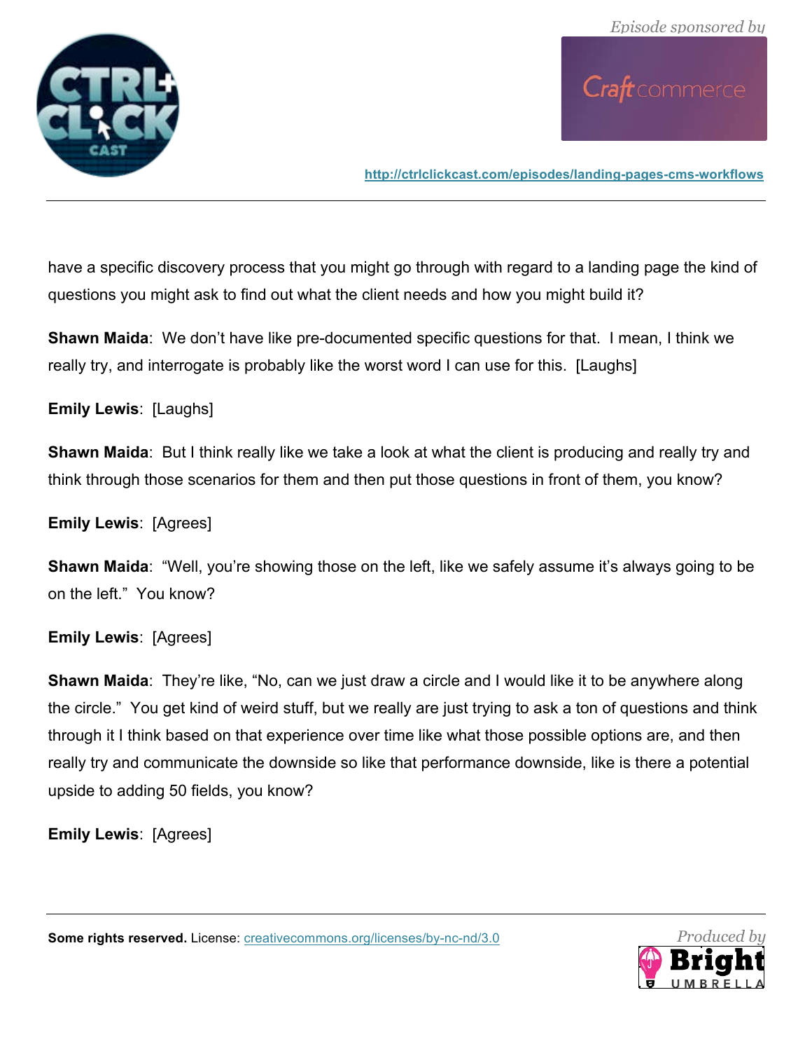have a specific discovery process that you might go through with regard to a landing page the kind of questions you might ask to find out what the client needs and how you might build it?

**Shawn Maida**: We don't have like pre-documented specific questions for that. I mean, I think we really try, and interrogate is probably like the worst word I can use for this. [Laughs]

**Emily Lewis**: [Laughs]

**Shawn Maida**: But I think really like we take a look at what the client is producing and really try and think through those scenarios for them and then put those questions in front of them, you know?

**Emily Lewis**: [Agrees]

**Shawn Maida**: "Well, you're showing those on the left, like we safely assume it's always going to be on the left." You know?

**Emily Lewis**: [Agrees]

**Shawn Maida**: They're like, "No, can we just draw a circle and I would like it to be anywhere along the circle." You get kind of weird stuff, but we really are just trying to ask a ton of questions and think through it I think based on that experience over time like what those possible options are, and then really try and communicate the downside so like that performance downside, like is there a potential upside to adding 50 fields, you know?

**Emily Lewis**: [Agrees]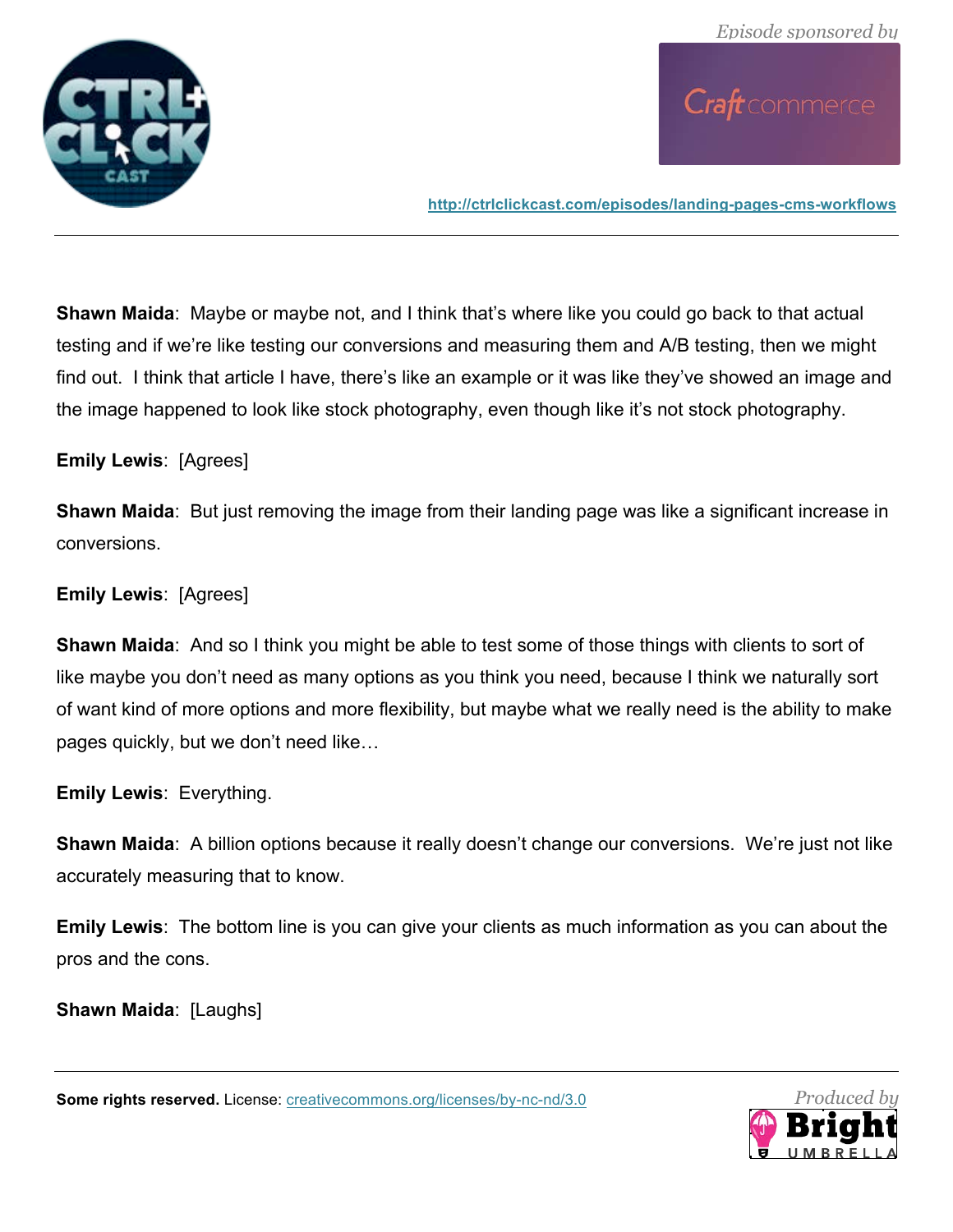**Shawn Maida**: Maybe or maybe not, and I think that's where like you could go back to that actual testing and if we're like testing our conversions and measuring them and A/B testing, then we might find out. I think that article I have, there's like an example or it was like they've showed an image and the image happened to look like stock photography, even though like it's not stock photography.

**Emily Lewis**: [Agrees]

**Shawn Maida**: But just removing the image from their landing page was like a significant increase in conversions.

**Emily Lewis**: [Agrees]

**Shawn Maida**: And so I think you might be able to test some of those things with clients to sort of like maybe you don't need as many options as you think you need, because I think we naturally sort of want kind of more options and more flexibility, but maybe what we really need is the ability to make pages quickly, but we don't need like…

**Emily Lewis**: Everything.

**Shawn Maida**: A billion options because it really doesn't change our conversions. We're just not like accurately measuring that to know.

**Emily Lewis**: The bottom line is you can give your clients as much information as you can about the pros and the cons.

**Shawn Maida**: [Laughs]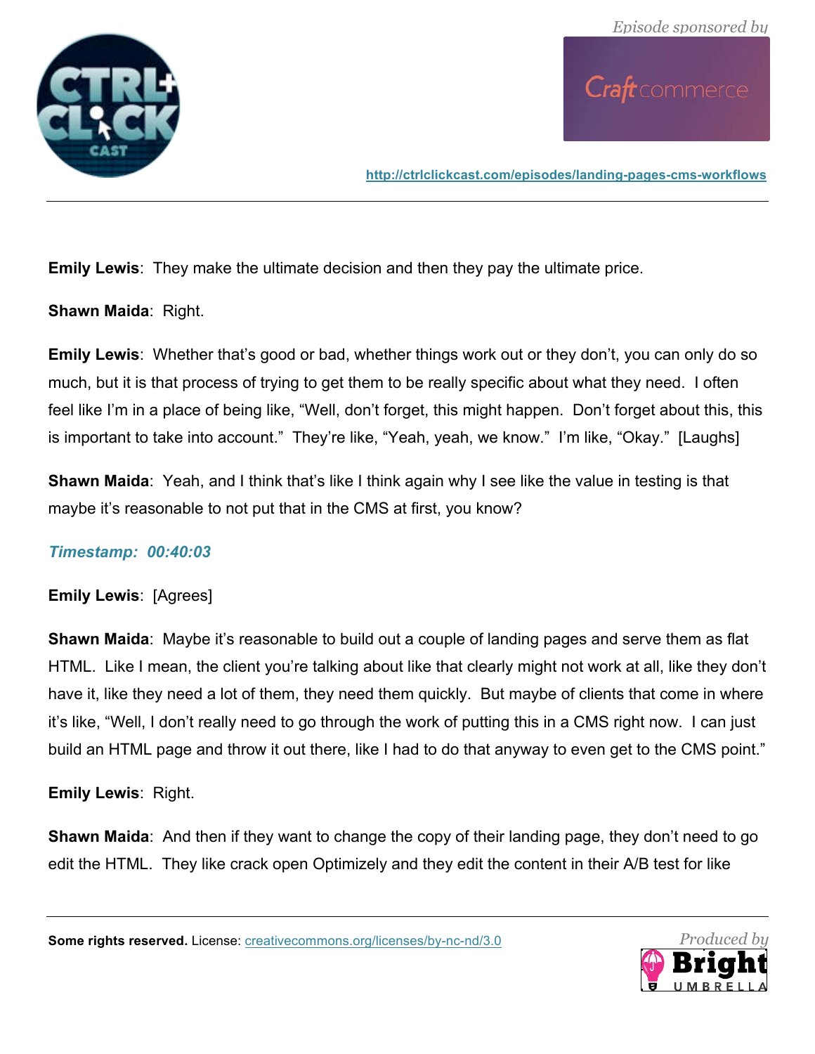**Emily Lewis**: They make the ultimate decision and then they pay the ultimate price.

**Shawn Maida**: Right.

**Emily Lewis**: Whether that's good or bad, whether things work out or they don't, you can only do so much, but it is that process of trying to get them to be really specific about what they need. I often feel like I'm in a place of being like, "Well, don't forget, this might happen. Don't forget about this, this is important to take into account." They're like, "Yeah, yeah, we know." I'm like, "Okay." [Laughs]

**Shawn Maida**: Yeah, and I think that's like I think again why I see like the value in testing is that maybe it's reasonable to not put that in the CMS at first, you know?

***Timestamp: 00:40:03***

**Emily Lewis**: [Agrees]

**Shawn Maida**: Maybe it's reasonable to build out a couple of landing pages and serve them as flat HTML. Like I mean, the client you're talking about like that clearly might not work at all, like they don't have it, like they need a lot of them, they need them quickly. But maybe of clients that come in where it's like, "Well, I don't really need to go through the work of putting this in a CMS right now. I can just build an HTML page and throw it out there, like I had to do that anyway to even get to the CMS point."

**Emily Lewis**: Right.

**Shawn Maida**: And then if they want to change the copy of their landing page, they don't need to go edit the HTML. They like crack open Optimizely and they edit the content in their A/B test for like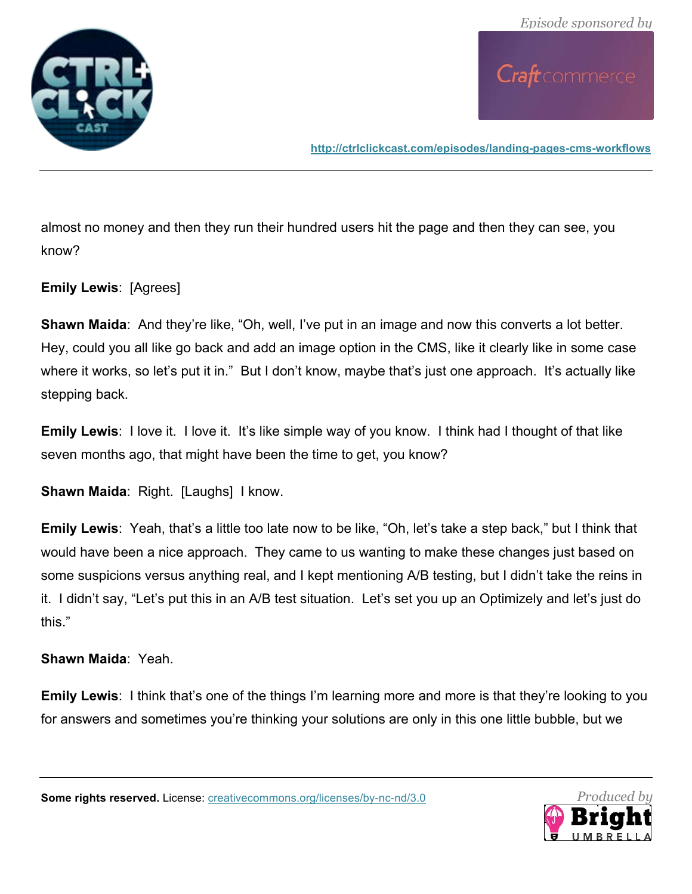almost no money and then they run their hundred users hit the page and then they can see, you know?

**Emily Lewis**: [Agrees]

**Shawn Maida**: And they're like, "Oh, well, I've put in an image and now this converts a lot better. Hey, could you all like go back and add an image option in the CMS, like it clearly like in some case where it works, so let's put it in." But I don't know, maybe that's just one approach. It's actually like stepping back.

**Emily Lewis**: I love it. I love it. It's like simple way of you know. I think had I thought of that like seven months ago, that might have been the time to get, you know?

**Shawn Maida**: Right. [Laughs] I know.

**Emily Lewis**: Yeah, that's a little too late now to be like, "Oh, let's take a step back," but I think that would have been a nice approach. They came to us wanting to make these changes just based on some suspicions versus anything real, and I kept mentioning A/B testing, but I didn't take the reins in it. I didn't say, "Let's put this in an A/B test situation. Let's set you up an Optimizely and let's just do this."

**Shawn Maida**: Yeah.

**Emily Lewis**: I think that's one of the things I'm learning more and more is that they're looking to you for answers and sometimes you're thinking your solutions are only in this one little bubble, but we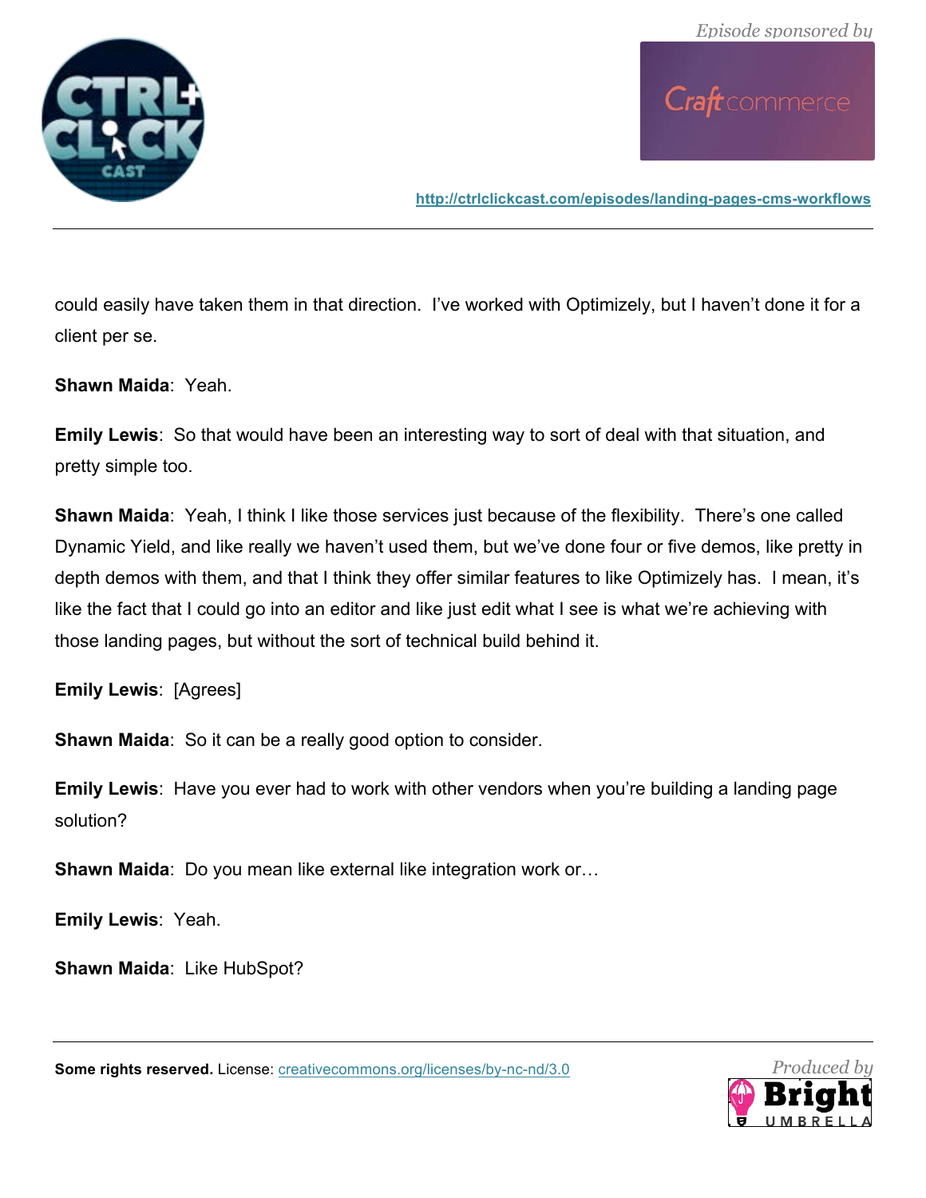could easily have taken them in that direction.  I've worked with Optimizely, but I haven't done it for a client per se.

**Shawn Maida**:  Yeah.

**Emily Lewis**:  So that would have been an interesting way to sort of deal with that situation, and pretty simple too.

**Shawn Maida**:  Yeah, I think I like those services just because of the flexibility.  There's one called Dynamic Yield, and like really we haven't used them, but we've done four or five demos, like pretty in depth demos with them, and that I think they offer similar features to like Optimizely has.  I mean, it's like the fact that I could go into an editor and like just edit what I see is what we're achieving with those landing pages, but without the sort of technical build behind it.

**Emily Lewis**:  [Agrees]

**Shawn Maida**:  So it can be a really good option to consider.

**Emily Lewis**:  Have you ever had to work with other vendors when you're building a landing page solution?

**Shawn Maida**:  Do you mean like external like integration work or…

**Emily Lewis**:  Yeah.

**Shawn Maida**:  Like HubSpot?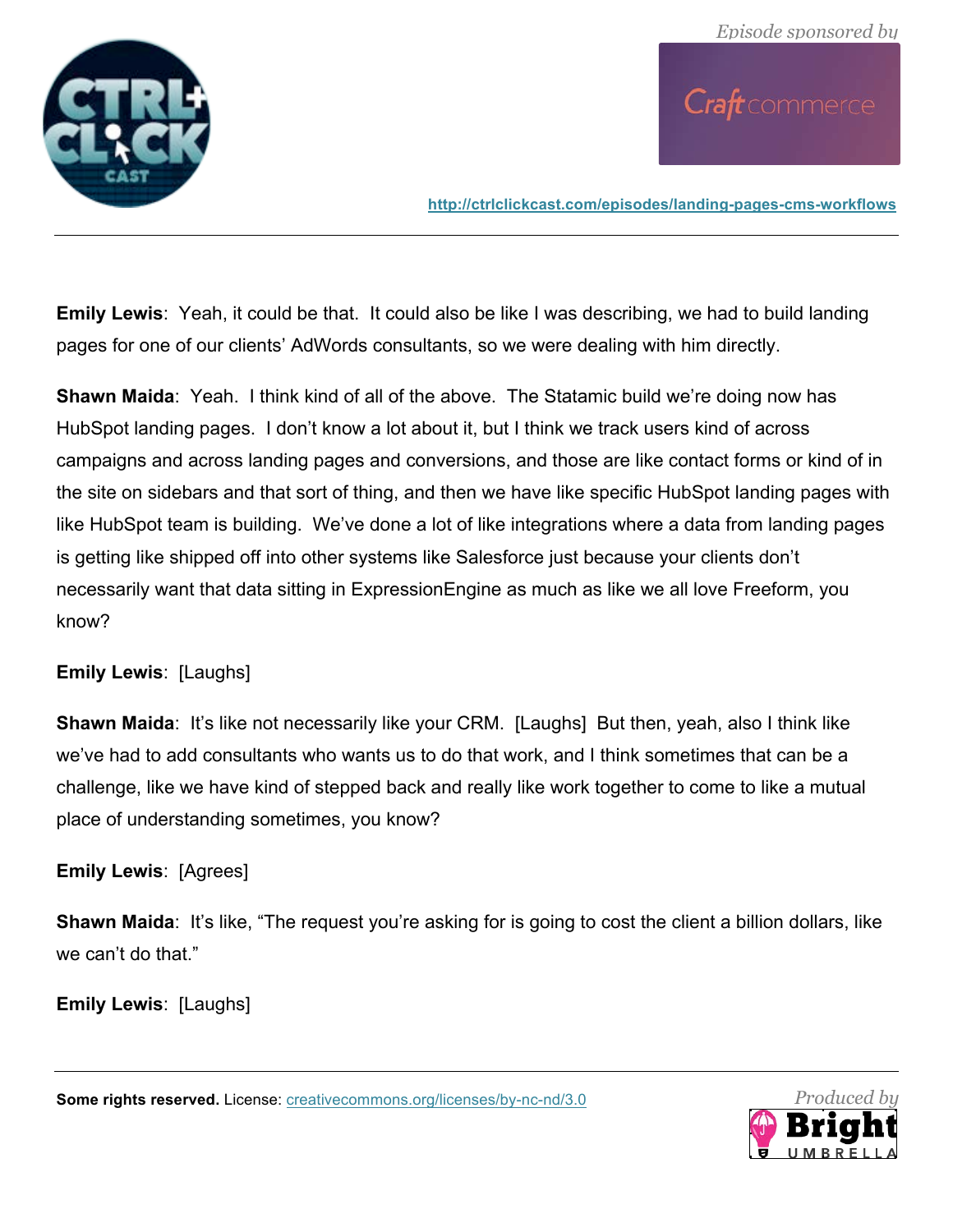**Emily Lewis**: Yeah, it could be that. It could also be like I was describing, we had to build landing pages for one of our clients' AdWords consultants, so we were dealing with him directly.

**Shawn Maida**: Yeah. I think kind of all of the above. The Statamic build we're doing now has HubSpot landing pages. I don't know a lot about it, but I think we track users kind of across campaigns and across landing pages and conversions, and those are like contact forms or kind of in the site on sidebars and that sort of thing, and then we have like specific HubSpot landing pages with like HubSpot team is building. We've done a lot of like integrations where a data from landing pages is getting like shipped off into other systems like Salesforce just because your clients don't necessarily want that data sitting in ExpressionEngine as much as like we all love Freeform, you know?

**Emily Lewis**: [Laughs]

**Shawn Maida**: It's like not necessarily like your CRM. [Laughs] But then, yeah, also I think like we've had to add consultants who wants us to do that work, and I think sometimes that can be a challenge, like we have kind of stepped back and really like work together to come to like a mutual place of understanding sometimes, you know?

**Emily Lewis**: [Agrees]

**Shawn Maida**: It's like, "The request you're asking for is going to cost the client a billion dollars, like we can't do that."

**Emily Lewis**: [Laughs]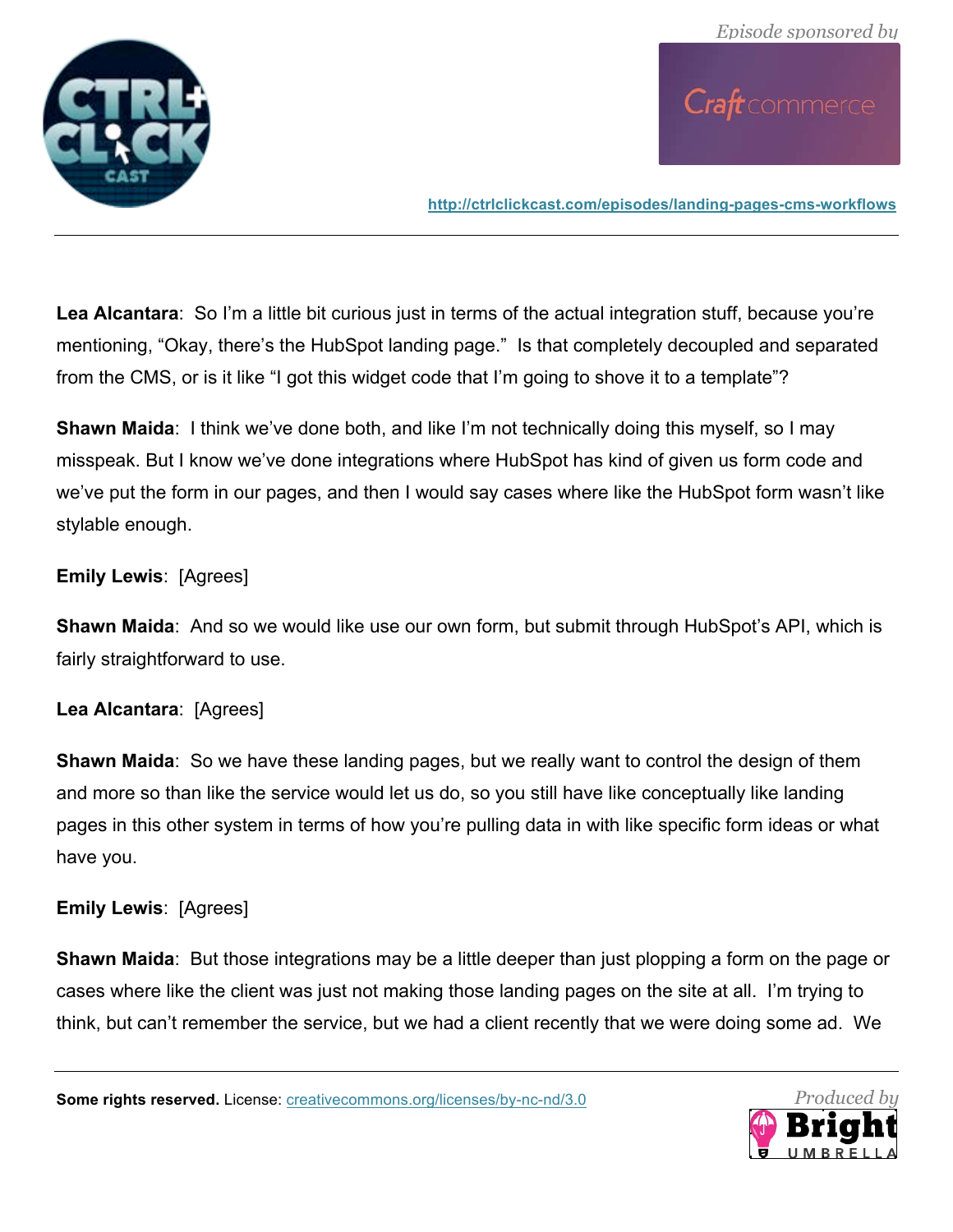**Lea Alcantara**: So I'm a little bit curious just in terms of the actual integration stuff, because you're mentioning, "Okay, there's the HubSpot landing page." Is that completely decoupled and separated from the CMS, or is it like "I got this widget code that I'm going to shove it to a template"?

**Shawn Maida**: I think we've done both, and like I'm not technically doing this myself, so I may misspeak. But I know we've done integrations where HubSpot has kind of given us form code and we've put the form in our pages, and then I would say cases where like the HubSpot form wasn't like stylable enough.

**Emily Lewis**: [Agrees]

**Shawn Maida**: And so we would like use our own form, but submit through HubSpot's API, which is fairly straightforward to use.

**Lea Alcantara**: [Agrees]

**Shawn Maida**: So we have these landing pages, but we really want to control the design of them and more so than like the service would let us do, so you still have like conceptually like landing pages in this other system in terms of how you're pulling data in with like specific form ideas or what have you.

**Emily Lewis**: [Agrees]

**Shawn Maida**: But those integrations may be a little deeper than just plopping a form on the page or cases where like the client was just not making those landing pages on the site at all. I'm trying to think, but can't remember the service, but we had a client recently that we were doing some ad. We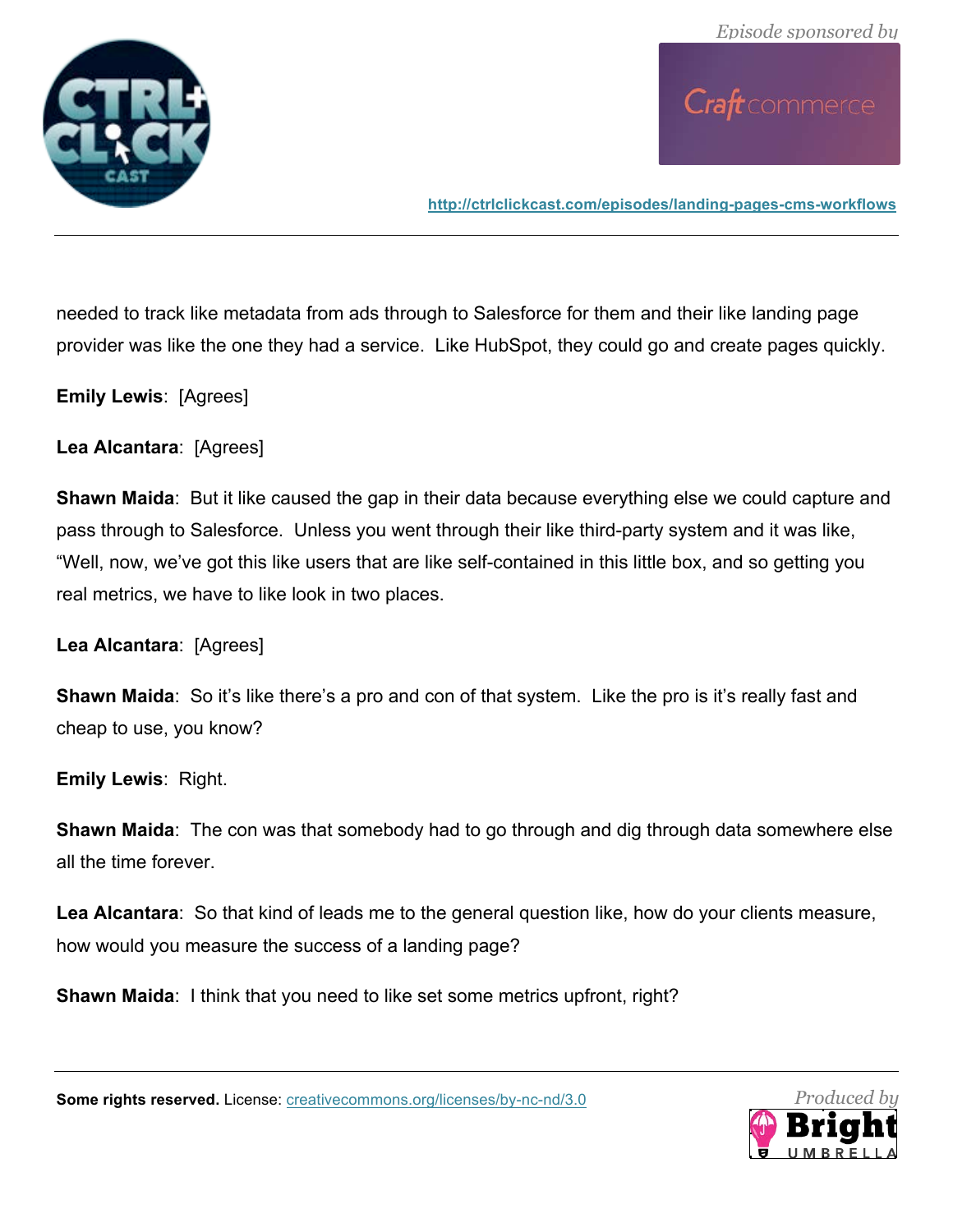needed to track like metadata from ads through to Salesforce for them and their like landing page provider was like the one they had a service. Like HubSpot, they could go and create pages quickly.

**Emily Lewis**: [Agrees]

**Lea Alcantara**: [Agrees]

**Shawn Maida**: But it like caused the gap in their data because everything else we could capture and pass through to Salesforce. Unless you went through their like third-party system and it was like, "Well, now, we've got this like users that are like self-contained in this little box, and so getting you real metrics, we have to like look in two places.

**Lea Alcantara**: [Agrees]

**Shawn Maida**: So it's like there's a pro and con of that system. Like the pro is it's really fast and cheap to use, you know?

**Emily Lewis**: Right.

**Shawn Maida**: The con was that somebody had to go through and dig through data somewhere else all the time forever.

**Lea Alcantara**: So that kind of leads me to the general question like, how do your clients measure, how would you measure the success of a landing page?

**Shawn Maida**: I think that you need to like set some metrics upfront, right?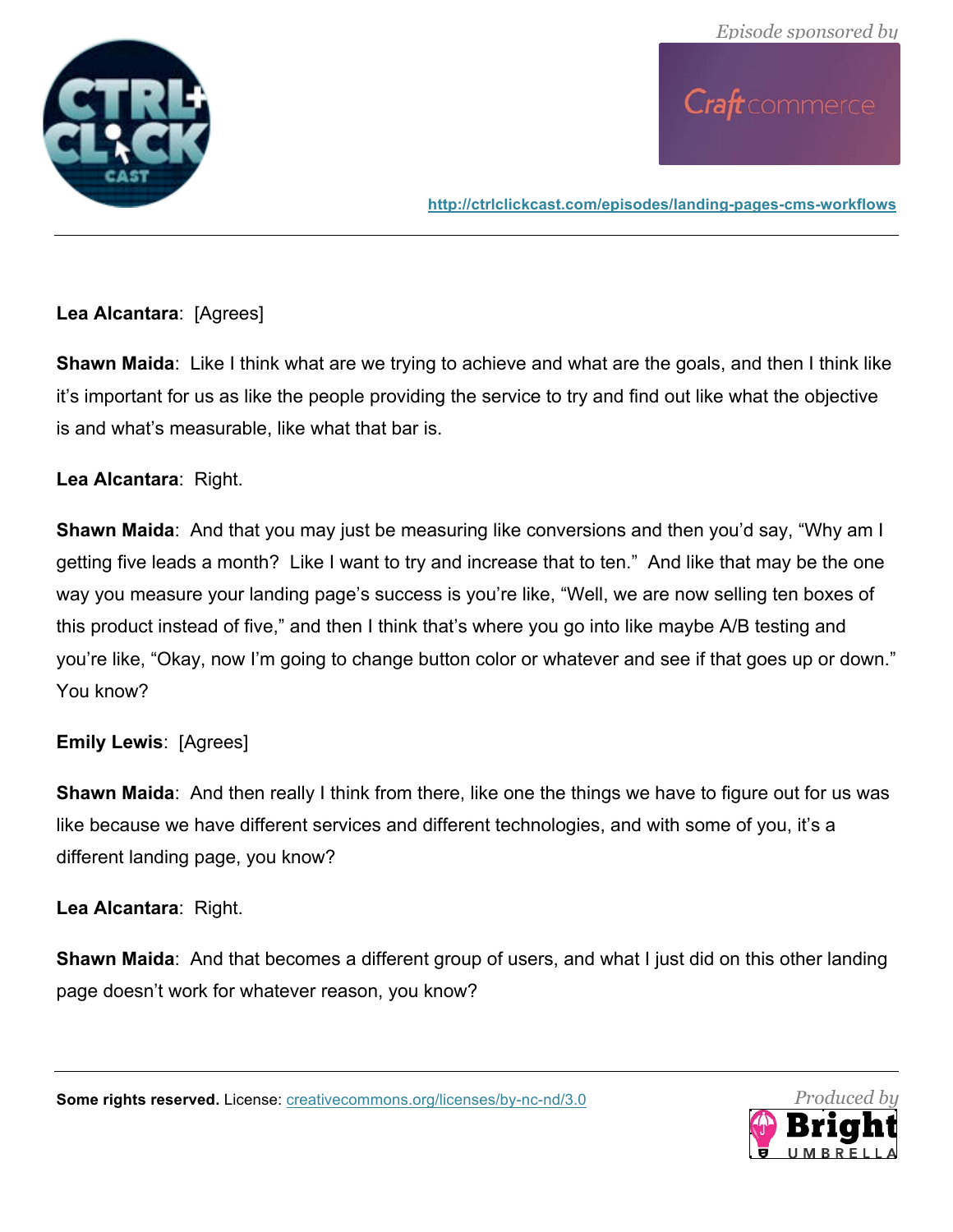**Lea Alcantara**: [Agrees]

**Shawn Maida**: Like I think what are we trying to achieve and what are the goals, and then I think like it's important for us as like the people providing the service to try and find out like what the objective is and what's measurable, like what that bar is.

**Lea Alcantara**: Right.

**Shawn Maida**: And that you may just be measuring like conversions and then you'd say, "Why am I getting five leads a month? Like I want to try and increase that to ten." And like that may be the one way you measure your landing page's success is you're like, "Well, we are now selling ten boxes of this product instead of five," and then I think that's where you go into like maybe A/B testing and you're like, "Okay, now I'm going to change button color or whatever and see if that goes up or down." You know?

**Emily Lewis**: [Agrees]

**Shawn Maida**: And then really I think from there, like one the things we have to figure out for us was like because we have different services and different technologies, and with some of you, it's a different landing page, you know?

**Lea Alcantara**: Right.

**Shawn Maida**: And that becomes a different group of users, and what I just did on this other landing page doesn't work for whatever reason, you know?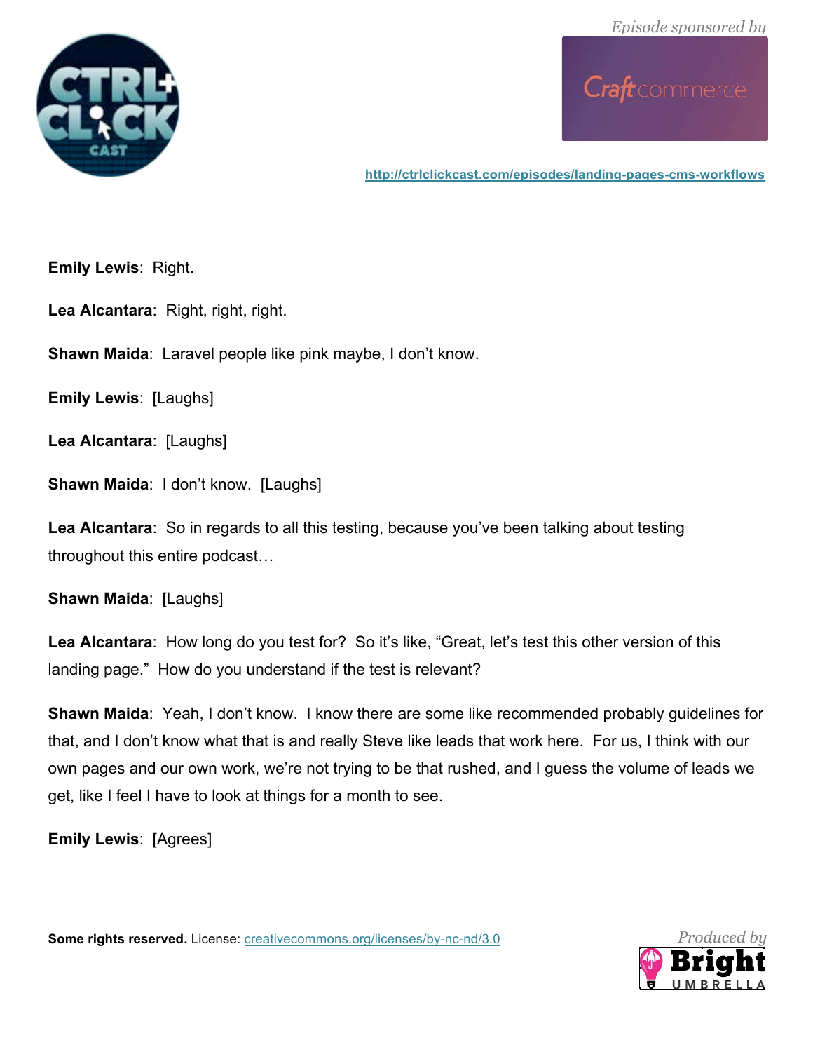**Emily Lewis**: Right.

**Lea Alcantara**: Right, right, right.

**Shawn Maida**: Laravel people like pink maybe, I don't know.

**Emily Lewis**: [Laughs]

**Lea Alcantara**: [Laughs]

**Shawn Maida**: I don't know. [Laughs]

**Lea Alcantara**: So in regards to all this testing, because you've been talking about testing throughout this entire podcast…

**Shawn Maida**: [Laughs]

**Lea Alcantara**: How long do you test for? So it's like, "Great, let's test this other version of this landing page." How do you understand if the test is relevant?

**Shawn Maida**: Yeah, I don't know. I know there are some like recommended probably guidelines for that, and I don't know what that is and really Steve like leads that work here. For us, I think with our own pages and our own work, we're not trying to be that rushed, and I guess the volume of leads we get, like I feel I have to look at things for a month to see.

**Emily Lewis**: [Agrees]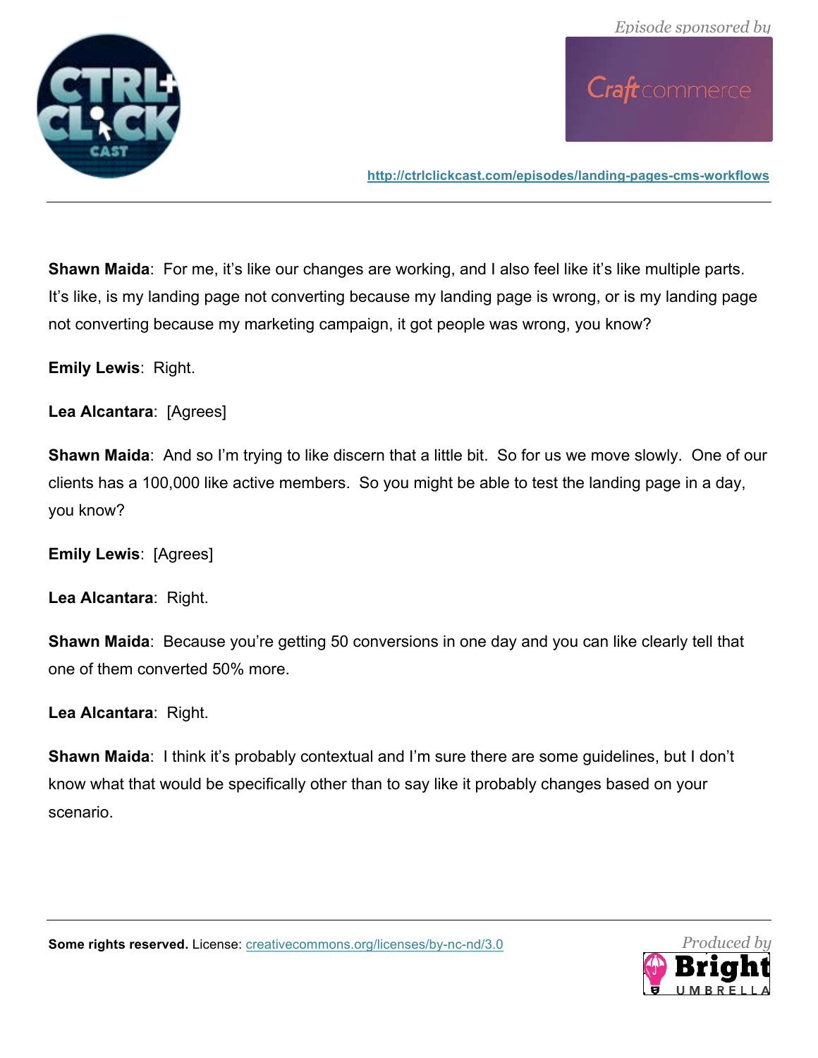**Shawn Maida**: For me, it's like our changes are working, and I also feel like it's like multiple parts. It's like, is my landing page not converting because my landing page is wrong, or is my landing page not converting because my marketing campaign, it got people was wrong, you know?

**Emily Lewis**: Right.

**Lea Alcantara**: [Agrees]

**Shawn Maida**: And so I'm trying to like discern that a little bit. So for us we move slowly. One of our clients has a 100,000 like active members. So you might be able to test the landing page in a day, you know?

**Emily Lewis**: [Agrees]

**Lea Alcantara**: Right.

**Shawn Maida**: Because you're getting 50 conversions in one day and you can like clearly tell that one of them converted 50% more.

**Lea Alcantara**: Right.

**Shawn Maida**: I think it's probably contextual and I'm sure there are some guidelines, but I don't know what that would be specifically other than to say like it probably changes based on your scenario.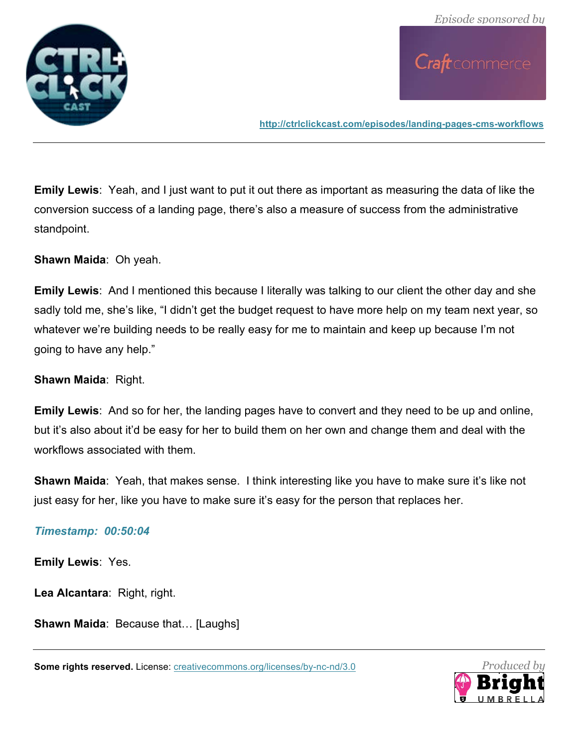**Emily Lewis**: Yeah, and I just want to put it out there as important as measuring the data of like the conversion success of a landing page, there's also a measure of success from the administrative standpoint.

**Shawn Maida**: Oh yeah.

**Emily Lewis**: And I mentioned this because I literally was talking to our client the other day and she sadly told me, she's like, "I didn't get the budget request to have more help on my team next year, so whatever we're building needs to be really easy for me to maintain and keep up because I'm not going to have any help."

**Shawn Maida**: Right.

**Emily Lewis**: And so for her, the landing pages have to convert and they need to be up and online, but it's also about it'd be easy for her to build them on her own and change them and deal with the workflows associated with them.

**Shawn Maida**: Yeah, that makes sense. I think interesting like you have to make sure it's like not just easy for her, like you have to make sure it's easy for the person that replaces her.

***Timestamp: 00:50:04***

**Emily Lewis**: Yes.

**Lea Alcantara**: Right, right.

**Shawn Maida**: Because that… [Laughs]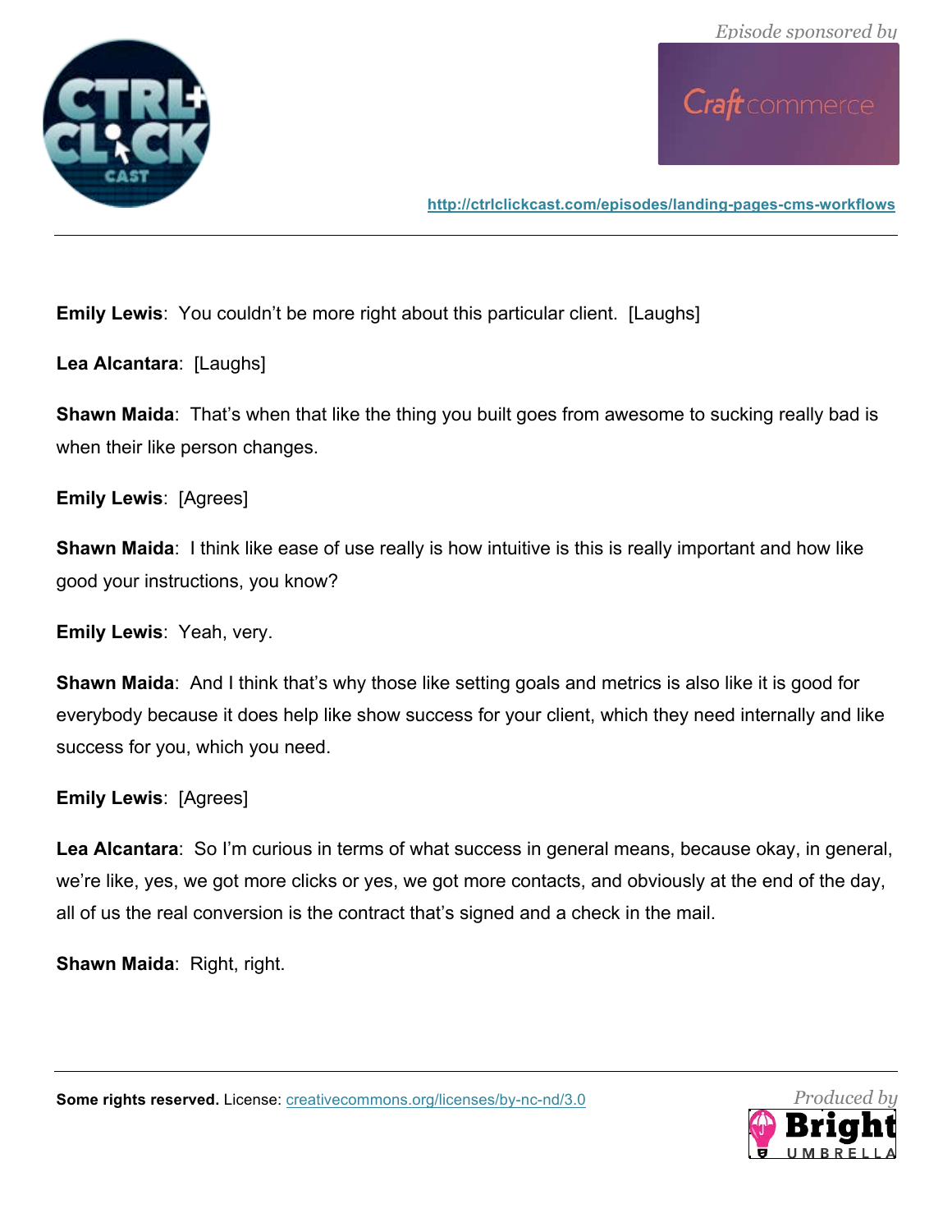**Emily Lewis**: You couldn't be more right about this particular client. [Laughs]

**Lea Alcantara**: [Laughs]

**Shawn Maida**: That's when that like the thing you built goes from awesome to sucking really bad is when their like person changes.

**Emily Lewis**: [Agrees]

**Shawn Maida**: I think like ease of use really is how intuitive is this is really important and how like good your instructions, you know?

**Emily Lewis**: Yeah, very.

**Shawn Maida**: And I think that's why those like setting goals and metrics is also like it is good for everybody because it does help like show success for your client, which they need internally and like success for you, which you need.

**Emily Lewis**: [Agrees]

**Lea Alcantara**: So I'm curious in terms of what success in general means, because okay, in general, we're like, yes, we got more clicks or yes, we got more contacts, and obviously at the end of the day, all of us the real conversion is the contract that's signed and a check in the mail.

**Shawn Maida**: Right, right.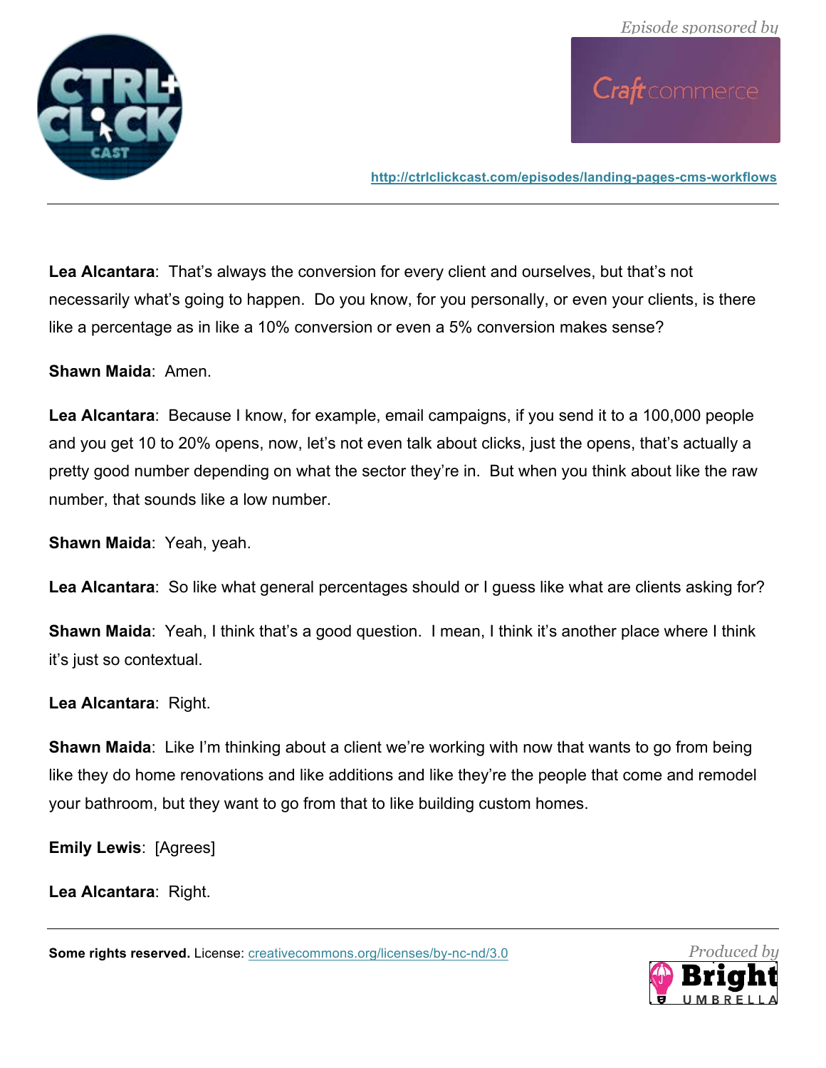**Lea Alcantara**: That's always the conversion for every client and ourselves, but that's not necessarily what's going to happen. Do you know, for you personally, or even your clients, is there like a percentage as in like a 10% conversion or even a 5% conversion makes sense?

**Shawn Maida**: Amen.

**Lea Alcantara**: Because I know, for example, email campaigns, if you send it to a 100,000 people and you get 10 to 20% opens, now, let's not even talk about clicks, just the opens, that's actually a pretty good number depending on what the sector they're in. But when you think about like the raw number, that sounds like a low number.

**Shawn Maida**: Yeah, yeah.

**Lea Alcantara**: So like what general percentages should or I guess like what are clients asking for?

**Shawn Maida**: Yeah, I think that's a good question. I mean, I think it's another place where I think it's just so contextual.

**Lea Alcantara**: Right.

**Shawn Maida**: Like I'm thinking about a client we're working with now that wants to go from being like they do home renovations and like additions and like they're the people that come and remodel your bathroom, but they want to go from that to like building custom homes.

**Emily Lewis**: [Agrees]

**Lea Alcantara**: Right.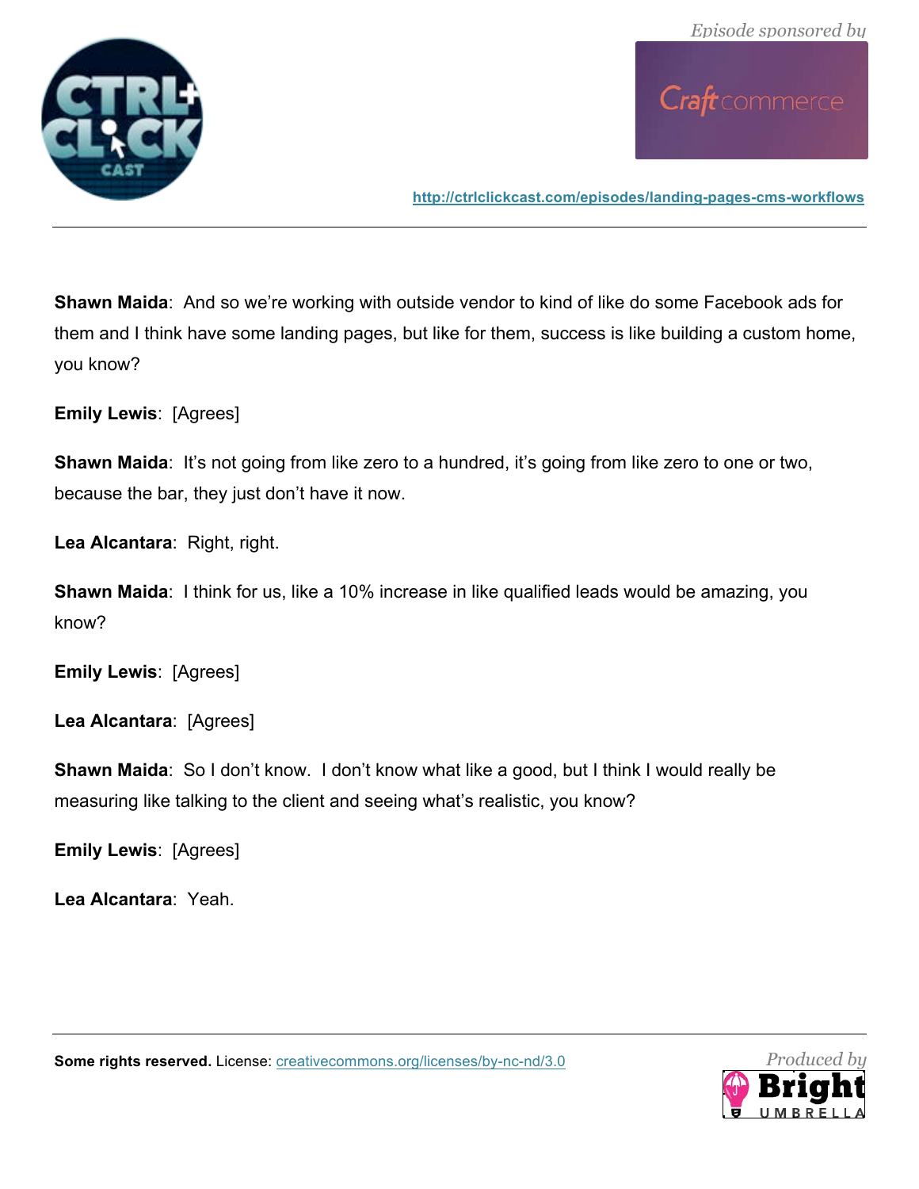**Shawn Maida**: And so we're working with outside vendor to kind of like do some Facebook ads for them and I think have some landing pages, but like for them, success is like building a custom home, you know?

**Emily Lewis**: [Agrees]

**Shawn Maida**: It's not going from like zero to a hundred, it's going from like zero to one or two, because the bar, they just don't have it now.

**Lea Alcantara**: Right, right.

**Shawn Maida**: I think for us, like a 10% increase in like qualified leads would be amazing, you know?

**Emily Lewis**: [Agrees]

**Lea Alcantara**: [Agrees]

**Shawn Maida**: So I don't know. I don't know what like a good, but I think I would really be measuring like talking to the client and seeing what's realistic, you know?

**Emily Lewis**: [Agrees]

**Lea Alcantara**: Yeah.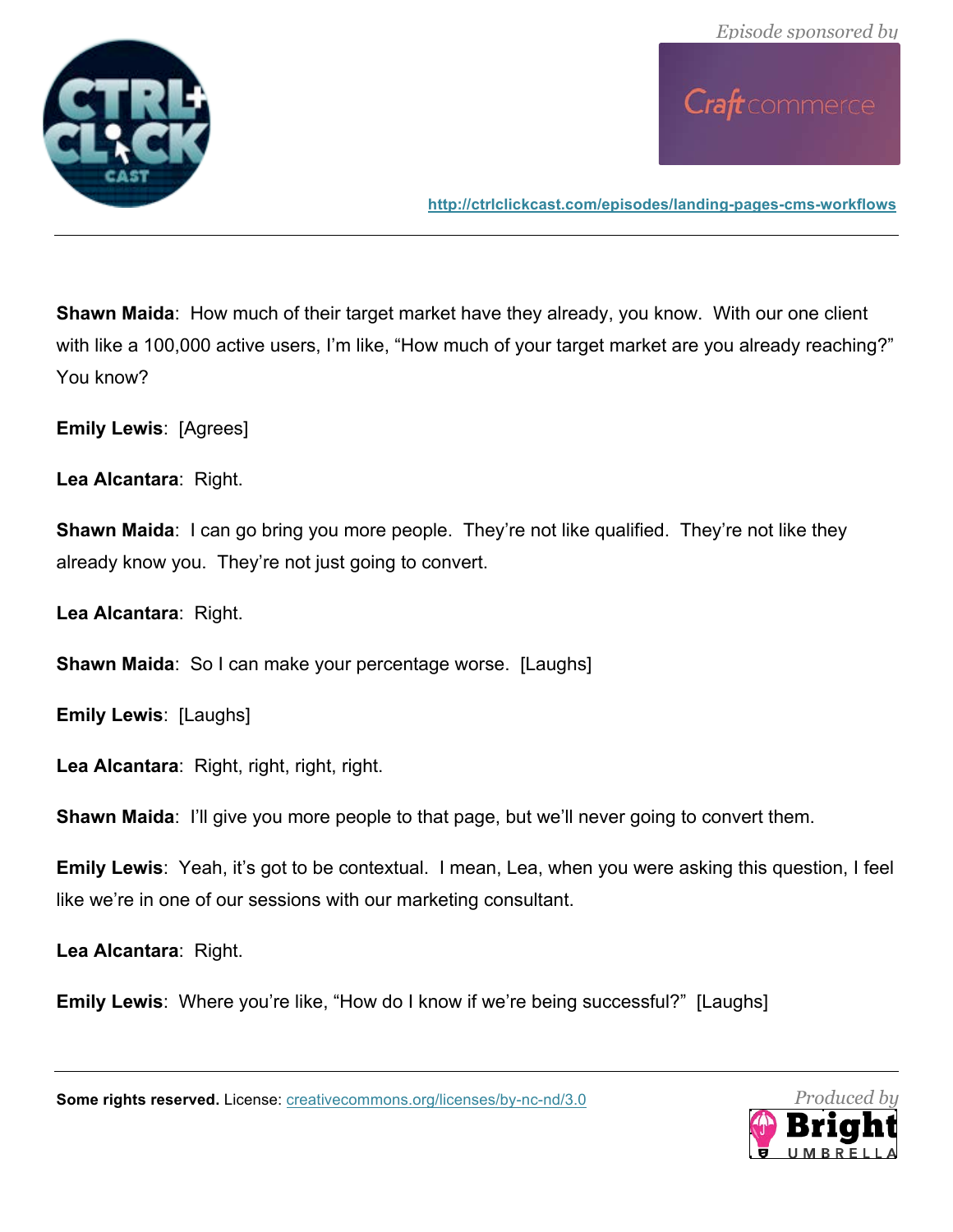**Shawn Maida**: How much of their target market have they already, you know. With our one client with like a 100,000 active users, I'm like, "How much of your target market are you already reaching?" You know?

**Emily Lewis**: [Agrees]

**Lea Alcantara**: Right.

**Shawn Maida**: I can go bring you more people. They're not like qualified. They're not like they already know you. They're not just going to convert.

**Lea Alcantara**: Right.

**Shawn Maida**: So I can make your percentage worse. [Laughs]

**Emily Lewis**: [Laughs]

**Lea Alcantara**: Right, right, right, right.

**Shawn Maida**: I'll give you more people to that page, but we'll never going to convert them.

**Emily Lewis**: Yeah, it's got to be contextual. I mean, Lea, when you were asking this question, I feel like we're in one of our sessions with our marketing consultant.

**Lea Alcantara**: Right.

**Emily Lewis**: Where you're like, "How do I know if we're being successful?" [Laughs]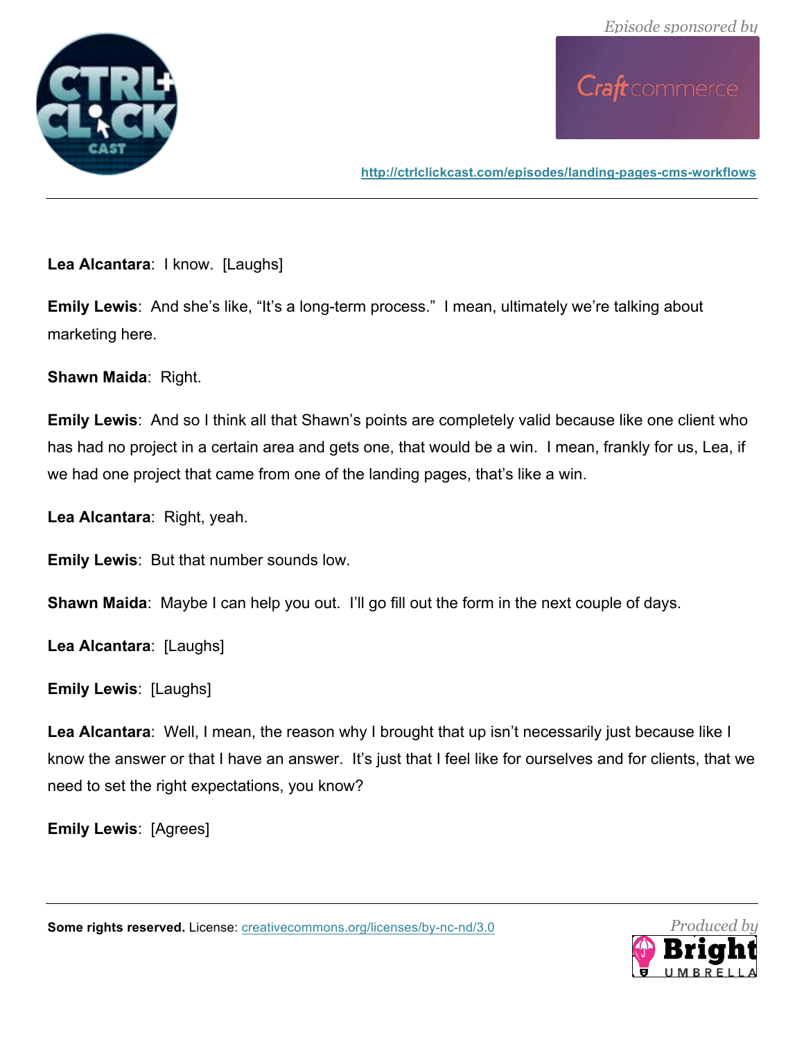**Lea Alcantara**: I know. [Laughs]

**Emily Lewis**: And she's like, "It's a long-term process." I mean, ultimately we're talking about marketing here.

**Shawn Maida**: Right.

**Emily Lewis**: And so I think all that Shawn's points are completely valid because like one client who has had no project in a certain area and gets one, that would be a win. I mean, frankly for us, Lea, if we had one project that came from one of the landing pages, that's like a win.

**Lea Alcantara**: Right, yeah.

**Emily Lewis**: But that number sounds low.

**Shawn Maida**: Maybe I can help you out. I'll go fill out the form in the next couple of days.

**Lea Alcantara**: [Laughs]

**Emily Lewis**: [Laughs]

**Lea Alcantara**: Well, I mean, the reason why I brought that up isn't necessarily just because like I know the answer or that I have an answer. It's just that I feel like for ourselves and for clients, that we need to set the right expectations, you know?

**Emily Lewis**: [Agrees]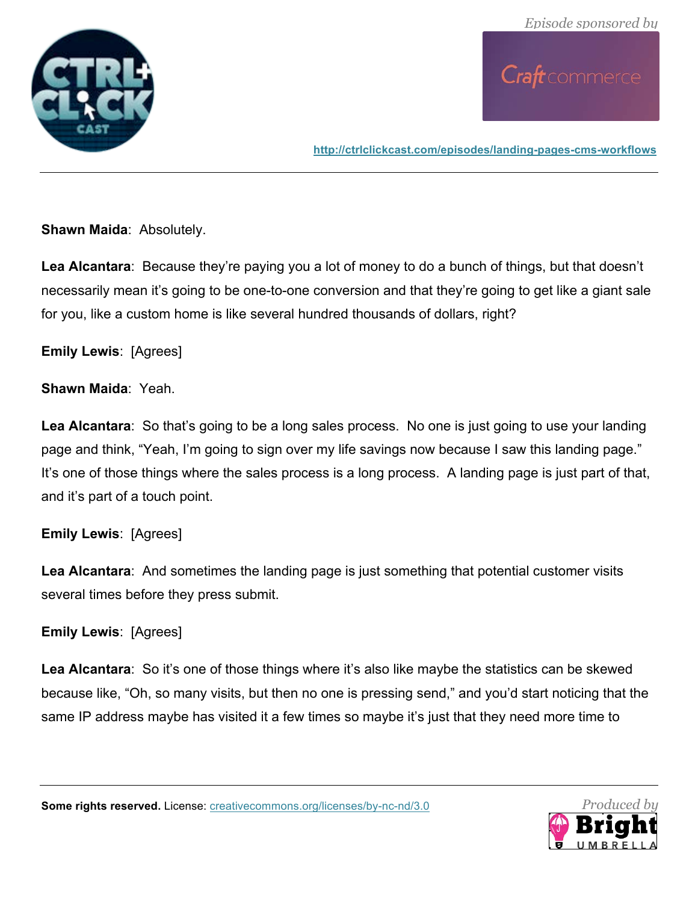**Shawn Maida**: Absolutely.

**Lea Alcantara**: Because they're paying you a lot of money to do a bunch of things, but that doesn't necessarily mean it's going to be one-to-one conversion and that they're going to get like a giant sale for you, like a custom home is like several hundred thousands of dollars, right?

**Emily Lewis**: [Agrees]

**Shawn Maida**: Yeah.

**Lea Alcantara**: So that's going to be a long sales process. No one is just going to use your landing page and think, "Yeah, I'm going to sign over my life savings now because I saw this landing page." It's one of those things where the sales process is a long process. A landing page is just part of that, and it's part of a touch point.

**Emily Lewis**: [Agrees]

**Lea Alcantara**: And sometimes the landing page is just something that potential customer visits several times before they press submit.

**Emily Lewis**: [Agrees]

**Lea Alcantara**: So it's one of those things where it's also like maybe the statistics can be skewed because like, "Oh, so many visits, but then no one is pressing send," and you'd start noticing that the same IP address maybe has visited it a few times so maybe it's just that they need more time to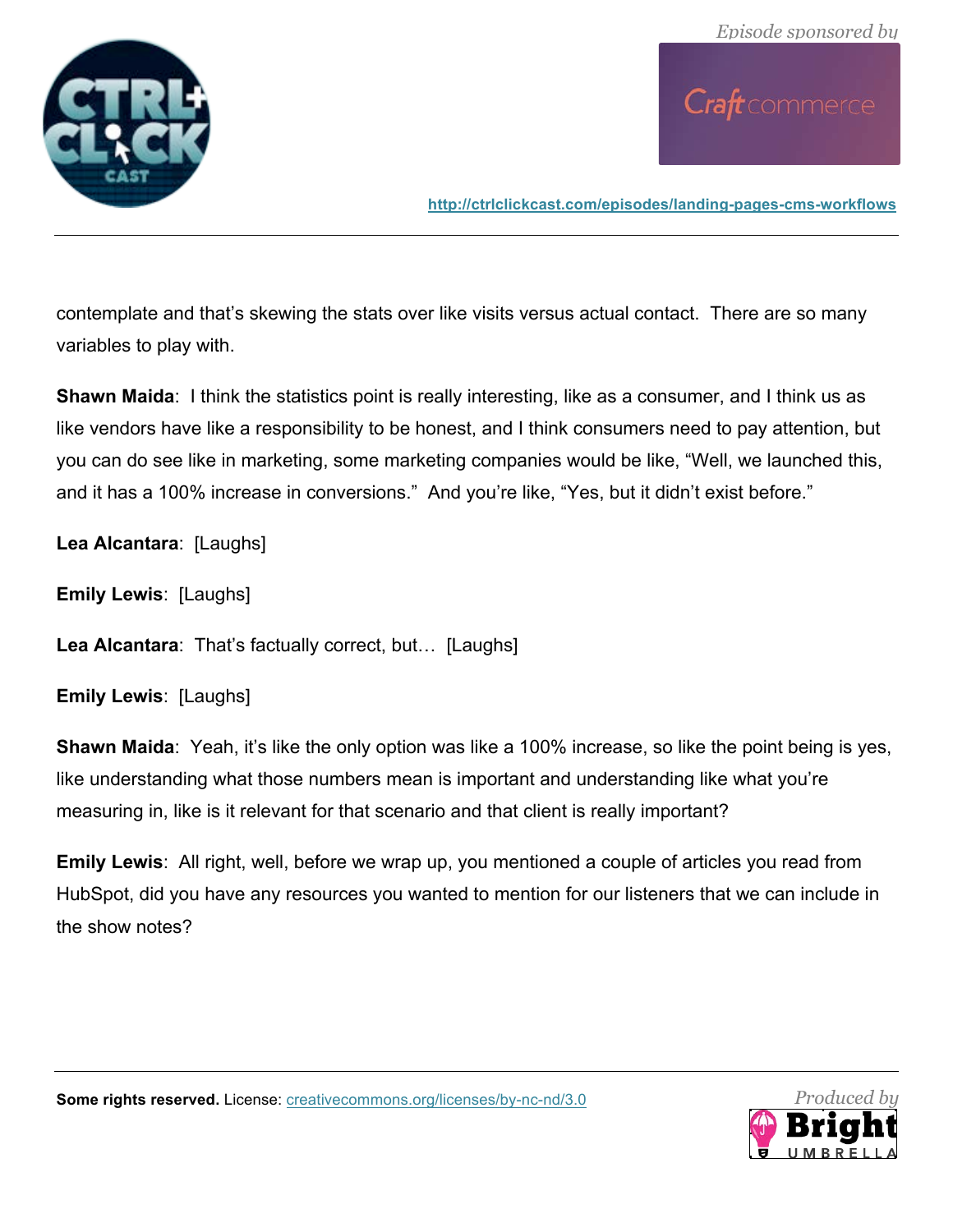contemplate and that's skewing the stats over like visits versus actual contact.  There are so many variables to play with.

**Shawn Maida**:  I think the statistics point is really interesting, like as a consumer, and I think us as like vendors have like a responsibility to be honest, and I think consumers need to pay attention, but you can do see like in marketing, some marketing companies would be like, "Well, we launched this, and it has a 100% increase in conversions."  And you're like, "Yes, but it didn't exist before."

**Lea Alcantara**:  [Laughs]

**Emily Lewis**:  [Laughs]

**Lea Alcantara**:  That's factually correct, but…  [Laughs]

**Emily Lewis**:  [Laughs]

**Shawn Maida**:  Yeah, it's like the only option was like a 100% increase, so like the point being is yes, like understanding what those numbers mean is important and understanding like what you're measuring in, like is it relevant for that scenario and that client is really important?

**Emily Lewis**:  All right, well, before we wrap up, you mentioned a couple of articles you read from HubSpot, did you have any resources you wanted to mention for our listeners that we can include in the show notes?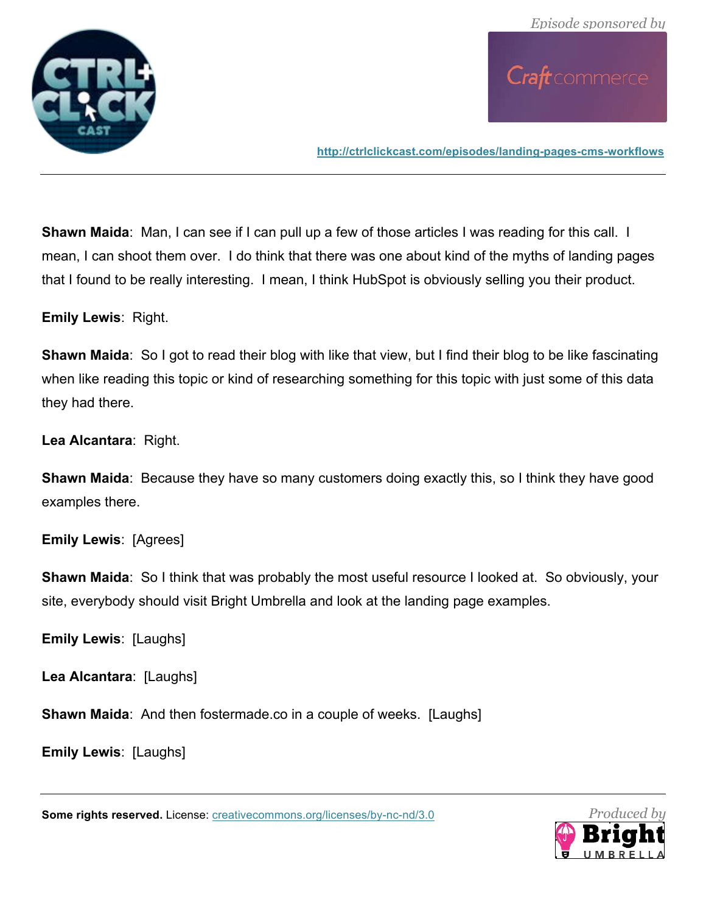**Shawn Maida**: Man, I can see if I can pull up a few of those articles I was reading for this call. I mean, I can shoot them over. I do think that there was one about kind of the myths of landing pages that I found to be really interesting. I mean, I think HubSpot is obviously selling you their product.

**Emily Lewis**: Right.

**Shawn Maida**: So I got to read their blog with like that view, but I find their blog to be like fascinating when like reading this topic or kind of researching something for this topic with just some of this data they had there.

**Lea Alcantara**: Right.

**Shawn Maida**: Because they have so many customers doing exactly this, so I think they have good examples there.

**Emily Lewis**: [Agrees]

**Shawn Maida**: So I think that was probably the most useful resource I looked at. So obviously, your site, everybody should visit Bright Umbrella and look at the landing page examples.

**Emily Lewis**: [Laughs]

**Lea Alcantara**: [Laughs]

**Shawn Maida**: And then fostermade.co in a couple of weeks. [Laughs]

**Emily Lewis**: [Laughs]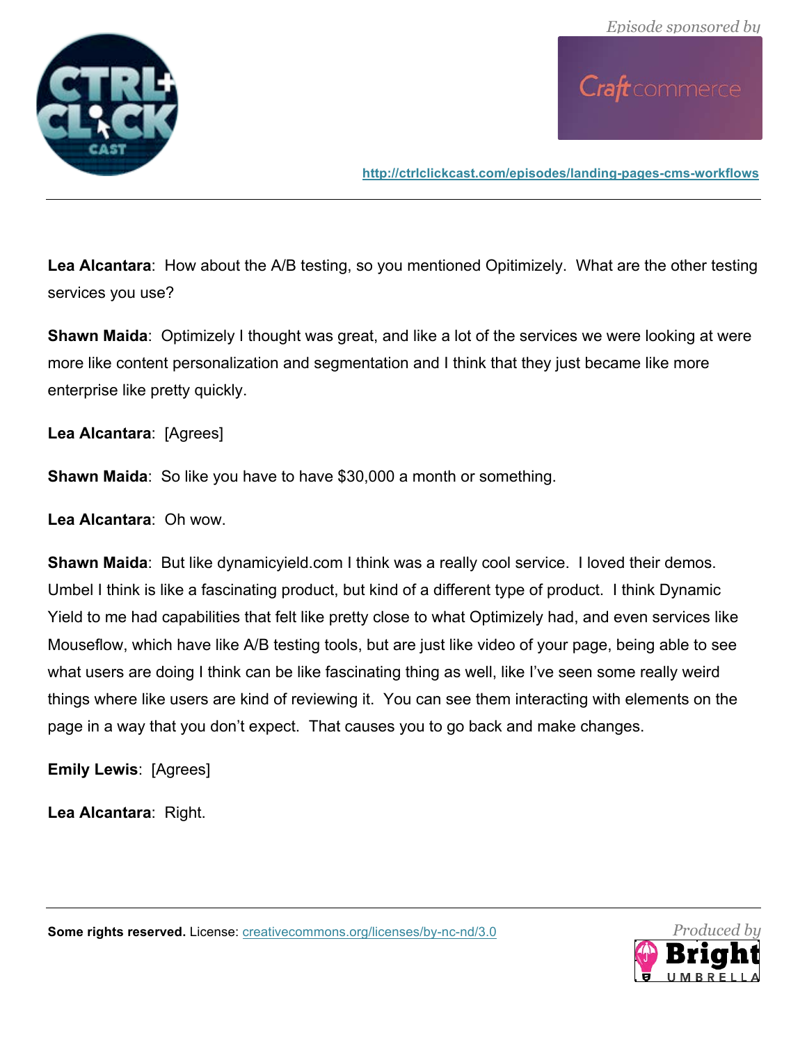**Lea Alcantara**: How about the A/B testing, so you mentioned Opitimizely. What are the other testing services you use?

**Shawn Maida**: Optimizely I thought was great, and like a lot of the services we were looking at were more like content personalization and segmentation and I think that they just became like more enterprise like pretty quickly.

**Lea Alcantara**: [Agrees]

**Shawn Maida**: So like you have to have $30,000 a month or something.

**Lea Alcantara**: Oh wow.

**Shawn Maida**: But like dynamicyield.com I think was a really cool service. I loved their demos. Umbel I think is like a fascinating product, but kind of a different type of product. I think Dynamic Yield to me had capabilities that felt like pretty close to what Optimizely had, and even services like Mouseflow, which have like A/B testing tools, but are just like video of your page, being able to see what users are doing I think can be like fascinating thing as well, like I've seen some really weird things where like users are kind of reviewing it. You can see them interacting with elements on the page in a way that you don't expect. That causes you to go back and make changes.

**Emily Lewis**: [Agrees]

**Lea Alcantara**: Right.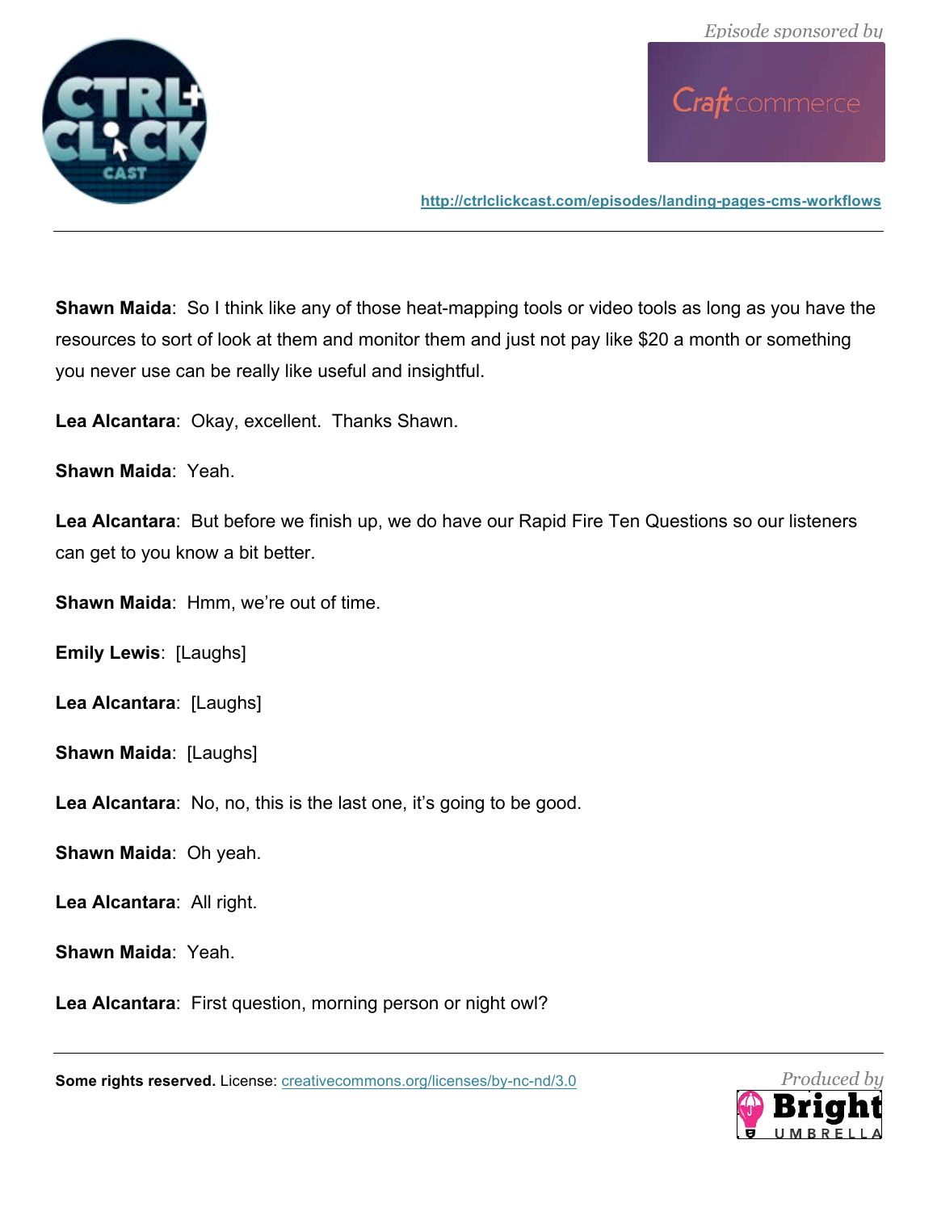**Shawn Maida**: So I think like any of those heat-mapping tools or video tools as long as you have the resources to sort of look at them and monitor them and just not pay like $20 a month or something you never use can be really like useful and insightful.

**Lea Alcantara**: Okay, excellent. Thanks Shawn.

**Shawn Maida**: Yeah.

**Lea Alcantara**: But before we finish up, we do have our Rapid Fire Ten Questions so our listeners can get to you know a bit better.

**Shawn Maida**: Hmm, we're out of time.

**Emily Lewis**: [Laughs]

**Lea Alcantara**: [Laughs]

**Shawn Maida**: [Laughs]

**Lea Alcantara**: No, no, this is the last one, it's going to be good.

**Shawn Maida**: Oh yeah.

**Lea Alcantara**: All right.

**Shawn Maida**: Yeah.

**Lea Alcantara**: First question, morning person or night owl?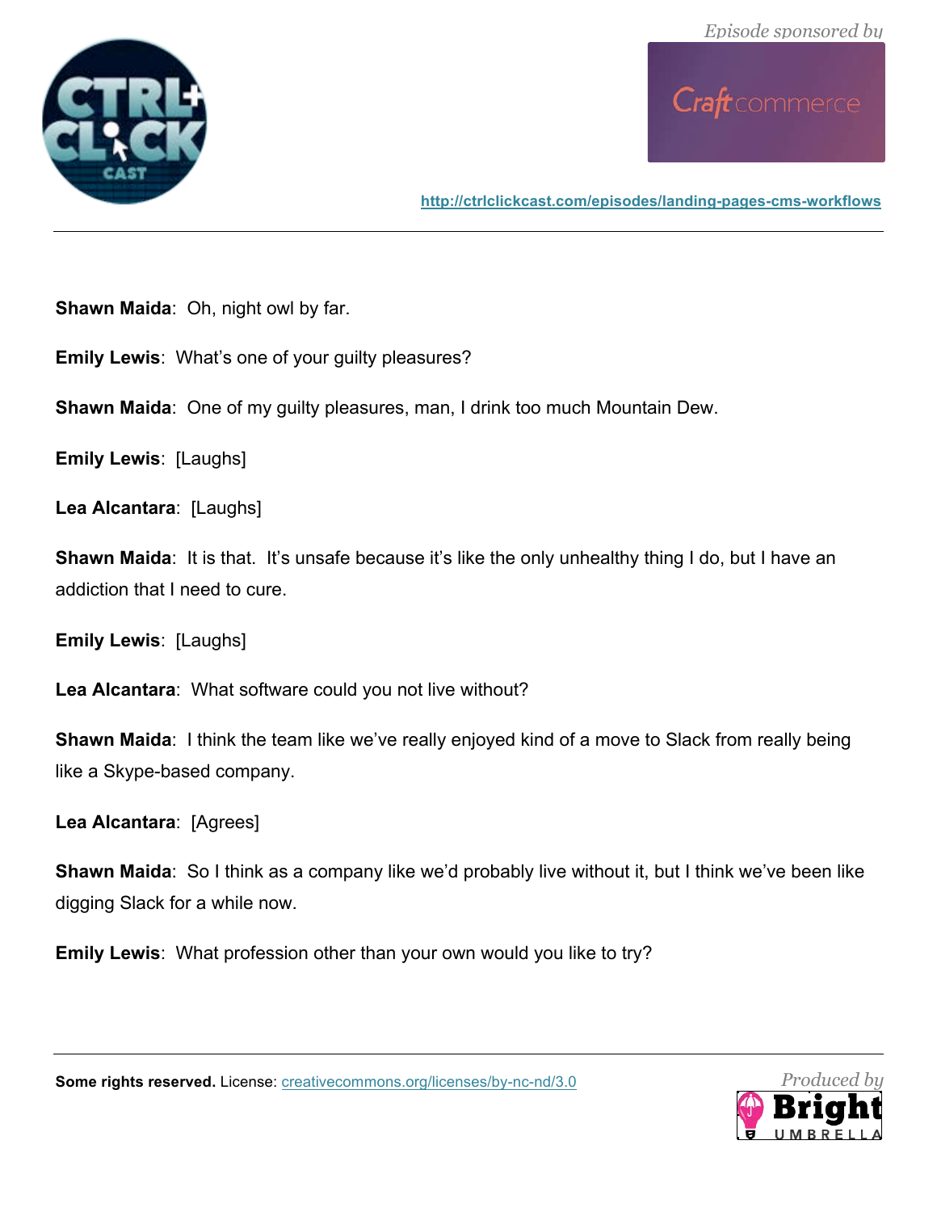**Shawn Maida**: Oh, night owl by far.

**Emily Lewis**: What's one of your guilty pleasures?

**Shawn Maida**: One of my guilty pleasures, man, I drink too much Mountain Dew.

**Emily Lewis**: [Laughs]

**Lea Alcantara**: [Laughs]

**Shawn Maida**: It is that. It's unsafe because it's like the only unhealthy thing I do, but I have an addiction that I need to cure.

**Emily Lewis**: [Laughs]

**Lea Alcantara**: What software could you not live without?

**Shawn Maida**: I think the team like we've really enjoyed kind of a move to Slack from really being like a Skype-based company.

**Lea Alcantara**: [Agrees]

**Shawn Maida**: So I think as a company like we'd probably live without it, but I think we've been like digging Slack for a while now.

**Emily Lewis**: What profession other than your own would you like to try?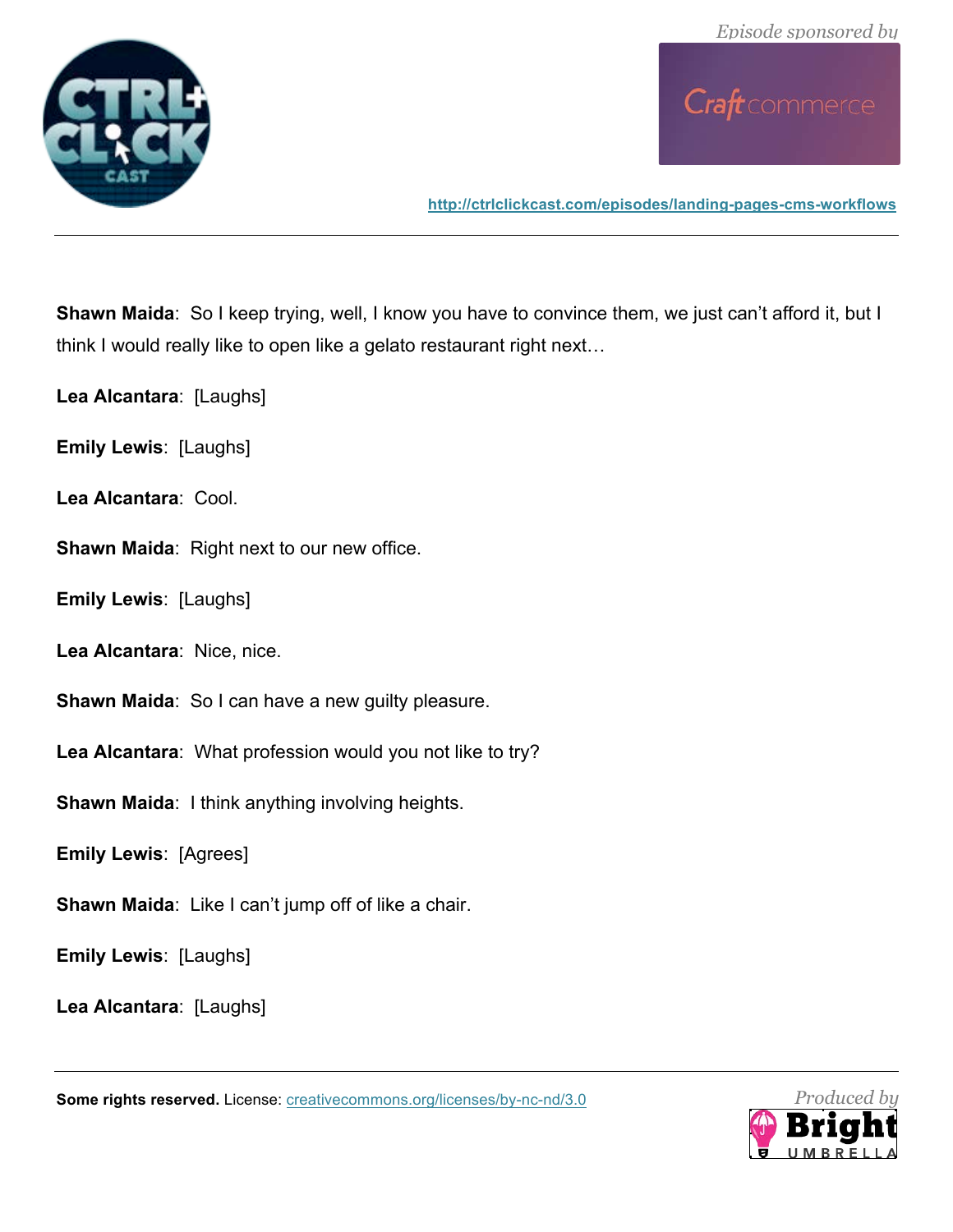**Shawn Maida**: So I keep trying, well, I know you have to convince them, we just can't afford it, but I think I would really like to open like a gelato restaurant right next…

**Lea Alcantara**: [Laughs]

**Emily Lewis**: [Laughs]

**Lea Alcantara**: Cool.

**Shawn Maida**: Right next to our new office.

**Emily Lewis**: [Laughs]

**Lea Alcantara**: Nice, nice.

**Shawn Maida**: So I can have a new guilty pleasure.

**Lea Alcantara**: What profession would you not like to try?

**Shawn Maida**: I think anything involving heights.

**Emily Lewis**: [Agrees]

**Shawn Maida**: Like I can't jump off of like a chair.

**Emily Lewis**: [Laughs]

**Lea Alcantara**: [Laughs]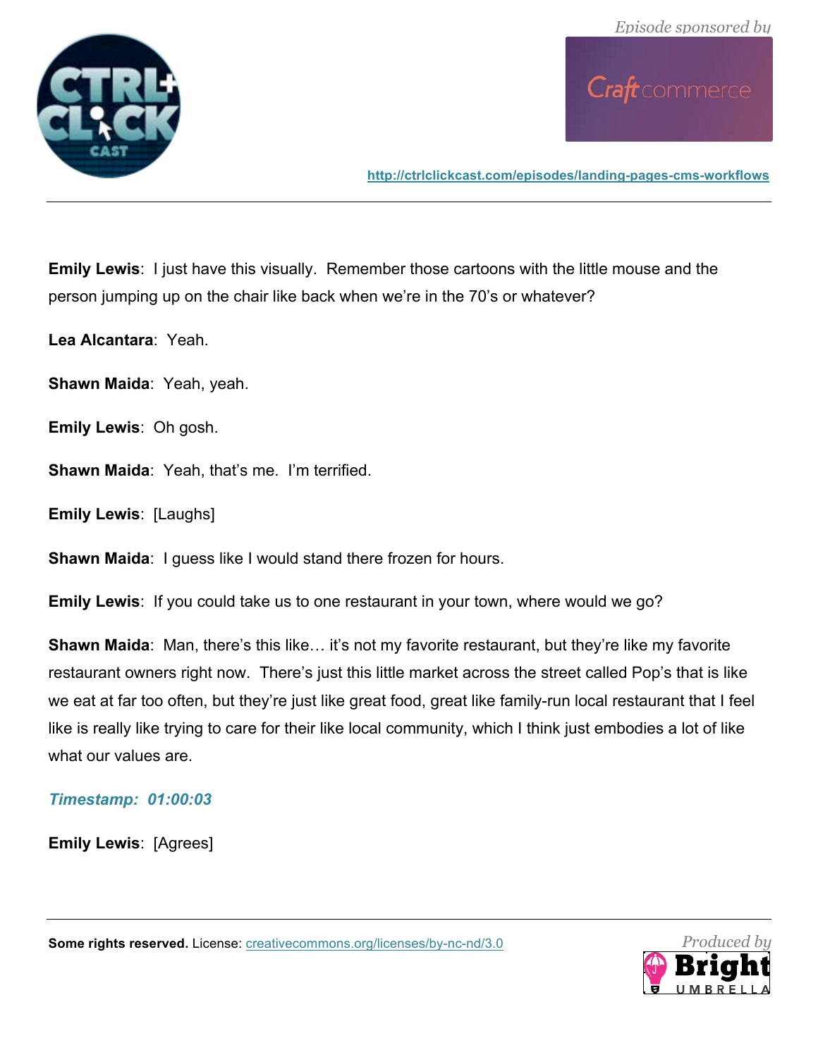**Emily Lewis**: I just have this visually. Remember those cartoons with the little mouse and the person jumping up on the chair like back when we're in the 70's or whatever?

**Lea Alcantara**: Yeah.

**Shawn Maida**: Yeah, yeah.

**Emily Lewis**: Oh gosh.

**Shawn Maida**: Yeah, that's me. I'm terrified.

**Emily Lewis**: [Laughs]

**Shawn Maida**: I guess like I would stand there frozen for hours.

**Emily Lewis**: If you could take us to one restaurant in your town, where would we go?

**Shawn Maida**: Man, there's this like… it's not my favorite restaurant, but they're like my favorite restaurant owners right now. There's just this little market across the street called Pop's that is like we eat at far too often, but they're just like great food, great like family-run local restaurant that I feel like is really like trying to care for their like local community, which I think just embodies a lot of like what our values are.

***Timestamp: 01:00:03***

**Emily Lewis**: [Agrees]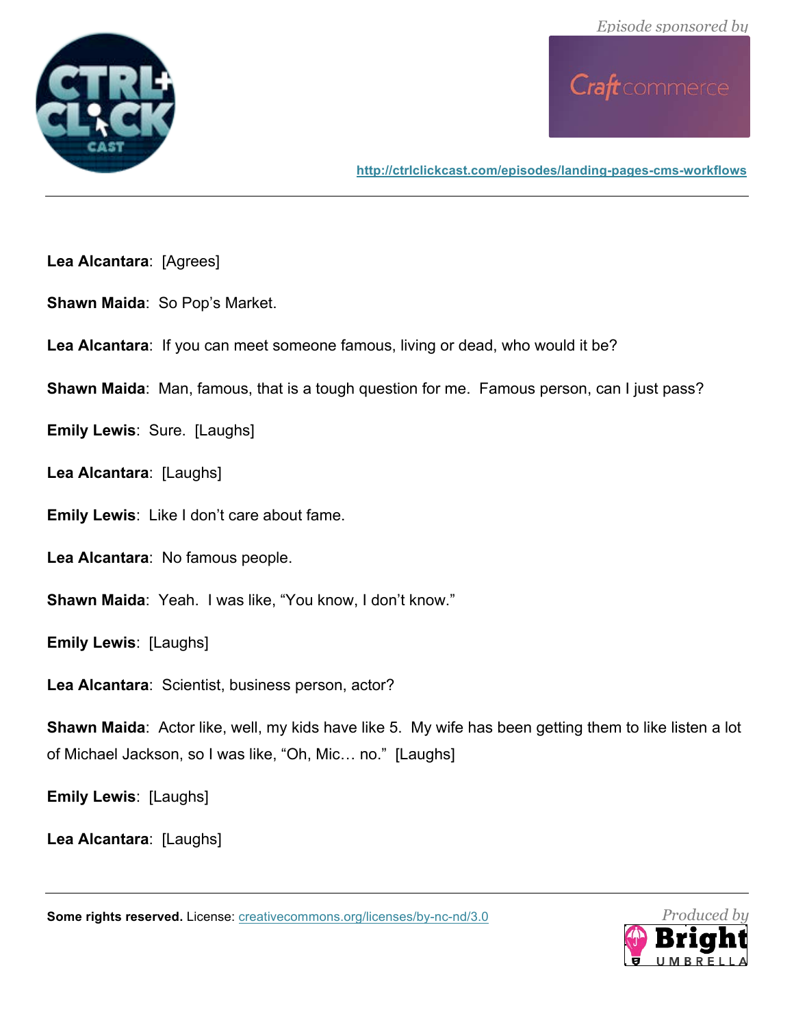**Lea Alcantara**: [Agrees]

**Shawn Maida**: So Pop's Market.

**Lea Alcantara**: If you can meet someone famous, living or dead, who would it be?

**Shawn Maida**: Man, famous, that is a tough question for me. Famous person, can I just pass?

**Emily Lewis**: Sure. [Laughs]

**Lea Alcantara**: [Laughs]

**Emily Lewis**: Like I don't care about fame.

**Lea Alcantara**: No famous people.

**Shawn Maida**: Yeah. I was like, "You know, I don't know."

**Emily Lewis**: [Laughs]

**Lea Alcantara**: Scientist, business person, actor?

**Shawn Maida**: Actor like, well, my kids have like 5. My wife has been getting them to like listen a lot of Michael Jackson, so I was like, "Oh, Mic… no." [Laughs]

**Emily Lewis**: [Laughs]

**Lea Alcantara**: [Laughs]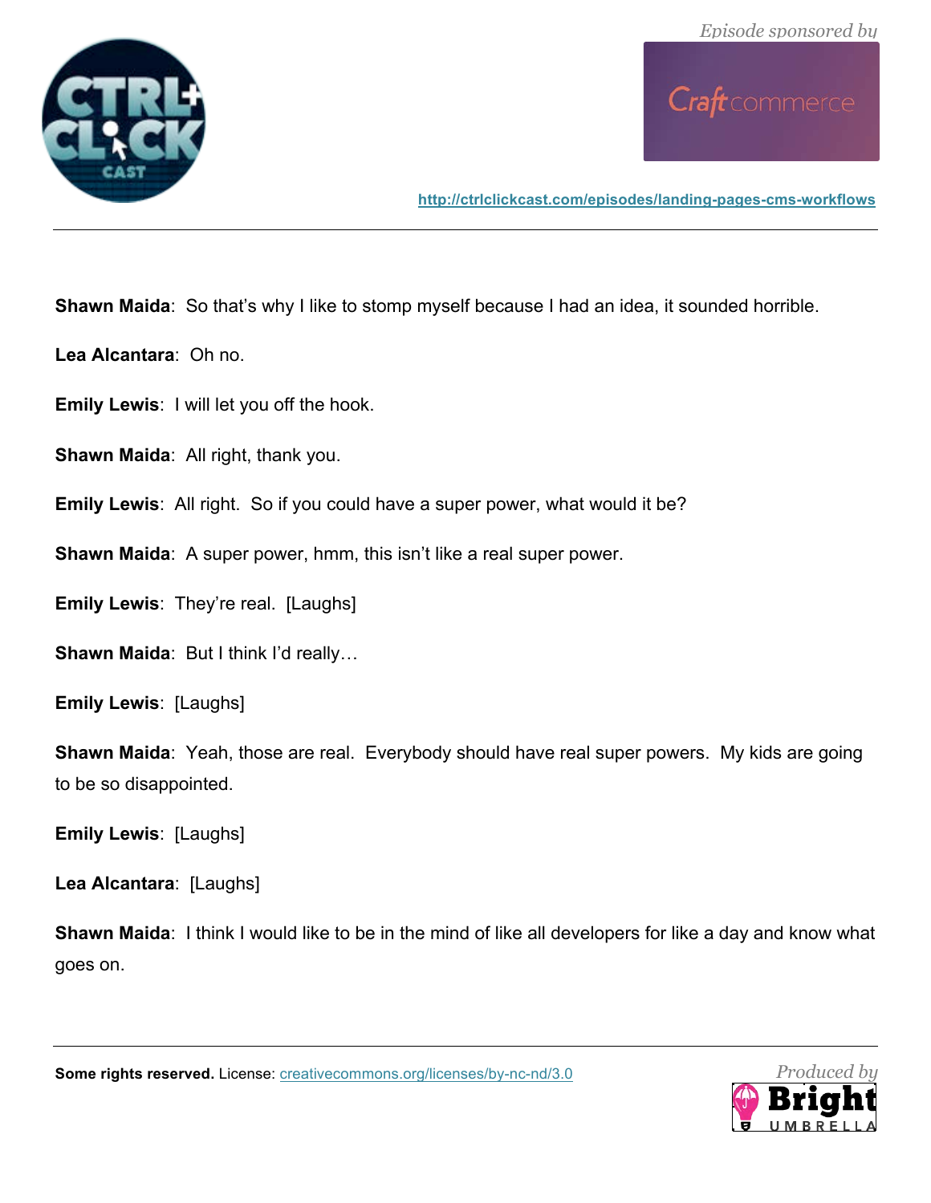**Shawn Maida**: So that's why I like to stomp myself because I had an idea, it sounded horrible.

**Lea Alcantara**: Oh no.

**Emily Lewis**: I will let you off the hook.

**Shawn Maida**: All right, thank you.

**Emily Lewis**: All right. So if you could have a super power, what would it be?

**Shawn Maida**: A super power, hmm, this isn't like a real super power.

**Emily Lewis**: They're real. [Laughs]

**Shawn Maida**: But I think I'd really…

**Emily Lewis**: [Laughs]

**Shawn Maida**: Yeah, those are real. Everybody should have real super powers. My kids are going to be so disappointed.

**Emily Lewis**: [Laughs]

**Lea Alcantara**: [Laughs]

**Shawn Maida**: I think I would like to be in the mind of like all developers for like a day and know what goes on.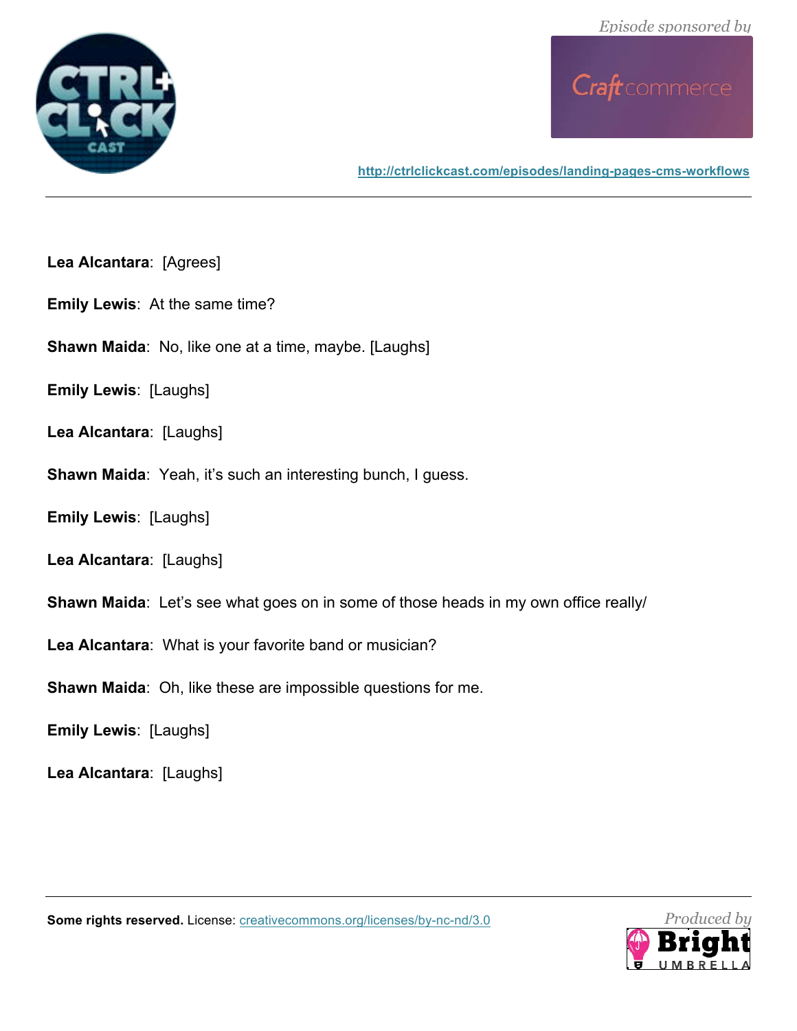**Lea Alcantara**: [Agrees]

**Emily Lewis**: At the same time?

**Shawn Maida**: No, like one at a time, maybe. [Laughs]

**Emily Lewis**: [Laughs]

**Lea Alcantara**: [Laughs]

**Shawn Maida**: Yeah, it's such an interesting bunch, I guess.

**Emily Lewis**: [Laughs]

**Lea Alcantara**: [Laughs]

**Shawn Maida**: Let's see what goes on in some of those heads in my own office really/

**Lea Alcantara**: What is your favorite band or musician?

**Shawn Maida**: Oh, like these are impossible questions for me.

**Emily Lewis**: [Laughs]

**Lea Alcantara**: [Laughs]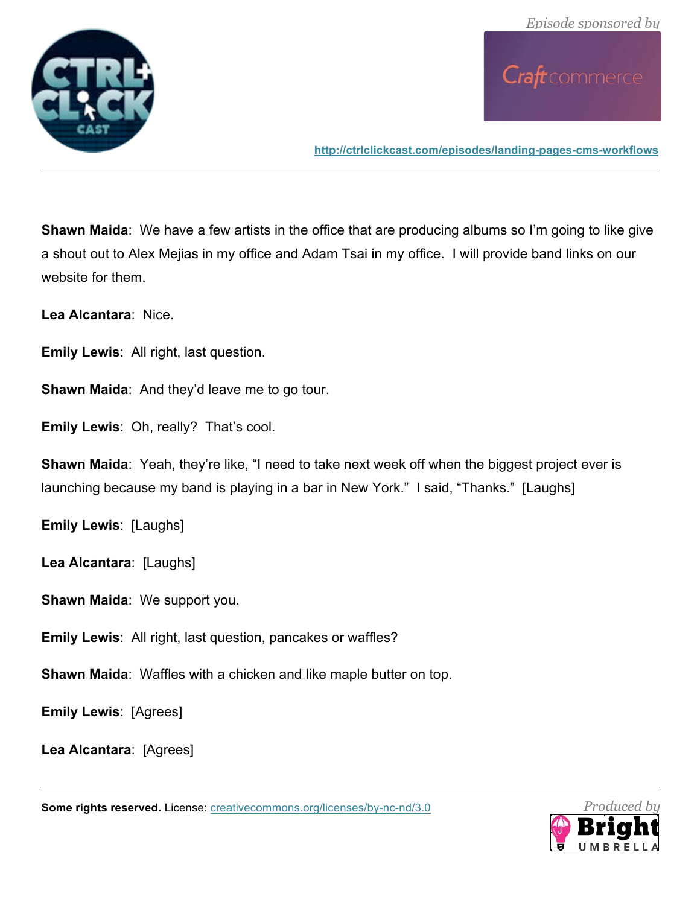**Shawn Maida**: We have a few artists in the office that are producing albums so I'm going to like give a shout out to Alex Mejias in my office and Adam Tsai in my office. I will provide band links on our website for them.

**Lea Alcantara**: Nice.

**Emily Lewis**: All right, last question.

**Shawn Maida**: And they'd leave me to go tour.

**Emily Lewis**: Oh, really? That's cool.

**Shawn Maida**: Yeah, they're like, "I need to take next week off when the biggest project ever is launching because my band is playing in a bar in New York." I said, "Thanks." [Laughs]

**Emily Lewis**: [Laughs]

**Lea Alcantara**: [Laughs]

**Shawn Maida**: We support you.

**Emily Lewis**: All right, last question, pancakes or waffles?

**Shawn Maida**: Waffles with a chicken and like maple butter on top.

**Emily Lewis**: [Agrees]

**Lea Alcantara**: [Agrees]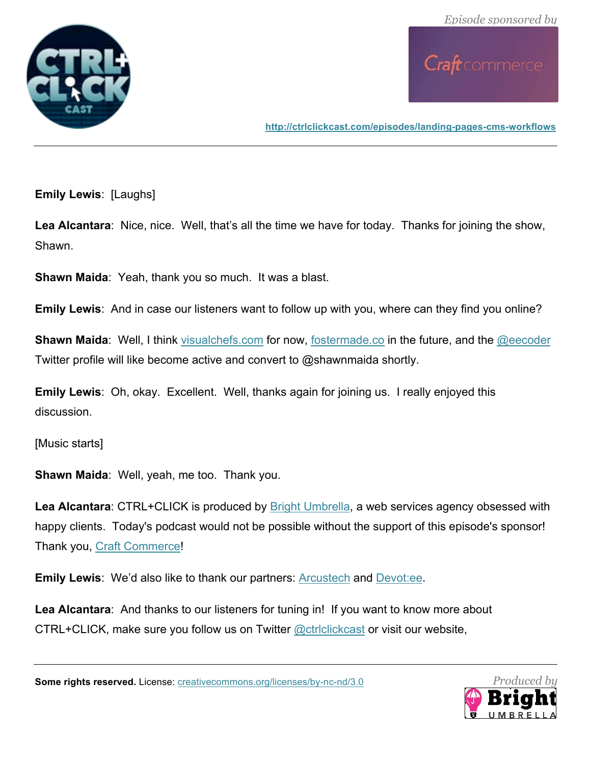**Emily Lewis**: [Laughs]

**Lea Alcantara**: Nice, nice. Well, that's all the time we have for today. Thanks for joining the show, Shawn.

**Shawn Maida**: Yeah, thank you so much. It was a blast.

**Emily Lewis**: And in case our listeners want to follow up with you, where can they find you online?

**Shawn Maida**: Well, I think visualchefs.com for now, fostermade.co in the future, and the @eecoder Twitter profile will like become active and convert to @shawnmaida shortly.

**Emily Lewis**: Oh, okay. Excellent. Well, thanks again for joining us. I really enjoyed this discussion.

[Music starts]

**Shawn Maida**: Well, yeah, me too. Thank you.

**Lea Alcantara**: CTRL+CLICK is produced by Bright Umbrella, a web services agency obsessed with happy clients. Today's podcast would not be possible without the support of this episode's sponsor! Thank you, Craft Commerce!

**Emily Lewis**: We'd also like to thank our partners: Arcustech and Devot:ee.

**Lea Alcantara**: And thanks to our listeners for tuning in! If you want to know more about CTRL+CLICK, make sure you follow us on Twitter @ctrlclickcast or visit our website,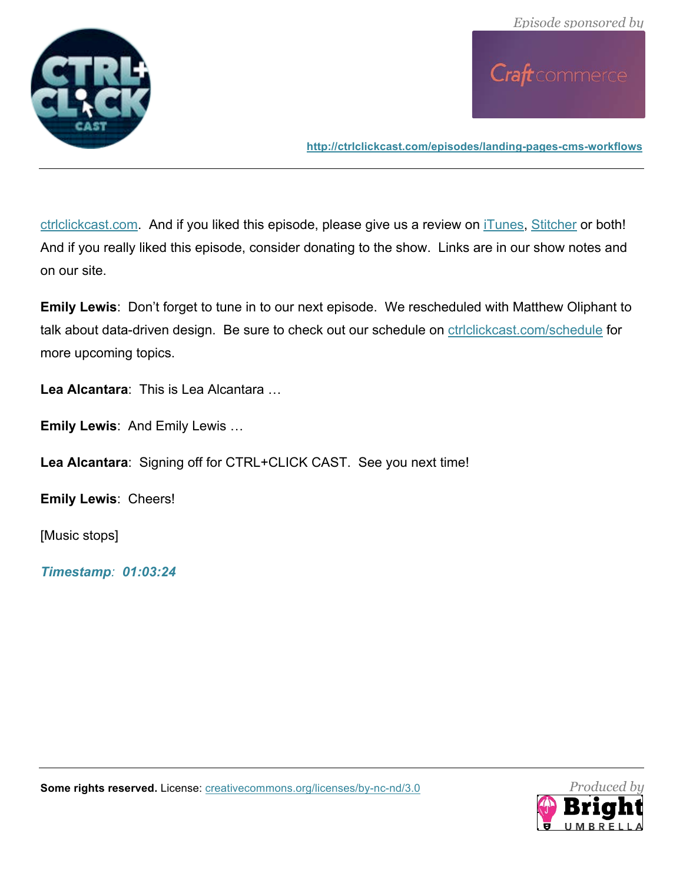ctrlclickcast.com.  And if you liked this episode, please give us a review on iTunes, Stitcher or both!  And if you really liked this episode, consider donating to the show.  Links are in our show notes and on our site.

**Emily Lewis**:  Don't forget to tune in to our next episode.  We rescheduled with Matthew Oliphant to talk about data-driven design.  Be sure to check out our schedule on ctrlclickcast.com/schedule for more upcoming topics.

**Lea Alcantara**:  This is Lea Alcantara …

**Emily Lewis**:  And Emily Lewis …

**Lea Alcantara**:  Signing off for CTRL+CLICK CAST.  See you next time!

**Emily Lewis**:  Cheers!

[Music stops]

***Timestamp**:  01:03:24*